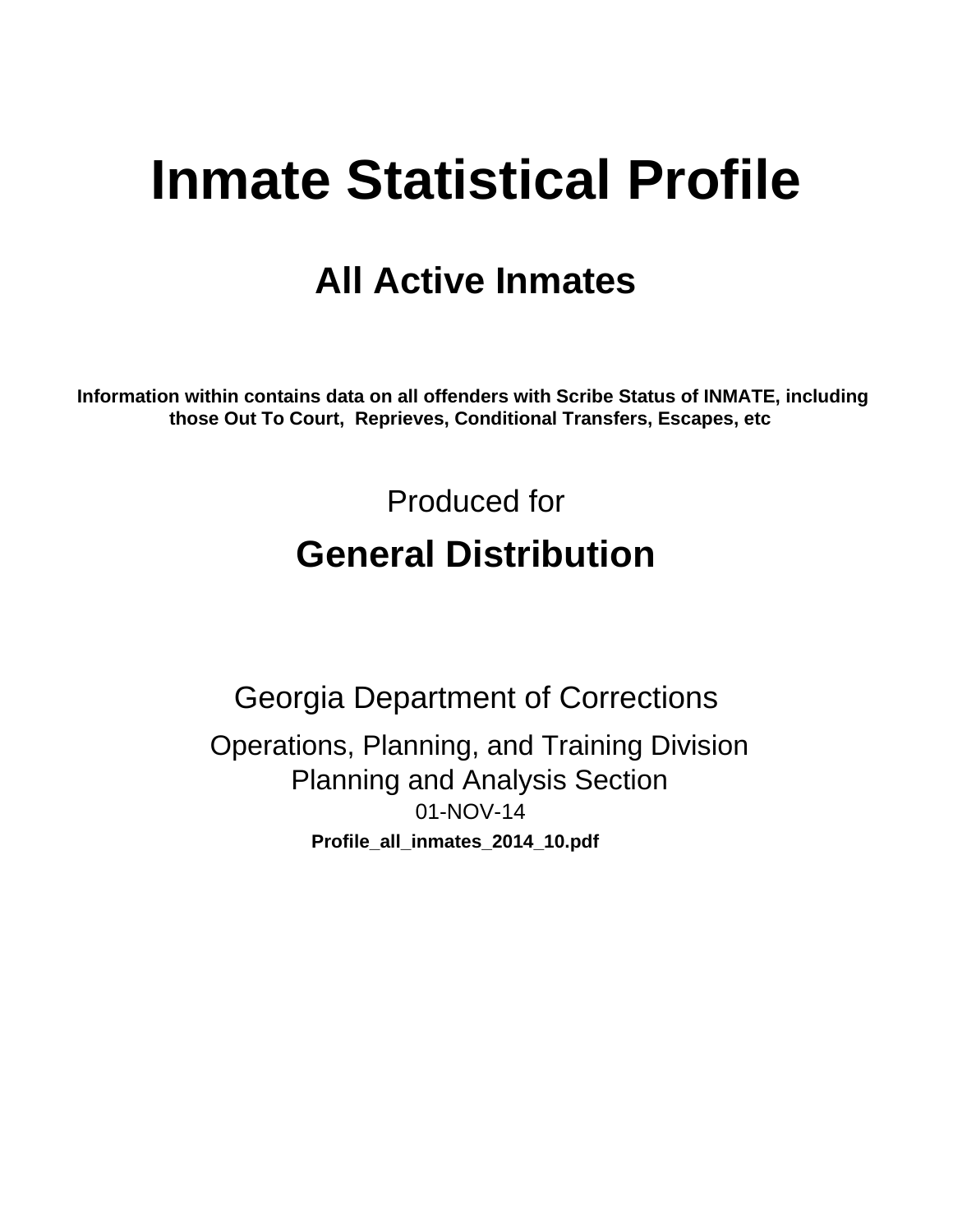# Inmate Statistical Profile

## All Active Inmates

**Information within contains data on all offenders with Scribe Status of INMATE, including those Out To Court, Reprieves, Conditional Transfers, Escapes, etc**

Produced for

## General Distribution

Georgia Department of Corrections

Operations, Planning, and Training Division
Planning and Analysis Section
01-NOV-14

**Profile_all_inmates_2014_10.pdf**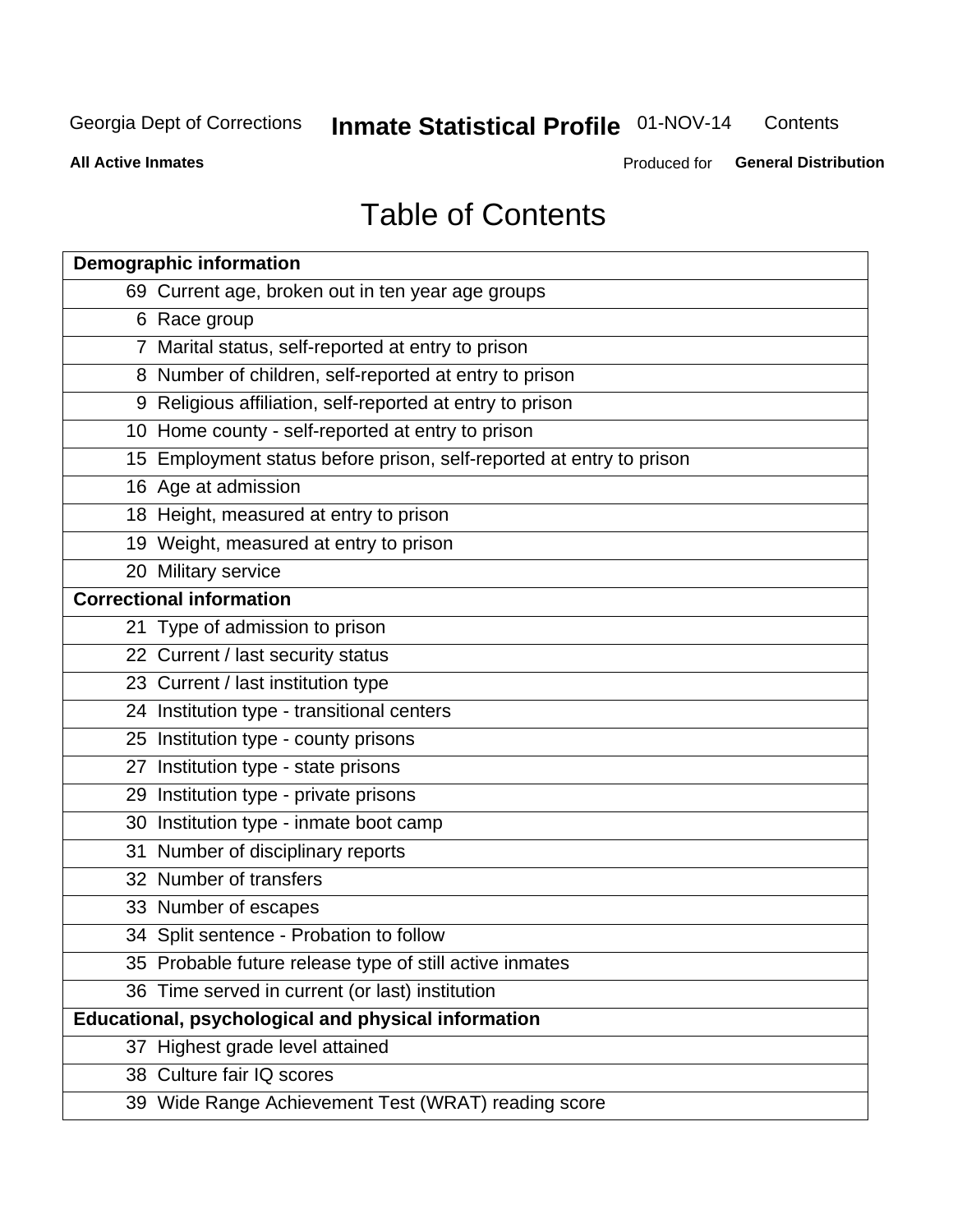Georgia Dept of Corrections **Inmate Statistical Profile** 01-NOV-14 Contents

**All Active Inmates** Produced for **General Distribution**

# Table of Contents

| | |
|---|---|
| **Demographic information** | |
| 69 | Current age, broken out in ten year age groups |
| 6 | Race group |
| 7 | Marital status, self-reported at entry to prison |
| 8 | Number of children, self-reported at entry to prison |
| 9 | Religious affiliation, self-reported at entry to prison |
| 10 | Home county - self-reported at entry to prison |
| 15 | Employment status before prison, self-reported at entry to prison |
| 16 | Age at admission |
| 18 | Height, measured at entry to prison |
| 19 | Weight, measured at entry to prison |
| 20 | Military service |
| **Correctional information** | |
| 21 | Type of admission to prison |
| 22 | Current / last security status |
| 23 | Current / last institution type |
| 24 | Institution type - transitional centers |
| 25 | Institution type - county prisons |
| 27 | Institution type - state prisons |
| 29 | Institution type - private prisons |
| 30 | Institution type - inmate boot camp |
| 31 | Number of disciplinary reports |
| 32 | Number of transfers |
| 33 | Number of escapes |
| 34 | Split sentence - Probation to follow |
| 35 | Probable future release type of still active inmates |
| 36 | Time served in current (or last) institution |
| **Educational, psychological and physical information** | |
| 37 | Highest grade level attained |
| 38 | Culture fair IQ scores |
| 39 | Wide Range Achievement Test (WRAT) reading score |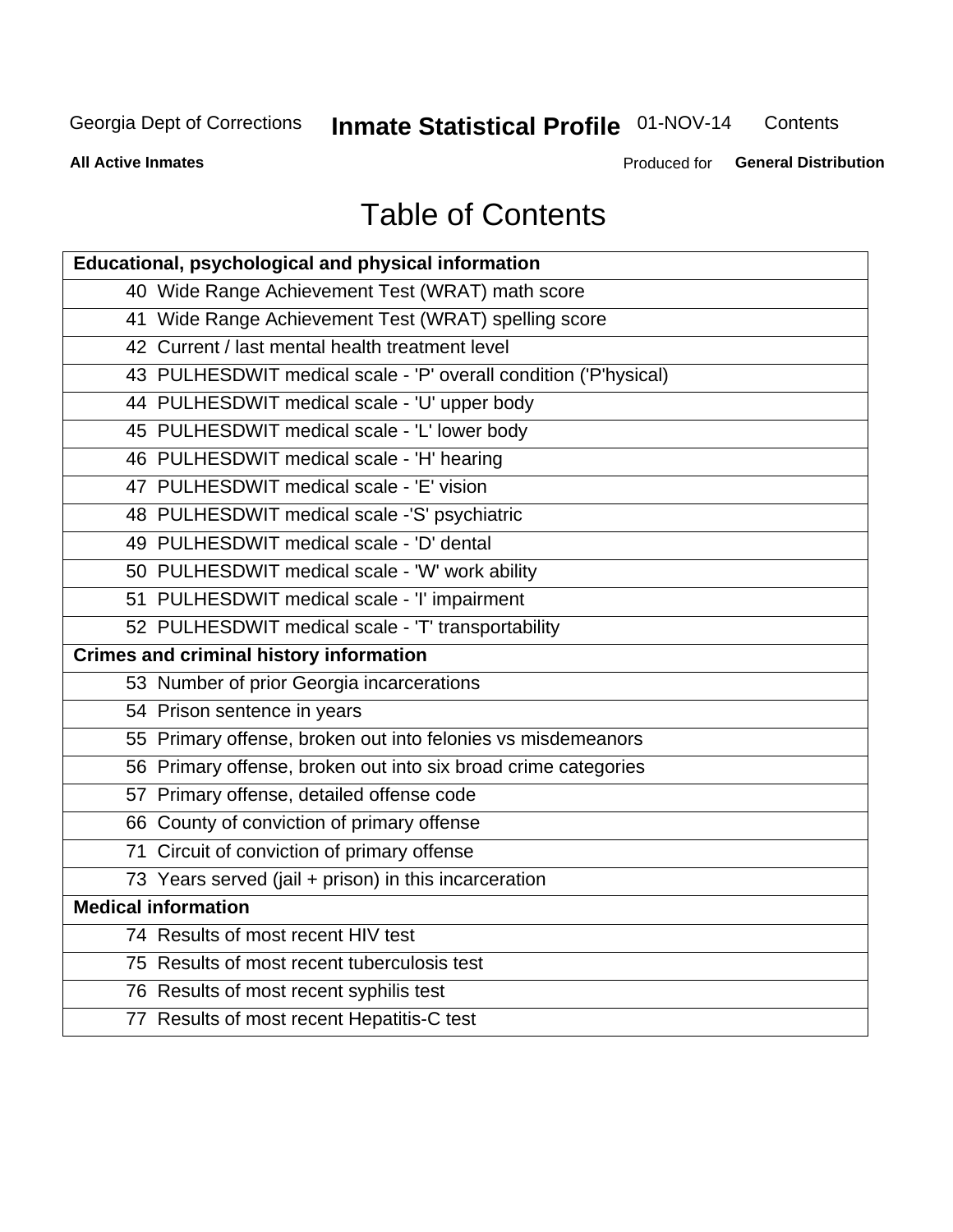# Table of Contents

| Educational, psychological and physical information |
|---|
| 40 Wide Range Achievement Test (WRAT) math score |
| 41 Wide Range Achievement Test (WRAT) spelling score |
| 42 Current / last mental health treatment level |
| 43 PULHESDWIT medical scale - 'P' overall condition ('P'hysical) |
| 44 PULHESDWIT medical scale - 'U' upper body |
| 45 PULHESDWIT medical scale - 'L' lower body |
| 46 PULHESDWIT medical scale - 'H' hearing |
| 47 PULHESDWIT medical scale - 'E' vision |
| 48 PULHESDWIT medical scale -'S' psychiatric |
| 49 PULHESDWIT medical scale - 'D' dental |
| 50 PULHESDWIT medical scale - 'W' work ability |
| 51 PULHESDWIT medical scale - 'I' impairment |
| 52 PULHESDWIT medical scale - 'T' transportability |
| **Crimes and criminal history information** |
| 53 Number of prior Georgia incarcerations |
| 54 Prison sentence in years |
| 55 Primary offense, broken out into felonies vs misdemeanors |
| 56 Primary offense, broken out into six broad crime categories |
| 57 Primary offense, detailed offense code |
| 66 County of conviction of primary offense |
| 71 Circuit of conviction of primary offense |
| 73 Years served (jail + prison) in this incarceration |
| **Medical information** |
| 74 Results of most recent HIV test |
| 75 Results of most recent tuberculosis test |
| 76 Results of most recent syphilis test |
| 77 Results of most recent Hepatitis-C test |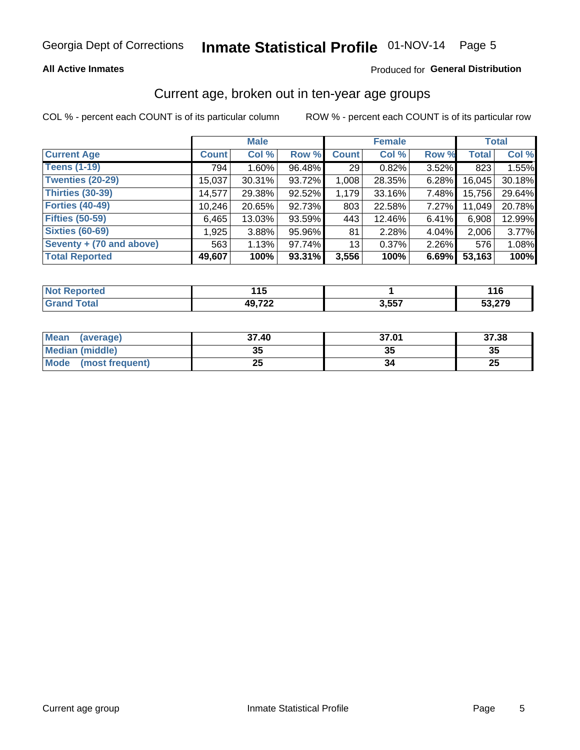Georgia Dept of Corrections **Inmate Statistical Profile** 01-NOV-14

**All Active Inmates**

Produced for **General Distribution**

## Current age, broken out in ten-year age groups

COL % - percent each COUNT is of its particular column ROW % - percent each COUNT is of its particular row

| | Male | | | Female | | | Total | |
|---|---|---|---|---|---|---|---|---|
| **Current Age** | **Count** | **Col %** | **Row %** | **Count** | **Col %** | **Row %** | **Total** | **Col %** |
| **Teens (1-19)** | 794 | 1.60% | 96.48% | 29 | 0.82% | 3.52% | 823 | 1.55% |
| **Twenties (20-29)** | 15,037 | 30.31% | 93.72% | 1,008 | 28.35% | 6.28% | 16,045 | 30.18% |
| **Thirties (30-39)** | 14,577 | 29.38% | 92.52% | 1,179 | 33.16% | 7.48% | 15,756 | 29.64% |
| **Forties (40-49)** | 10,246 | 20.65% | 92.73% | 803 | 22.58% | 7.27% | 11,049 | 20.78% |
| **Fifties (50-59)** | 6,465 | 13.03% | 93.59% | 443 | 12.46% | 6.41% | 6,908 | 12.99% |
| **Sixties (60-69)** | 1,925 | 3.88% | 95.96% | 81 | 2.28% | 4.04% | 2,006 | 3.77% |
| **Seventy + (70 and above)** | 563 | 1.13% | 97.74% | 13 | 0.37% | 2.26% | 576 | 1.08% |
| **Total Reported** | **49,607** | **100%** | **93.31%** | **3,556** | **100%** | **6.69%** | **53,163** | **100%** |

| | Male | Female | Total |
|---|---|---|---|
| **Not Reported** | **115** | **1** | **116** |
| **Grand Total** | **49,722** | **3,557** | **53,279** |

| | Male | Female | Total |
|---|---|---|---|
| **Mean (average)** | **37.40** | **37.01** | **37.38** |
| **Median (middle)** | **35** | **35** | **35** |
| **Mode (most frequent)** | **25** | **34** | **25** |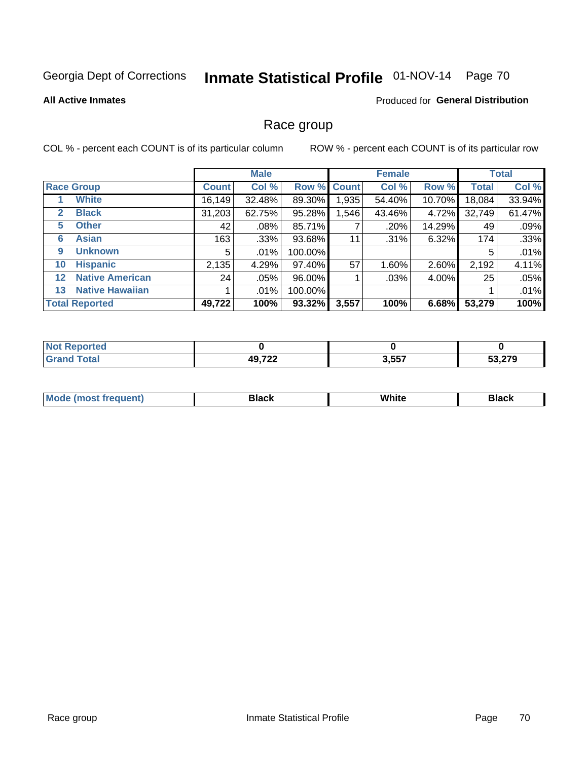Georgia Dept of Corrections **Inactive Statistical Profile** 01-NOV-14

**All Active Inmates**

Produced for **General Distribution**

## Race group

COL % - percent each COUNT is of its particular column

ROW % - percent each COUNT is of its particular row

| | | Male | | | Female | | | Total | |
|---|---|---|---|---|---|---|---|---|---|
| **Race Group** | | **Count** | **Col %** | **Row %** | **Count** | **Col %** | **Row %** | **Total** | **Col %** |
| 1 | White | 16,149 | 32.48% | 89.30% | 1,935 | 54.40% | 10.70% | 18,084 | 33.94% |
| 2 | Black | 31,203 | 62.75% | 95.28% | 1,546 | 43.46% | 4.72% | 32,749 | 61.47% |
| 5 | Other | 42 | .08% | 85.71% | 7 | .20% | 14.29% | 49 | .09% |
| 6 | Asian | 163 | .33% | 93.68% | 11 | .31% | 6.32% | 174 | .33% |
| 9 | Unknown | 5 | .01% | 100.00% | | | | 5 | .01% |
| 10 | Hispanic | 2,135 | 4.29% | 97.40% | 57 | 1.60% | 2.60% | 2,192 | 4.11% |
| 12 | Native American | 24 | .05% | 96.00% | 1 | .03% | 4.00% | 25 | .05% |
| 13 | Native Hawaiian | 1 | .01% | 100.00% | | | | 1 | .01% |
| **Total Reported** | | **49,722** | **100%** | **93.32%** | **3,557** | **100%** | **6.68%** | **53,279** | **100%** |

| | Male | Female | Total |
|---|---|---|---|
| Not Reported | 0 | 0 | 0 |
| Grand Total | 49,722 | 3,557 | 53,279 |

| | Male | Female | Total |
|---|---|---|---|
| Mode (most frequent) | Black | White | Black |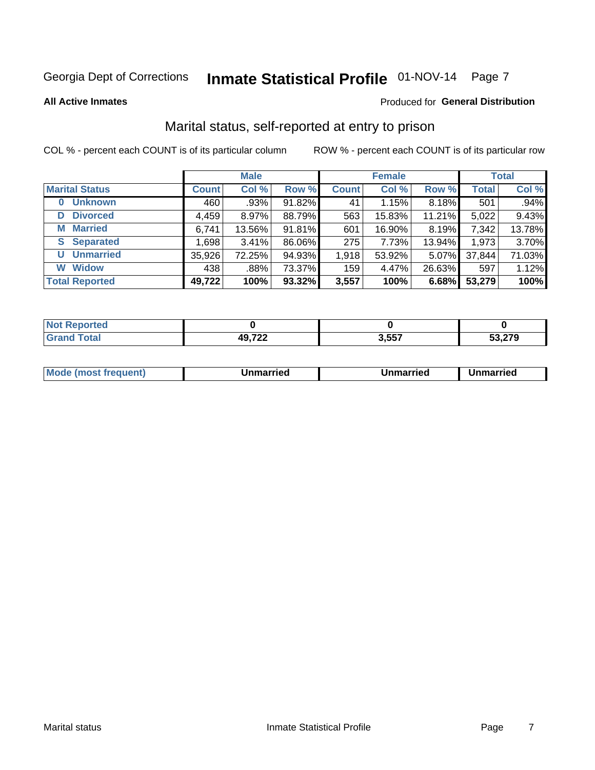Georgia Dept of Corrections **Inmate Statistical Profile** 01-NOV-14 Page 7

**All Active Inmates**

Produced for **General Distribution**

## Marital status, self-reported at entry to prison

COL % - percent each COUNT is of its particular column

ROW % - percent each COUNT is of its particular row

| | Male | | | Female | | | Total | |
|---|---|---|---|---|---|---|---|---|
| **Marital Status** | **Count** | **Col %** | **Row %** | **Count** | **Col %** | **Row %** | **Total** | **Col %** |
| **0 Unknown** | 460 | .93% | 91.82% | 41 | 1.15% | 8.18% | 501 | .94% |
| **D Divorced** | 4,459 | 8.97% | 88.79% | 563 | 15.83% | 11.21% | 5,022 | 9.43% |
| **M Married** | 6,741 | 13.56% | 91.81% | 601 | 16.90% | 8.19% | 7,342 | 13.78% |
| **S Separated** | 1,698 | 3.41% | 86.06% | 275 | 7.73% | 13.94% | 1,973 | 3.70% |
| **U Unmarried** | 35,926 | 72.25% | 94.93% | 1,918 | 53.92% | 5.07% | 37,844 | 71.03% |
| **W Widow** | 438 | .88% | 73.37% | 159 | 4.47% | 26.63% | 597 | 1.12% |
| **Total Reported** | **49,722** | **100%** | **93.32%** | **3,557** | **100%** | **6.68%** | **53,279** | **100%** |

| | Male | Female | Total |
|---|---|---|---|
| **Not Reported** | **0** | **0** | **0** |
| **Grand Total** | **49,722** | **3,557** | **53,279** |

| | Male | Female | Total |
|---|---|---|---|
| **Mode (most frequent)** | **Unmarried** | **Unmarried** | **Unmarried** |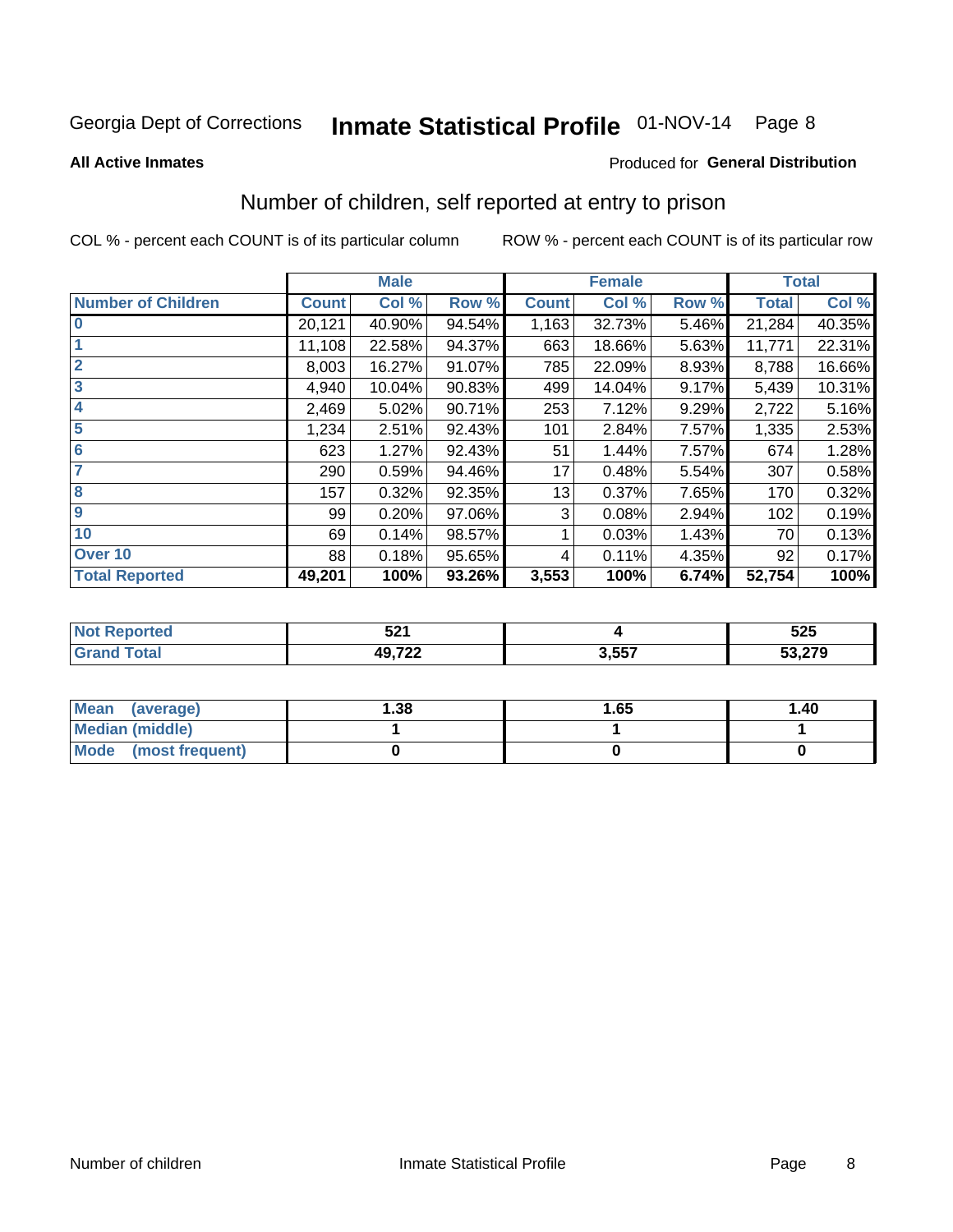Georgia Dept of Corrections **Inmate Statistical Profile** 01-NOV-14

**All Active Inmates**

Produced for **General Distribution**

## Number of children, self reported at entry to prison

COL % - percent each COUNT is of its particular column

ROW % - percent each COUNT is of its particular row

| | Male | | | Female | | | Total | |
|---|---|---|---|---|---|---|---|---|
| **Number of Children** | **Count** | **Col %** | **Row %** | **Count** | **Col %** | **Row %** | **Total** | **Col %** |
| 0 | 20,121 | 40.90% | 94.54% | 1,163 | 32.73% | 5.46% | 21,284 | 40.35% |
| 1 | 11,108 | 22.58% | 94.37% | 663 | 18.66% | 5.63% | 11,771 | 22.31% |
| 2 | 8,003 | 16.27% | 91.07% | 785 | 22.09% | 8.93% | 8,788 | 16.66% |
| 3 | 4,940 | 10.04% | 90.83% | 499 | 14.04% | 9.17% | 5,439 | 10.31% |
| 4 | 2,469 | 5.02% | 90.71% | 253 | 7.12% | 9.29% | 2,722 | 5.16% |
| 5 | 1,234 | 2.51% | 92.43% | 101 | 2.84% | 7.57% | 1,335 | 2.53% |
| 6 | 623 | 1.27% | 92.43% | 51 | 1.44% | 7.57% | 674 | 1.28% |
| 7 | 290 | 0.59% | 94.46% | 17 | 0.48% | 5.54% | 307 | 0.58% |
| 8 | 157 | 0.32% | 92.35% | 13 | 0.37% | 7.65% | 170 | 0.32% |
| 9 | 99 | 0.20% | 97.06% | 3 | 0.08% | 2.94% | 102 | 0.19% |
| 10 | 69 | 0.14% | 98.57% | 1 | 0.03% | 1.43% | 70 | 0.13% |
| Over 10 | 88 | 0.18% | 95.65% | 4 | 0.11% | 4.35% | 92 | 0.17% |
| **Total Reported** | **49,201** | **100%** | **93.26%** | **3,553** | **100%** | **6.74%** | **52,754** | **100%** |

| | Male | Female | Total |
|---|---|---|---|
| **Not Reported** | **521** | **4** | **525** |
| **Grand Total** | **49,722** | **3,557** | **53,279** |

| | Male | Female | Total |
|---|---|---|---|
| **Mean (average)** | **1.38** | **1.65** | **1.40** |
| **Median (middle)** | **1** | **1** | **1** |
| **Mode (most frequent)** | **0** | **0** | **0** |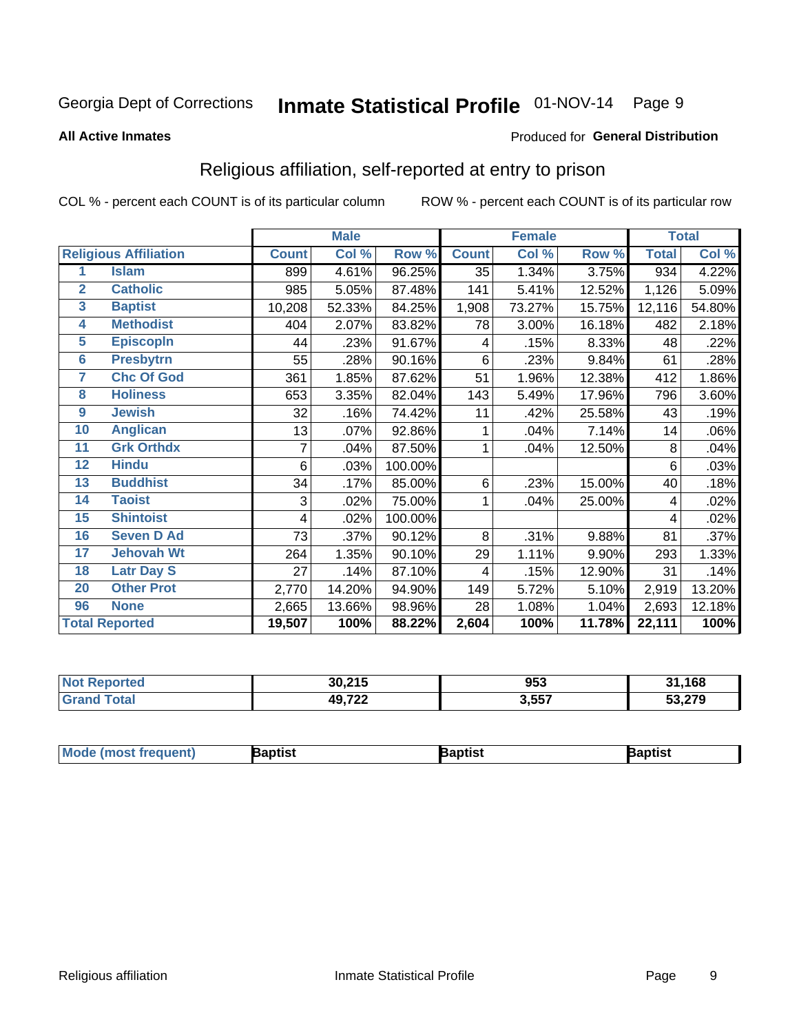Georgia Dept of Corrections **Inmate Statistical Profile** 01-NOV-14

**All Active Inmates**

Produced for **General Distribution**

## Religious affiliation, self-reported at entry to prison

COL % - percent each COUNT is of its particular column

ROW % - percent each COUNT is of its particular row

| | | Male | | | Female | | | Total | |
|---|---|---|---|---|---|---|---|---|---|
| **Religious Affiliation** | | **Count** | **Col %** | **Row %** | **Count** | **Col %** | **Row %** | **Total** | **Col %** |
| 1 | Islam | 899 | 4.61% | 96.25% | 35 | 1.34% | 3.75% | 934 | 4.22% |
| 2 | Catholic | 985 | 5.05% | 87.48% | 141 | 5.41% | 12.52% | 1,126 | 5.09% |
| 3 | Baptist | 10,208 | 52.33% | 84.25% | 1,908 | 73.27% | 15.75% | 12,116 | 54.80% |
| 4 | Methodist | 404 | 2.07% | 83.82% | 78 | 3.00% | 16.18% | 482 | 2.18% |
| 5 | Episcopln | 44 | .23% | 91.67% | 4 | .15% | 8.33% | 48 | .22% |
| 6 | Presbytrn | 55 | .28% | 90.16% | 6 | .23% | 9.84% | 61 | .28% |
| 7 | Chc Of God | 361 | 1.85% | 87.62% | 51 | 1.96% | 12.38% | 412 | 1.86% |
| 8 | Holiness | 653 | 3.35% | 82.04% | 143 | 5.49% | 17.96% | 796 | 3.60% |
| 9 | Jewish | 32 | .16% | 74.42% | 11 | .42% | 25.58% | 43 | .19% |
| 10 | Anglican | 13 | .07% | 92.86% | 1 | .04% | 7.14% | 14 | .06% |
| 11 | Grk Orthdx | 7 | .04% | 87.50% | 1 | .04% | 12.50% | 8 | .04% |
| 12 | Hindu | 6 | .03% | 100.00% | | | | 6 | .03% |
| 13 | Buddhist | 34 | .17% | 85.00% | 6 | .23% | 15.00% | 40 | .18% |
| 14 | Taoist | 3 | .02% | 75.00% | 1 | .04% | 25.00% | 4 | .02% |
| 15 | Shintoist | 4 | .02% | 100.00% | | | | 4 | .02% |
| 16 | Seven D Ad | 73 | .37% | 90.12% | 8 | .31% | 9.88% | 81 | .37% |
| 17 | Jehovah Wt | 264 | 1.35% | 90.10% | 29 | 1.11% | 9.90% | 293 | 1.33% |
| 18 | Latr Day S | 27 | .14% | 87.10% | 4 | .15% | 12.90% | 31 | .14% |
| 20 | Other Prot | 2,770 | 14.20% | 94.90% | 149 | 5.72% | 5.10% | 2,919 | 13.20% |
| 96 | None | 2,665 | 13.66% | 98.96% | 28 | 1.08% | 1.04% | 2,693 | 12.18% |
| **Total Reported** | | **19,507** | **100%** | **88.22%** | **2,604** | **100%** | **11.78%** | **22,111** | **100%** |

| | Male | Female | Total |
|---|---|---|---|
| **Not Reported** | **30,215** | **953** | **31,168** |
| **Grand Total** | **49,722** | **3,557** | **53,279** |

| | Male | Female | Total |
|---|---|---|---|
| **Mode (most frequent)** | **Baptist** | **Baptist** | **Baptist** |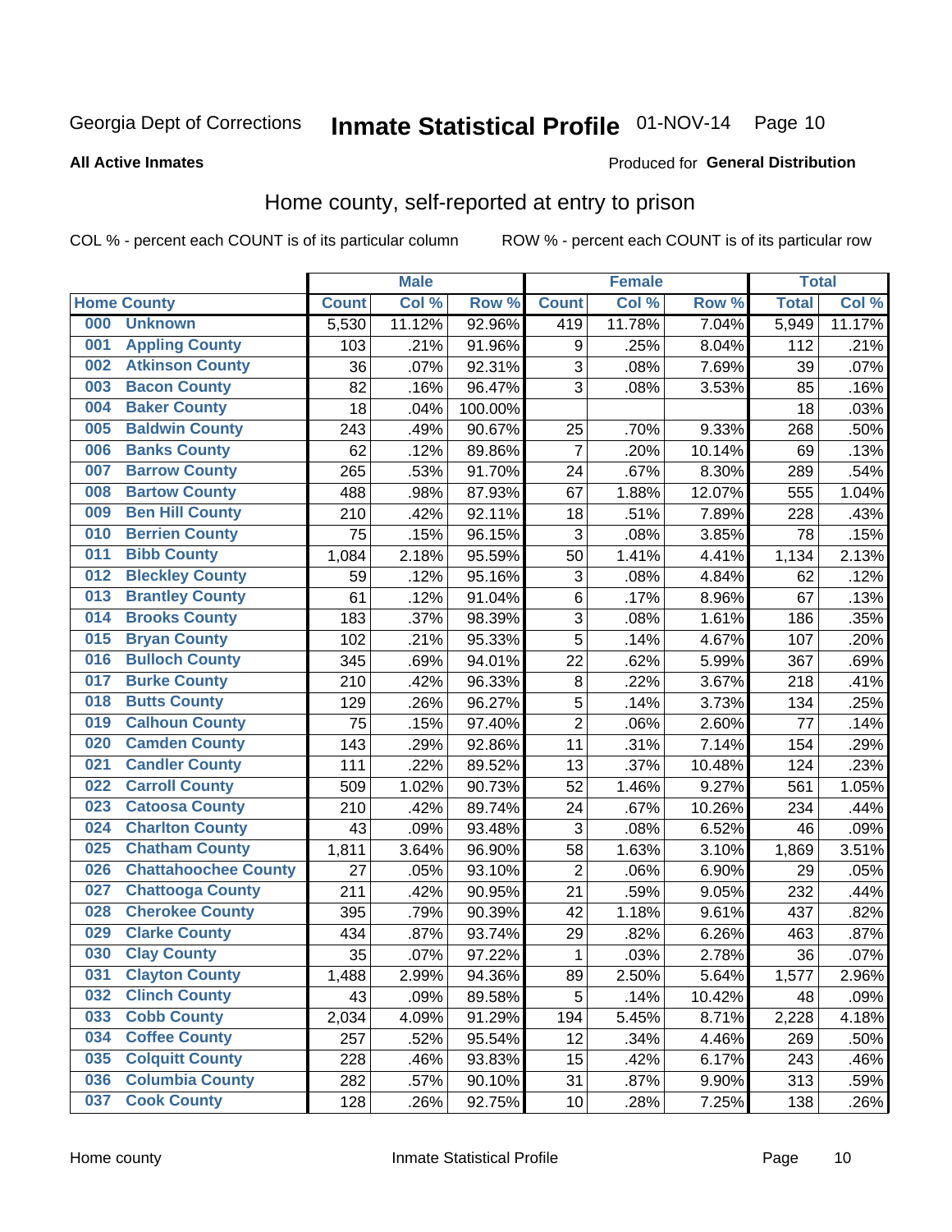Georgia Dept of Corrections **Inmate Statistical Profile** 01-NOV-14 Page 10

**All Active Inmates**

Produced for **General Distribution**

## Home county, self-reported at entry to prison

COL % - percent each COUNT is of its particular column ROW % - percent each COUNT is of its particular row

| Home County | | Male | | | Female | | | Total | |
|---|---|---|---|---|---|---|---|---|---|
| | | Count | Col % | Row % | Count | Col % | Row % | Total | Col % |
| 000 | Unknown | 5,530 | 11.12% | 92.96% | 419 | 11.78% | 7.04% | 5,949 | 11.17% |
| 001 | Appling County | 103 | .21% | 91.96% | 9 | .25% | 8.04% | 112 | .21% |
| 002 | Atkinson County | 36 | .07% | 92.31% | 3 | .08% | 7.69% | 39 | .07% |
| 003 | Bacon County | 82 | .16% | 96.47% | 3 | .08% | 3.53% | 85 | .16% |
| 004 | Baker County | 18 | .04% | 100.00% | | | | 18 | .03% |
| 005 | Baldwin County | 243 | .49% | 90.67% | 25 | .70% | 9.33% | 268 | .50% |
| 006 | Banks County | 62 | .12% | 89.86% | 7 | .20% | 10.14% | 69 | .13% |
| 007 | Barrow County | 265 | .53% | 91.70% | 24 | .67% | 8.30% | 289 | .54% |
| 008 | Bartow County | 488 | .98% | 87.93% | 67 | 1.88% | 12.07% | 555 | 1.04% |
| 009 | Ben Hill County | 210 | .42% | 92.11% | 18 | .51% | 7.89% | 228 | .43% |
| 010 | Berrien County | 75 | .15% | 96.15% | 3 | .08% | 3.85% | 78 | .15% |
| 011 | Bibb County | 1,084 | 2.18% | 95.59% | 50 | 1.41% | 4.41% | 1,134 | 2.13% |
| 012 | Bleckley County | 59 | .12% | 95.16% | 3 | .08% | 4.84% | 62 | .12% |
| 013 | Brantley County | 61 | .12% | 91.04% | 6 | .17% | 8.96% | 67 | .13% |
| 014 | Brooks County | 183 | .37% | 98.39% | 3 | .08% | 1.61% | 186 | .35% |
| 015 | Bryan County | 102 | .21% | 95.33% | 5 | .14% | 4.67% | 107 | .20% |
| 016 | Bulloch County | 345 | .69% | 94.01% | 22 | .62% | 5.99% | 367 | .69% |
| 017 | Burke County | 210 | .42% | 96.33% | 8 | .22% | 3.67% | 218 | .41% |
| 018 | Butts County | 129 | .26% | 96.27% | 5 | .14% | 3.73% | 134 | .25% |
| 019 | Calhoun County | 75 | .15% | 97.40% | 2 | .06% | 2.60% | 77 | .14% |
| 020 | Camden County | 143 | .29% | 92.86% | 11 | .31% | 7.14% | 154 | .29% |
| 021 | Candler County | 111 | .22% | 89.52% | 13 | .37% | 10.48% | 124 | .23% |
| 022 | Carroll County | 509 | 1.02% | 90.73% | 52 | 1.46% | 9.27% | 561 | 1.05% |
| 023 | Catoosa County | 210 | .42% | 89.74% | 24 | .67% | 10.26% | 234 | .44% |
| 024 | Charlton County | 43 | .09% | 93.48% | 3 | .08% | 6.52% | 46 | .09% |
| 025 | Chatham County | 1,811 | 3.64% | 96.90% | 58 | 1.63% | 3.10% | 1,869 | 3.51% |
| 026 | Chattahoochee County | 27 | .05% | 93.10% | 2 | .06% | 6.90% | 29 | .05% |
| 027 | Chattooga County | 211 | .42% | 90.95% | 21 | .59% | 9.05% | 232 | .44% |
| 028 | Cherokee County | 395 | .79% | 90.39% | 42 | 1.18% | 9.61% | 437 | .82% |
| 029 | Clarke County | 434 | .87% | 93.74% | 29 | .82% | 6.26% | 463 | .87% |
| 030 | Clay County | 35 | .07% | 97.22% | 1 | .03% | 2.78% | 36 | .07% |
| 031 | Clayton County | 1,488 | 2.99% | 94.36% | 89 | 2.50% | 5.64% | 1,577 | 2.96% |
| 032 | Clinch County | 43 | .09% | 89.58% | 5 | .14% | 10.42% | 48 | .09% |
| 033 | Cobb County | 2,034 | 4.09% | 91.29% | 194 | 5.45% | 8.71% | 2,228 | 4.18% |
| 034 | Coffee County | 257 | .52% | 95.54% | 12 | .34% | 4.46% | 269 | .50% |
| 035 | Colquitt County | 228 | .46% | 93.83% | 15 | .42% | 6.17% | 243 | .46% |
| 036 | Columbia County | 282 | .57% | 90.10% | 31 | .87% | 9.90% | 313 | .59% |
| 037 | Cook County | 128 | .26% | 92.75% | 10 | .28% | 7.25% | 138 | .26% |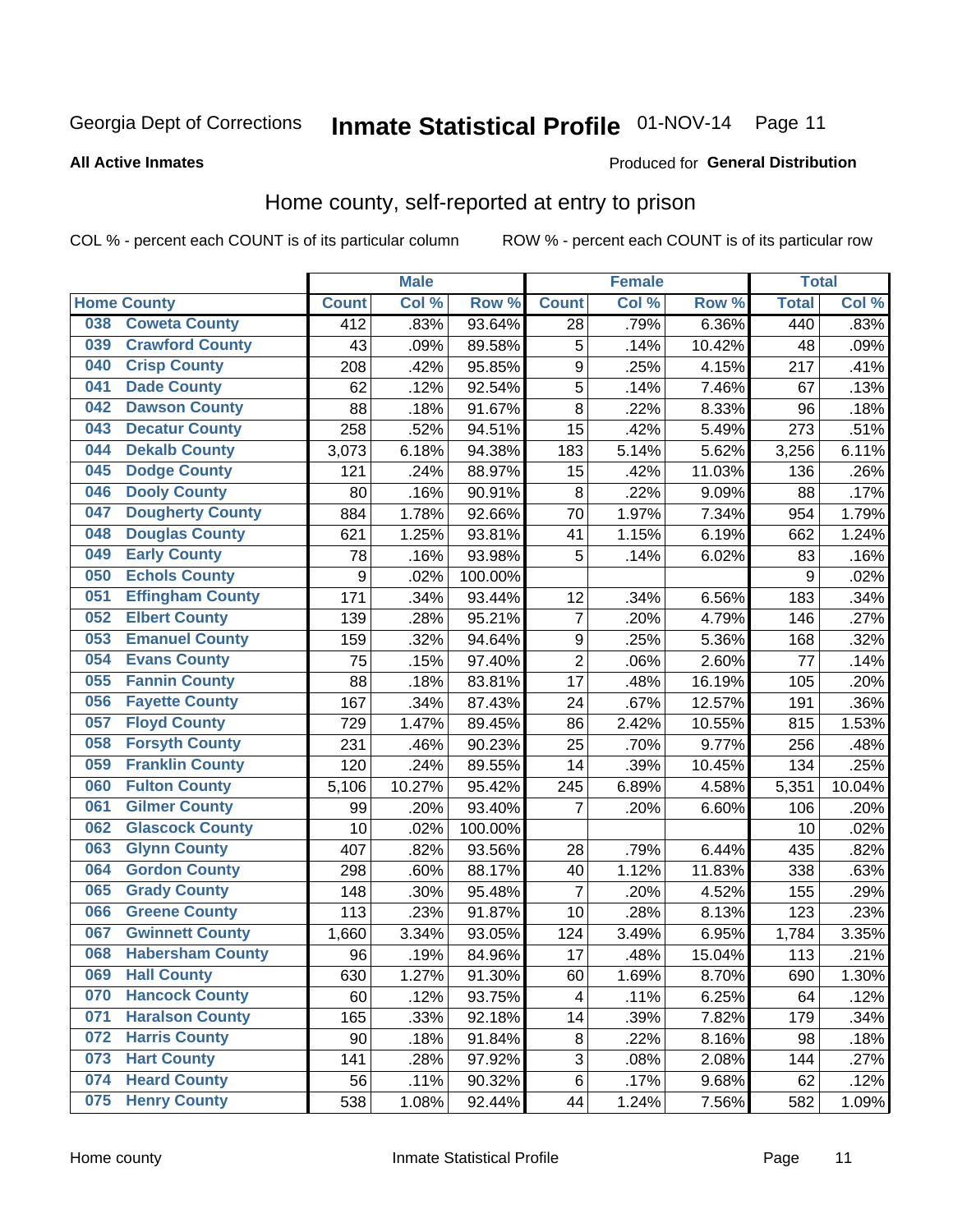Georgia Dept of Corrections **Inmate Statistical Profile** 01-NOV-14

**All Active Inmates**

Produced for **General Distribution**

## Home county, self-reported at entry to prison

COL % - percent each COUNT is of its particular column ROW % - percent each COUNT is of its particular row

| Home County | | Male | | | Female | | | Total | |
|---|---|---|---|---|---|---|---|---|---|
| | | Count | Col % | Row % | Count | Col % | Row % | Total | Col % |
| 038 | Coweta County | 412 | .83% | 93.64% | 28 | .79% | 6.36% | 440 | .83% |
| 039 | Crawford County | 43 | .09% | 89.58% | 5 | .14% | 10.42% | 48 | .09% |
| 040 | Crisp County | 208 | .42% | 95.85% | 9 | .25% | 4.15% | 217 | .41% |
| 041 | Dade County | 62 | .12% | 92.54% | 5 | .14% | 7.46% | 67 | .13% |
| 042 | Dawson County | 88 | .18% | 91.67% | 8 | .22% | 8.33% | 96 | .18% |
| 043 | Decatur County | 258 | .52% | 94.51% | 15 | .42% | 5.49% | 273 | .51% |
| 044 | Dekalb County | 3,073 | 6.18% | 94.38% | 183 | 5.14% | 5.62% | 3,256 | 6.11% |
| 045 | Dodge County | 121 | .24% | 88.97% | 15 | .42% | 11.03% | 136 | .26% |
| 046 | Dooly County | 80 | .16% | 90.91% | 8 | .22% | 9.09% | 88 | .17% |
| 047 | Dougherty County | 884 | 1.78% | 92.66% | 70 | 1.97% | 7.34% | 954 | 1.79% |
| 048 | Douglas County | 621 | 1.25% | 93.81% | 41 | 1.15% | 6.19% | 662 | 1.24% |
| 049 | Early County | 78 | .16% | 93.98% | 5 | .14% | 6.02% | 83 | .16% |
| 050 | Echols County | 9 | .02% | 100.00% | | | | 9 | .02% |
| 051 | Effingham County | 171 | .34% | 93.44% | 12 | .34% | 6.56% | 183 | .34% |
| 052 | Elbert County | 139 | .28% | 95.21% | 7 | .20% | 4.79% | 146 | .27% |
| 053 | Emanuel County | 159 | .32% | 94.64% | 9 | .25% | 5.36% | 168 | .32% |
| 054 | Evans County | 75 | .15% | 97.40% | 2 | .06% | 2.60% | 77 | .14% |
| 055 | Fannin County | 88 | .18% | 83.81% | 17 | .48% | 16.19% | 105 | .20% |
| 056 | Fayette County | 167 | .34% | 87.43% | 24 | .67% | 12.57% | 191 | .36% |
| 057 | Floyd County | 729 | 1.47% | 89.45% | 86 | 2.42% | 10.55% | 815 | 1.53% |
| 058 | Forsyth County | 231 | .46% | 90.23% | 25 | .70% | 9.77% | 256 | .48% |
| 059 | Franklin County | 120 | .24% | 89.55% | 14 | .39% | 10.45% | 134 | .25% |
| 060 | Fulton County | 5,106 | 10.27% | 95.42% | 245 | 6.89% | 4.58% | 5,351 | 10.04% |
| 061 | Gilmer County | 99 | .20% | 93.40% | 7 | .20% | 6.60% | 106 | .20% |
| 062 | Glascock County | 10 | .02% | 100.00% | | | | 10 | .02% |
| 063 | Glynn County | 407 | .82% | 93.56% | 28 | .79% | 6.44% | 435 | .82% |
| 064 | Gordon County | 298 | .60% | 88.17% | 40 | 1.12% | 11.83% | 338 | .63% |
| 065 | Grady County | 148 | .30% | 95.48% | 7 | .20% | 4.52% | 155 | .29% |
| 066 | Greene County | 113 | .23% | 91.87% | 10 | .28% | 8.13% | 123 | .23% |
| 067 | Gwinnett County | 1,660 | 3.34% | 93.05% | 124 | 3.49% | 6.95% | 1,784 | 3.35% |
| 068 | Habersham County | 96 | .19% | 84.96% | 17 | .48% | 15.04% | 113 | .21% |
| 069 | Hall County | 630 | 1.27% | 91.30% | 60 | 1.69% | 8.70% | 690 | 1.30% |
| 070 | Hancock County | 60 | .12% | 93.75% | 4 | .11% | 6.25% | 64 | .12% |
| 071 | Haralson County | 165 | .33% | 92.18% | 14 | .39% | 7.82% | 179 | .34% |
| 072 | Harris County | 90 | .18% | 91.84% | 8 | .22% | 8.16% | 98 | .18% |
| 073 | Hart County | 141 | .28% | 97.92% | 3 | .08% | 2.08% | 144 | .27% |
| 074 | Heard County | 56 | .11% | 90.32% | 6 | .17% | 9.68% | 62 | .12% |
| 075 | Henry County | 538 | 1.08% | 92.44% | 44 | 1.24% | 7.56% | 582 | 1.09% |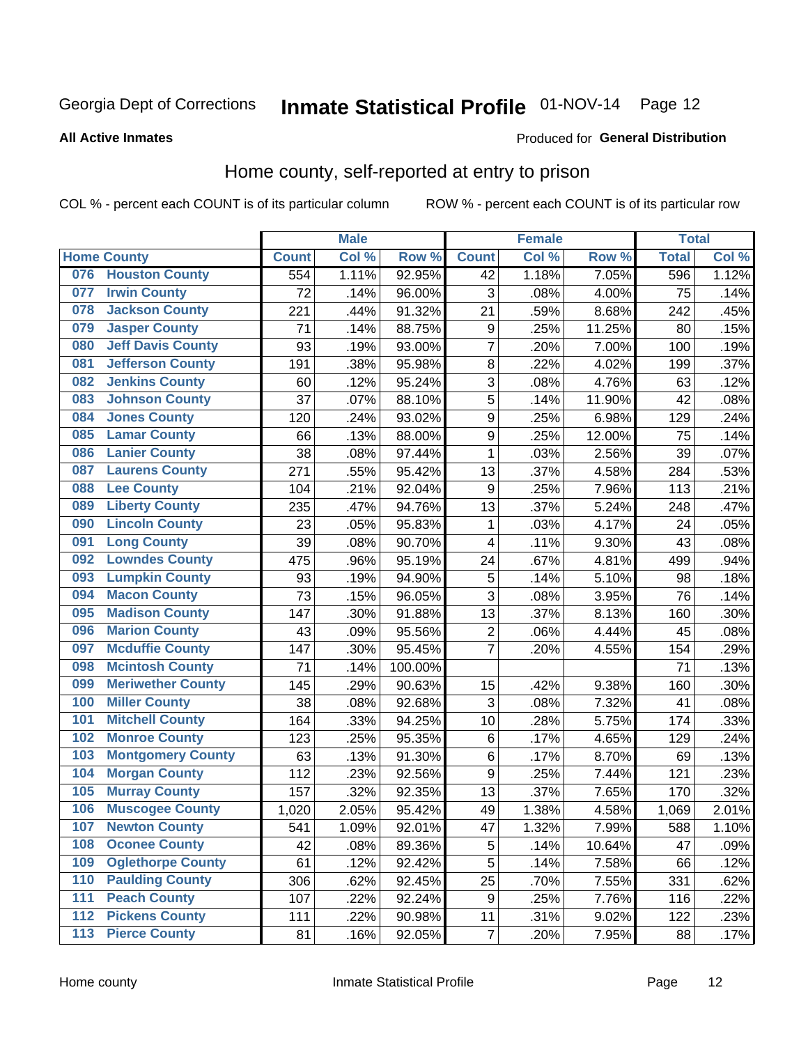Georgia Dept of Corrections **Inmate Statistical Profile** 01-NOV-14

**All Active Inmates**

Produced for **General Distribution**

## Home county, self-reported at entry to prison

COL % - percent each COUNT is of its particular column ROW % - percent each COUNT is of its particular row

| Home County | | Male | | | Female | | | Total | |
|---|---|---|---|---|---|---|---|---|---|
| | | Count | Col % | Row % | Count | Col % | Row % | Total | Col % |
| 076 | Houston County | 554 | 1.11% | 92.95% | 42 | 1.18% | 7.05% | 596 | 1.12% |
| 077 | Irwin County | 72 | .14% | 96.00% | 3 | .08% | 4.00% | 75 | .14% |
| 078 | Jackson County | 221 | .44% | 91.32% | 21 | .59% | 8.68% | 242 | .45% |
| 079 | Jasper County | 71 | .14% | 88.75% | 9 | .25% | 11.25% | 80 | .15% |
| 080 | Jeff Davis County | 93 | .19% | 93.00% | 7 | .20% | 7.00% | 100 | .19% |
| 081 | Jefferson County | 191 | .38% | 95.98% | 8 | .22% | 4.02% | 199 | .37% |
| 082 | Jenkins County | 60 | .12% | 95.24% | 3 | .08% | 4.76% | 63 | .12% |
| 083 | Johnson County | 37 | .07% | 88.10% | 5 | .14% | 11.90% | 42 | .08% |
| 084 | Jones County | 120 | .24% | 93.02% | 9 | .25% | 6.98% | 129 | .24% |
| 085 | Lamar County | 66 | .13% | 88.00% | 9 | .25% | 12.00% | 75 | .14% |
| 086 | Lanier County | 38 | .08% | 97.44% | 1 | .03% | 2.56% | 39 | .07% |
| 087 | Laurens County | 271 | .55% | 95.42% | 13 | .37% | 4.58% | 284 | .53% |
| 088 | Lee County | 104 | .21% | 92.04% | 9 | .25% | 7.96% | 113 | .21% |
| 089 | Liberty County | 235 | .47% | 94.76% | 13 | .37% | 5.24% | 248 | .47% |
| 090 | Lincoln County | 23 | .05% | 95.83% | 1 | .03% | 4.17% | 24 | .05% |
| 091 | Long County | 39 | .08% | 90.70% | 4 | .11% | 9.30% | 43 | .08% |
| 092 | Lowndes County | 475 | .96% | 95.19% | 24 | .67% | 4.81% | 499 | .94% |
| 093 | Lumpkin County | 93 | .19% | 94.90% | 5 | .14% | 5.10% | 98 | .18% |
| 094 | Macon County | 73 | .15% | 96.05% | 3 | .08% | 3.95% | 76 | .14% |
| 095 | Madison County | 147 | .30% | 91.88% | 13 | .37% | 8.13% | 160 | .30% |
| 096 | Marion County | 43 | .09% | 95.56% | 2 | .06% | 4.44% | 45 | .08% |
| 097 | Mcduffie County | 147 | .30% | 95.45% | 7 | .20% | 4.55% | 154 | .29% |
| 098 | Mcintosh County | 71 | .14% | 100.00% | | | | 71 | .13% |
| 099 | Meriwether County | 145 | .29% | 90.63% | 15 | .42% | 9.38% | 160 | .30% |
| 100 | Miller County | 38 | .08% | 92.68% | 3 | .08% | 7.32% | 41 | .08% |
| 101 | Mitchell County | 164 | .33% | 94.25% | 10 | .28% | 5.75% | 174 | .33% |
| 102 | Monroe County | 123 | .25% | 95.35% | 6 | .17% | 4.65% | 129 | .24% |
| 103 | Montgomery County | 63 | .13% | 91.30% | 6 | .17% | 8.70% | 69 | .13% |
| 104 | Morgan County | 112 | .23% | 92.56% | 9 | .25% | 7.44% | 121 | .23% |
| 105 | Murray County | 157 | .32% | 92.35% | 13 | .37% | 7.65% | 170 | .32% |
| 106 | Muscogee County | 1,020 | 2.05% | 95.42% | 49 | 1.38% | 4.58% | 1,069 | 2.01% |
| 107 | Newton County | 541 | 1.09% | 92.01% | 47 | 1.32% | 7.99% | 588 | 1.10% |
| 108 | Oconee County | 42 | .08% | 89.36% | 5 | .14% | 10.64% | 47 | .09% |
| 109 | Oglethorpe County | 61 | .12% | 92.42% | 5 | .14% | 7.58% | 66 | .12% |
| 110 | Paulding County | 306 | .62% | 92.45% | 25 | .70% | 7.55% | 331 | .62% |
| 111 | Peach County | 107 | .22% | 92.24% | 9 | .25% | 7.76% | 116 | .22% |
| 112 | Pickens County | 111 | .22% | 90.98% | 11 | .31% | 9.02% | 122 | .23% |
| 113 | Pierce County | 81 | .16% | 92.05% | 7 | .20% | 7.95% | 88 | .17% |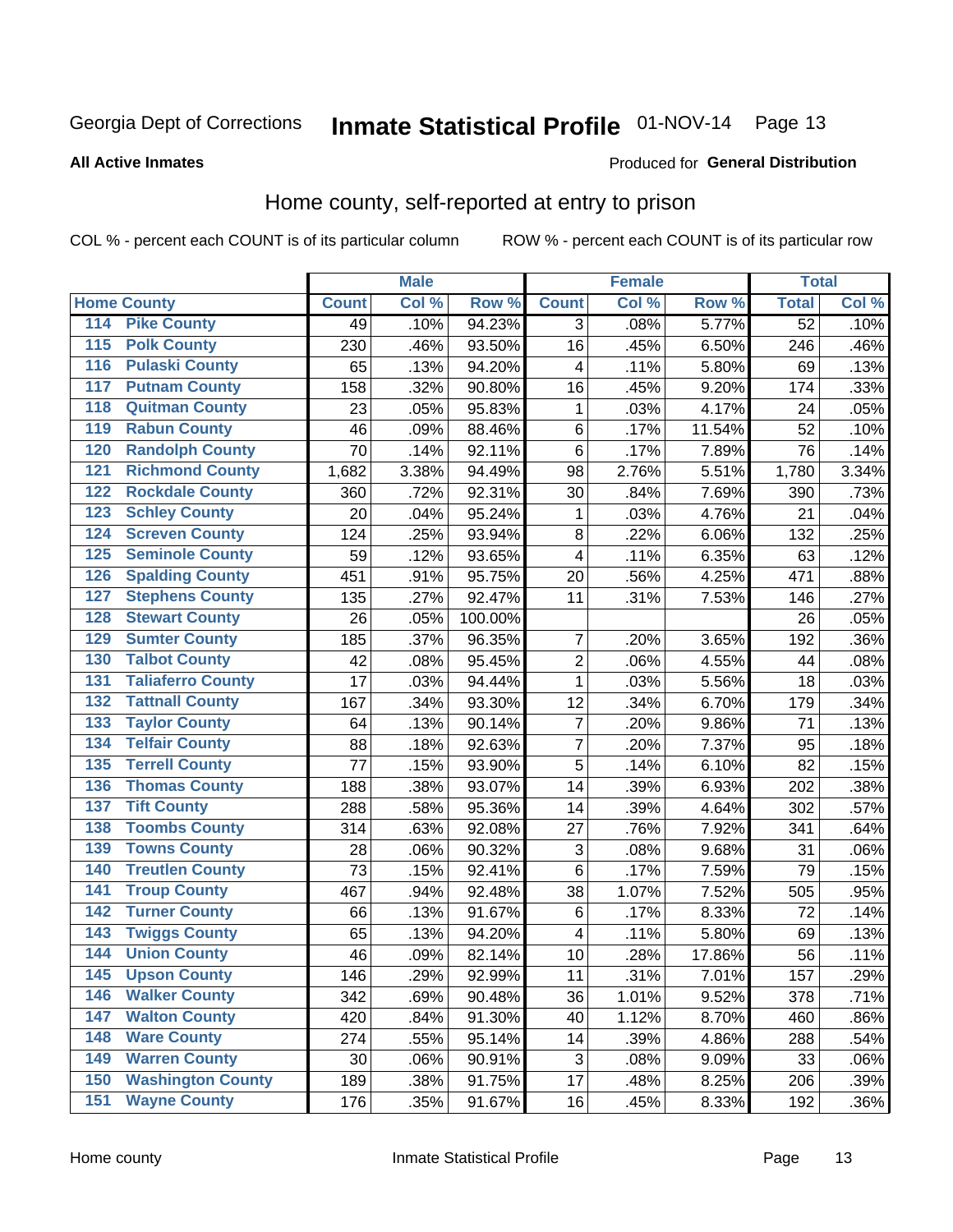Georgia Dept of Corrections **Inmate Statistical Profile** 01-NOV-14

**All Active Inmates**

Produced for **General Distribution**

## Home county, self-reported at entry to prison

COL % - percent each COUNT is of its particular column ROW % - percent each COUNT is of its particular row

| Home County | | Male | | | Female | | | Total | |
|---|---|---|---|---|---|---|---|---|---|
| | | Count | Col % | Row % | Count | Col % | Row % | Total | Col % |
| 114 | Pike County | 49 | .10% | 94.23% | 3 | .08% | 5.77% | 52 | .10% |
| 115 | Polk County | 230 | .46% | 93.50% | 16 | .45% | 6.50% | 246 | .46% |
| 116 | Pulaski County | 65 | .13% | 94.20% | 4 | .11% | 5.80% | 69 | .13% |
| 117 | Putnam County | 158 | .32% | 90.80% | 16 | .45% | 9.20% | 174 | .33% |
| 118 | Quitman County | 23 | .05% | 95.83% | 1 | .03% | 4.17% | 24 | .05% |
| 119 | Rabun County | 46 | .09% | 88.46% | 6 | .17% | 11.54% | 52 | .10% |
| 120 | Randolph County | 70 | .14% | 92.11% | 6 | .17% | 7.89% | 76 | .14% |
| 121 | Richmond County | 1,682 | 3.38% | 94.49% | 98 | 2.76% | 5.51% | 1,780 | 3.34% |
| 122 | Rockdale County | 360 | .72% | 92.31% | 30 | .84% | 7.69% | 390 | .73% |
| 123 | Schley County | 20 | .04% | 95.24% | 1 | .03% | 4.76% | 21 | .04% |
| 124 | Screven County | 124 | .25% | 93.94% | 8 | .22% | 6.06% | 132 | .25% |
| 125 | Seminole County | 59 | .12% | 93.65% | 4 | .11% | 6.35% | 63 | .12% |
| 126 | Spalding County | 451 | .91% | 95.75% | 20 | .56% | 4.25% | 471 | .88% |
| 127 | Stephens County | 135 | .27% | 92.47% | 11 | .31% | 7.53% | 146 | .27% |
| 128 | Stewart County | 26 | .05% | 100.00% | | | | 26 | .05% |
| 129 | Sumter County | 185 | .37% | 96.35% | 7 | .20% | 3.65% | 192 | .36% |
| 130 | Talbot County | 42 | .08% | 95.45% | 2 | .06% | 4.55% | 44 | .08% |
| 131 | Taliaferro County | 17 | .03% | 94.44% | 1 | .03% | 5.56% | 18 | .03% |
| 132 | Tattnall County | 167 | .34% | 93.30% | 12 | .34% | 6.70% | 179 | .34% |
| 133 | Taylor County | 64 | .13% | 90.14% | 7 | .20% | 9.86% | 71 | .13% |
| 134 | Telfair County | 88 | .18% | 92.63% | 7 | .20% | 7.37% | 95 | .18% |
| 135 | Terrell County | 77 | .15% | 93.90% | 5 | .14% | 6.10% | 82 | .15% |
| 136 | Thomas County | 188 | .38% | 93.07% | 14 | .39% | 6.93% | 202 | .38% |
| 137 | Tift County | 288 | .58% | 95.36% | 14 | .39% | 4.64% | 302 | .57% |
| 138 | Toombs County | 314 | .63% | 92.08% | 27 | .76% | 7.92% | 341 | .64% |
| 139 | Towns County | 28 | .06% | 90.32% | 3 | .08% | 9.68% | 31 | .06% |
| 140 | Treutlen County | 73 | .15% | 92.41% | 6 | .17% | 7.59% | 79 | .15% |
| 141 | Troup County | 467 | .94% | 92.48% | 38 | 1.07% | 7.52% | 505 | .95% |
| 142 | Turner County | 66 | .13% | 91.67% | 6 | .17% | 8.33% | 72 | .14% |
| 143 | Twiggs County | 65 | .13% | 94.20% | 4 | .11% | 5.80% | 69 | .13% |
| 144 | Union County | 46 | .09% | 82.14% | 10 | .28% | 17.86% | 56 | .11% |
| 145 | Upson County | 146 | .29% | 92.99% | 11 | .31% | 7.01% | 157 | .29% |
| 146 | Walker County | 342 | .69% | 90.48% | 36 | 1.01% | 9.52% | 378 | .71% |
| 147 | Walton County | 420 | .84% | 91.30% | 40 | 1.12% | 8.70% | 460 | .86% |
| 148 | Ware County | 274 | .55% | 95.14% | 14 | .39% | 4.86% | 288 | .54% |
| 149 | Warren County | 30 | .06% | 90.91% | 3 | .08% | 9.09% | 33 | .06% |
| 150 | Washington County | 189 | .38% | 91.75% | 17 | .48% | 8.25% | 206 | .39% |
| 151 | Wayne County | 176 | .35% | 91.67% | 16 | .45% | 8.33% | 192 | .36% |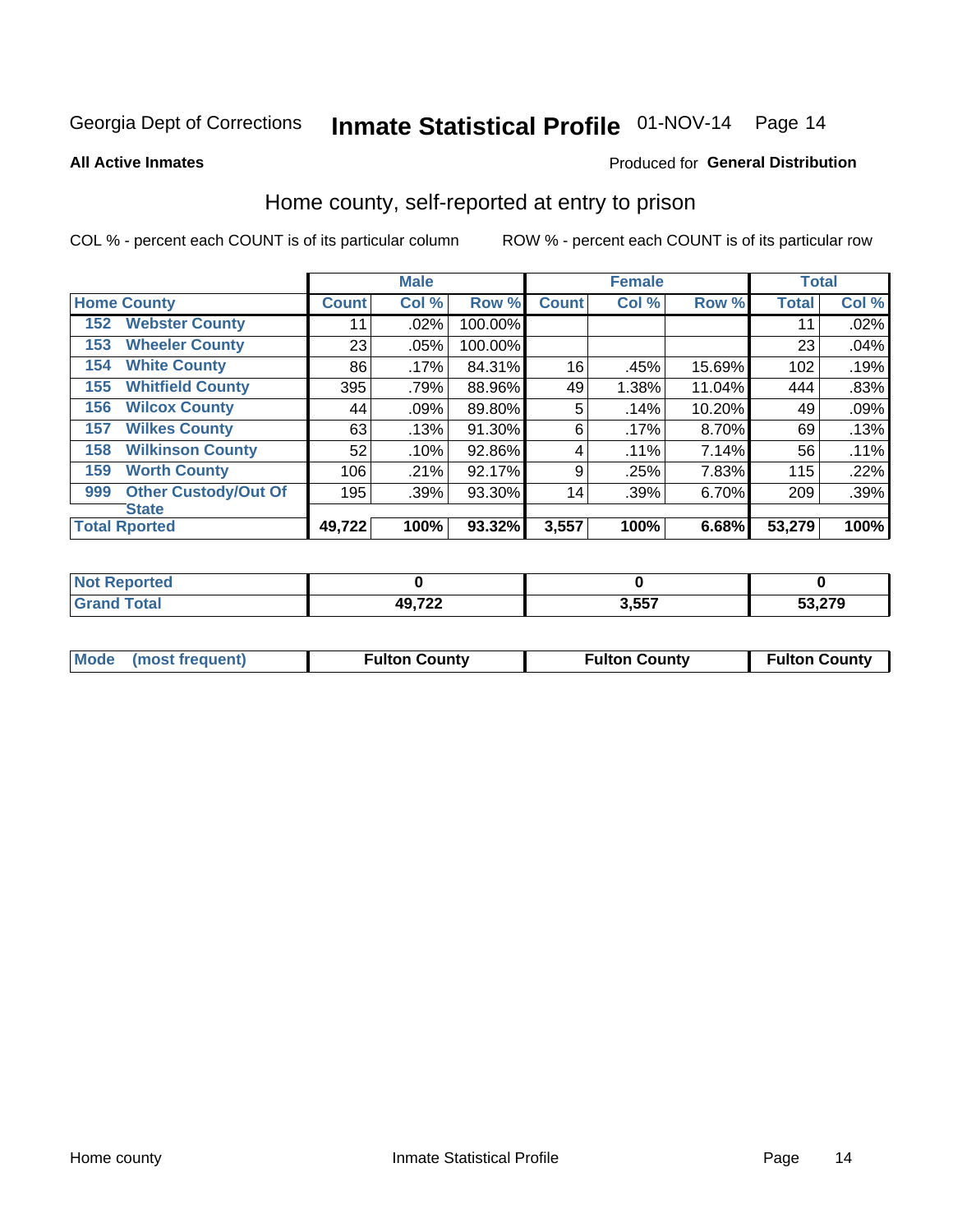Georgia Dept of Corrections **Inmate Statistical Profile** 01-NOV-14 Page 14

**All Active Inmates**

Produced for **General Distribution**

## Home county, self-reported at entry to prison

COL % - percent each COUNT is of its particular column

ROW % - percent each COUNT is of its particular row

| Home County | | Male | | | Female | | | Total | |
|---|---|---|---|---|---|---|---|---|---|
| | | Count | Col % | Row % | Count | Col % | Row % | Total | Col % |
| 152 | Webster County | 11 | .02% | 100.00% | | | | 11 | .02% |
| 153 | Wheeler County | 23 | .05% | 100.00% | | | | 23 | .04% |
| 154 | White County | 86 | .17% | 84.31% | 16 | .45% | 15.69% | 102 | .19% |
| 155 | Whitfield County | 395 | .79% | 88.96% | 49 | 1.38% | 11.04% | 444 | .83% |
| 156 | Wilcox County | 44 | .09% | 89.80% | 5 | .14% | 10.20% | 49 | .09% |
| 157 | Wilkes County | 63 | .13% | 91.30% | 6 | .17% | 8.70% | 69 | .13% |
| 158 | Wilkinson County | 52 | .10% | 92.86% | 4 | .11% | 7.14% | 56 | .11% |
| 159 | Worth County | 106 | .21% | 92.17% | 9 | .25% | 7.83% | 115 | .22% |
| 999 | Other Custody/Out Of State | 195 | .39% | 93.30% | 14 | .39% | 6.70% | 209 | .39% |
| Total Rported | | **49,722** | **100%** | **93.32%** | **3,557** | **100%** | **6.68%** | **53,279** | **100%** |

| | Male | Female | Total |
|---|---|---|---|
| Not Reported | **0** | **0** | **0** |
| Grand Total | **49,722** | **3,557** | **53,279** |

| | Male | Female | Total |
|---|---|---|---|
| Mode (most frequent) | **Fulton County** | **Fulton County** | **Fulton County** |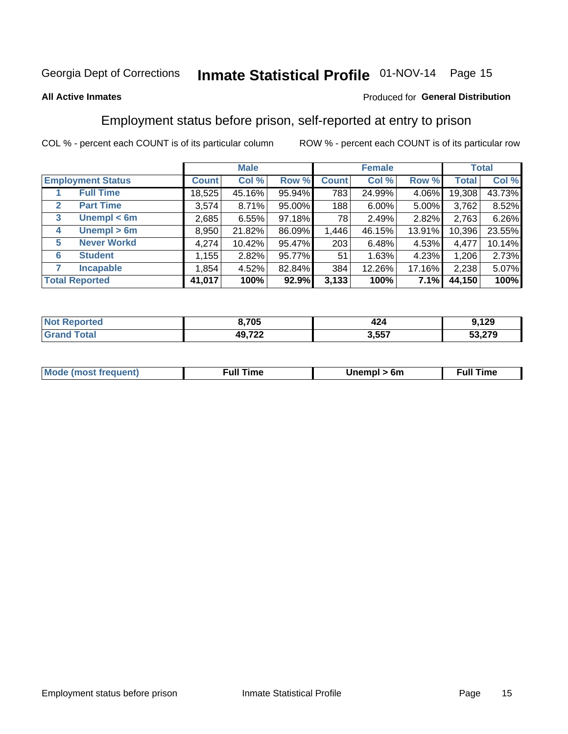Georgia Dept of Corrections **Inmate Statistical Profile** 01-NOV-14

**All Active Inmates**

Produced for **General Distribution**

## Employment status before prison, self-reported at entry to prison

COL % - percent each COUNT is of its particular column ROW % - percent each COUNT is of its particular row

| | | Male | | | Female | | | Total | |
|---|---|---|---|---|---|---|---|---|---|
| **Employment Status** | | **Count** | **Col %** | **Row %** | **Count** | **Col %** | **Row %** | **Total** | **Col %** |
| 1 | Full Time | 18,525 | 45.16% | 95.94% | 783 | 24.99% | 4.06% | 19,308 | 43.73% |
| 2 | Part Time | 3,574 | 8.71% | 95.00% | 188 | 6.00% | 5.00% | 3,762 | 8.52% |
| 3 | Unempl < 6m | 2,685 | 6.55% | 97.18% | 78 | 2.49% | 2.82% | 2,763 | 6.26% |
| 4 | Unempl > 6m | 8,950 | 21.82% | 86.09% | 1,446 | 46.15% | 13.91% | 10,396 | 23.55% |
| 5 | Never Workd | 4,274 | 10.42% | 95.47% | 203 | 6.48% | 4.53% | 4,477 | 10.14% |
| 6 | Student | 1,155 | 2.82% | 95.77% | 51 | 1.63% | 4.23% | 1,206 | 2.73% |
| 7 | Incapable | 1,854 | 4.52% | 82.84% | 384 | 12.26% | 17.16% | 2,238 | 5.07% |
| **Total Reported** | | **41,017** | **100%** | **92.9%** | **3,133** | **100%** | **7.1%** | **44,150** | **100%** |

| | Male | Female | Total |
|---|---|---|---|
| **Not Reported** | **8,705** | **424** | **9,129** |
| **Grand Total** | **49,722** | **3,557** | **53,279** |

| | Male | Female | Total |
|---|---|---|---|
| **Mode (most frequent)** | **Full Time** | **Unempl > 6m** | **Full Time** |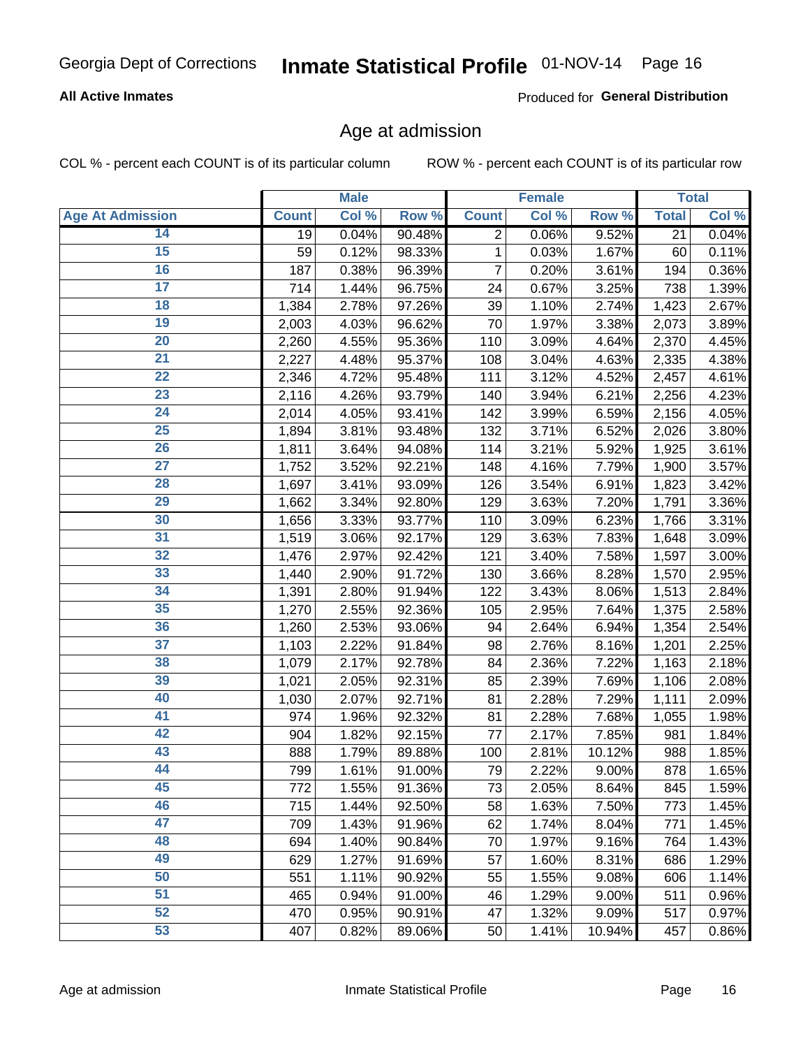Georgia Dept of Corrections **Inmate Statistical Profile** 01-NOV-14

**All Active Inmates**

Produced for **General Distribution**

## Age at admission

COL % - percent each COUNT is of its particular column ROW % - percent each COUNT is of its particular row

| | Male | | | Female | | | Total | |
|---|---|---|---|---|---|---|---|---|
| Age At Admission | Count | Col % | Row % | Count | Col % | Row % | Total | Col % |
| 14 | 19 | 0.04% | 90.48% | 2 | 0.06% | 9.52% | 21 | 0.04% |
| 15 | 59 | 0.12% | 98.33% | 1 | 0.03% | 1.67% | 60 | 0.11% |
| 16 | 187 | 0.38% | 96.39% | 7 | 0.20% | 3.61% | 194 | 0.36% |
| 17 | 714 | 1.44% | 96.75% | 24 | 0.67% | 3.25% | 738 | 1.39% |
| 18 | 1,384 | 2.78% | 97.26% | 39 | 1.10% | 2.74% | 1,423 | 2.67% |
| 19 | 2,003 | 4.03% | 96.62% | 70 | 1.97% | 3.38% | 2,073 | 3.89% |
| 20 | 2,260 | 4.55% | 95.36% | 110 | 3.09% | 4.64% | 2,370 | 4.45% |
| 21 | 2,227 | 4.48% | 95.37% | 108 | 3.04% | 4.63% | 2,335 | 4.38% |
| 22 | 2,346 | 4.72% | 95.48% | 111 | 3.12% | 4.52% | 2,457 | 4.61% |
| 23 | 2,116 | 4.26% | 93.79% | 140 | 3.94% | 6.21% | 2,256 | 4.23% |
| 24 | 2,014 | 4.05% | 93.41% | 142 | 3.99% | 6.59% | 2,156 | 4.05% |
| 25 | 1,894 | 3.81% | 93.48% | 132 | 3.71% | 6.52% | 2,026 | 3.80% |
| 26 | 1,811 | 3.64% | 94.08% | 114 | 3.21% | 5.92% | 1,925 | 3.61% |
| 27 | 1,752 | 3.52% | 92.21% | 148 | 4.16% | 7.79% | 1,900 | 3.57% |
| 28 | 1,697 | 3.41% | 93.09% | 126 | 3.54% | 6.91% | 1,823 | 3.42% |
| 29 | 1,662 | 3.34% | 92.80% | 129 | 3.63% | 7.20% | 1,791 | 3.36% |
| 30 | 1,656 | 3.33% | 93.77% | 110 | 3.09% | 6.23% | 1,766 | 3.31% |
| 31 | 1,519 | 3.06% | 92.17% | 129 | 3.63% | 7.83% | 1,648 | 3.09% |
| 32 | 1,476 | 2.97% | 92.42% | 121 | 3.40% | 7.58% | 1,597 | 3.00% |
| 33 | 1,440 | 2.90% | 91.72% | 130 | 3.66% | 8.28% | 1,570 | 2.95% |
| 34 | 1,391 | 2.80% | 91.94% | 122 | 3.43% | 8.06% | 1,513 | 2.84% |
| 35 | 1,270 | 2.55% | 92.36% | 105 | 2.95% | 7.64% | 1,375 | 2.58% |
| 36 | 1,260 | 2.53% | 93.06% | 94 | 2.64% | 6.94% | 1,354 | 2.54% |
| 37 | 1,103 | 2.22% | 91.84% | 98 | 2.76% | 8.16% | 1,201 | 2.25% |
| 38 | 1,079 | 2.17% | 92.78% | 84 | 2.36% | 7.22% | 1,163 | 2.18% |
| 39 | 1,021 | 2.05% | 92.31% | 85 | 2.39% | 7.69% | 1,106 | 2.08% |
| 40 | 1,030 | 2.07% | 92.71% | 81 | 2.28% | 7.29% | 1,111 | 2.09% |
| 41 | 974 | 1.96% | 92.32% | 81 | 2.28% | 7.68% | 1,055 | 1.98% |
| 42 | 904 | 1.82% | 92.15% | 77 | 2.17% | 7.85% | 981 | 1.84% |
| 43 | 888 | 1.79% | 89.88% | 100 | 2.81% | 10.12% | 988 | 1.85% |
| 44 | 799 | 1.61% | 91.00% | 79 | 2.22% | 9.00% | 878 | 1.65% |
| 45 | 772 | 1.55% | 91.36% | 73 | 2.05% | 8.64% | 845 | 1.59% |
| 46 | 715 | 1.44% | 92.50% | 58 | 1.63% | 7.50% | 773 | 1.45% |
| 47 | 709 | 1.43% | 91.96% | 62 | 1.74% | 8.04% | 771 | 1.45% |
| 48 | 694 | 1.40% | 90.84% | 70 | 1.97% | 9.16% | 764 | 1.43% |
| 49 | 629 | 1.27% | 91.69% | 57 | 1.60% | 8.31% | 686 | 1.29% |
| 50 | 551 | 1.11% | 90.92% | 55 | 1.55% | 9.08% | 606 | 1.14% |
| 51 | 465 | 0.94% | 91.00% | 46 | 1.29% | 9.00% | 511 | 0.96% |
| 52 | 470 | 0.95% | 90.91% | 47 | 1.32% | 9.09% | 517 | 0.97% |
| 53 | 407 | 0.82% | 89.06% | 50 | 1.41% | 10.94% | 457 | 0.86% |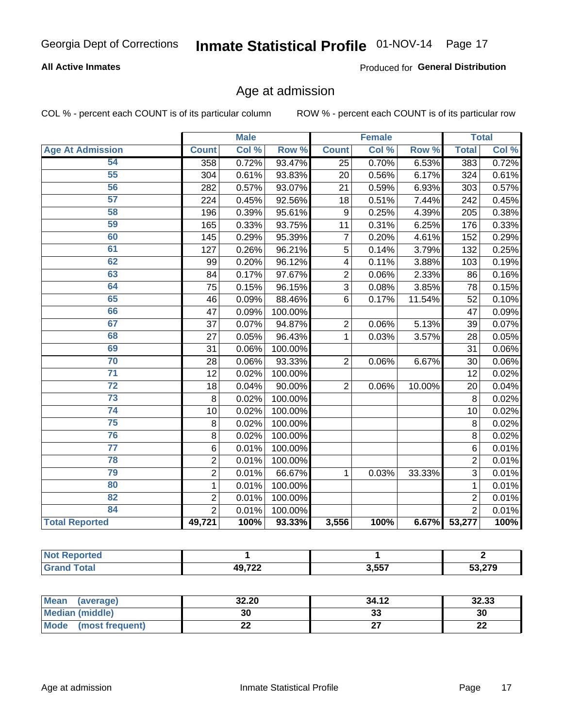Georgia Dept of Corrections **Inmate Statistical Profile** 01-NOV-14

**All Active Inmates** Produced for **General Distribution**

## Age at admission

COL % - percent each COUNT is of its particular column ROW % - percent each COUNT is of its particular row

| | Male | | | Female | | | Total | |
|---|---|---|---|---|---|---|---|---|
| **Age At Admission** | **Count** | **Col %** | **Row %** | **Count** | **Col %** | **Row %** | **Total** | **Col %** |
| 54 | 358 | 0.72% | 93.47% | 25 | 0.70% | 6.53% | 383 | 0.72% |
| 55 | 304 | 0.61% | 93.83% | 20 | 0.56% | 6.17% | 324 | 0.61% |
| 56 | 282 | 0.57% | 93.07% | 21 | 0.59% | 6.93% | 303 | 0.57% |
| 57 | 224 | 0.45% | 92.56% | 18 | 0.51% | 7.44% | 242 | 0.45% |
| 58 | 196 | 0.39% | 95.61% | 9 | 0.25% | 4.39% | 205 | 0.38% |
| 59 | 165 | 0.33% | 93.75% | 11 | 0.31% | 6.25% | 176 | 0.33% |
| 60 | 145 | 0.29% | 95.39% | 7 | 0.20% | 4.61% | 152 | 0.29% |
| 61 | 127 | 0.26% | 96.21% | 5 | 0.14% | 3.79% | 132 | 0.25% |
| 62 | 99 | 0.20% | 96.12% | 4 | 0.11% | 3.88% | 103 | 0.19% |
| 63 | 84 | 0.17% | 97.67% | 2 | 0.06% | 2.33% | 86 | 0.16% |
| 64 | 75 | 0.15% | 96.15% | 3 | 0.08% | 3.85% | 78 | 0.15% |
| 65 | 46 | 0.09% | 88.46% | 6 | 0.17% | 11.54% | 52 | 0.10% |
| 66 | 47 | 0.09% | 100.00% | | | | 47 | 0.09% |
| 67 | 37 | 0.07% | 94.87% | 2 | 0.06% | 5.13% | 39 | 0.07% |
| 68 | 27 | 0.05% | 96.43% | 1 | 0.03% | 3.57% | 28 | 0.05% |
| 69 | 31 | 0.06% | 100.00% | | | | 31 | 0.06% |
| 70 | 28 | 0.06% | 93.33% | 2 | 0.06% | 6.67% | 30 | 0.06% |
| 71 | 12 | 0.02% | 100.00% | | | | 12 | 0.02% |
| 72 | 18 | 0.04% | 90.00% | 2 | 0.06% | 10.00% | 20 | 0.04% |
| 73 | 8 | 0.02% | 100.00% | | | | 8 | 0.02% |
| 74 | 10 | 0.02% | 100.00% | | | | 10 | 0.02% |
| 75 | 8 | 0.02% | 100.00% | | | | 8 | 0.02% |
| 76 | 8 | 0.02% | 100.00% | | | | 8 | 0.02% |
| 77 | 6 | 0.01% | 100.00% | | | | 6 | 0.01% |
| 78 | 2 | 0.01% | 100.00% | | | | 2 | 0.01% |
| 79 | 2 | 0.01% | 66.67% | 1 | 0.03% | 33.33% | 3 | 0.01% |
| 80 | 1 | 0.01% | 100.00% | | | | 1 | 0.01% |
| 82 | 2 | 0.01% | 100.00% | | | | 2 | 0.01% |
| 84 | 2 | 0.01% | 100.00% | | | | 2 | 0.01% |
| **Total Reported** | **49,721** | **100%** | **93.33%** | **3,556** | **100%** | **6.67%** | **53,277** | **100%** |

| | Male | Female | Total |
|---|---|---|---|
| **Not Reported** | **1** | **1** | **2** |
| **Grand Total** | **49,722** | **3,557** | **53,279** |

| | Male | Female | Total |
|---|---|---|---|
| **Mean (average)** | **32.20** | **34.12** | **32.33** |
| **Median (middle)** | **30** | **33** | **30** |
| **Mode (most frequent)** | **22** | **27** | **22** |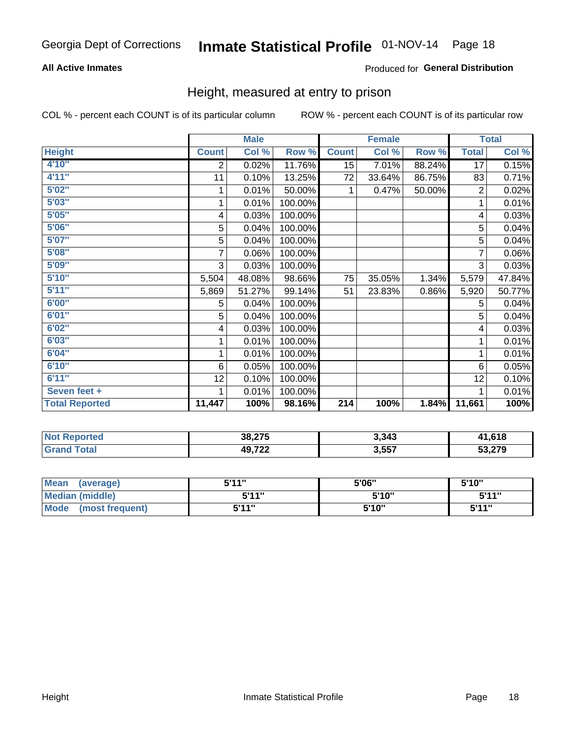Georgia Dept of Corrections **Inmate Statistical Profile** 01-NOV-14

**All Active Inmates**

Produced for **General Distribution**

## Height, measured at entry to prison

COL % - percent each COUNT is of its particular column ROW % - percent each COUNT is of its particular row

| | Male | | | Female | | | Total | |
|---|---|---|---|---|---|---|---|---|
| **Height** | **Count** | **Col %** | **Row %** | **Count** | **Col %** | **Row %** | **Total** | **Col %** |
| 4'10" | 2 | 0.02% | 11.76% | 15 | 7.01% | 88.24% | 17 | 0.15% |
| 4'11" | 11 | 0.10% | 13.25% | 72 | 33.64% | 86.75% | 83 | 0.71% |
| 5'02" | 1 | 0.01% | 50.00% | 1 | 0.47% | 50.00% | 2 | 0.02% |
| 5'03" | 1 | 0.01% | 100.00% | | | | 1 | 0.01% |
| 5'05" | 4 | 0.03% | 100.00% | | | | 4 | 0.03% |
| 5'06" | 5 | 0.04% | 100.00% | | | | 5 | 0.04% |
| 5'07" | 5 | 0.04% | 100.00% | | | | 5 | 0.04% |
| 5'08" | 7 | 0.06% | 100.00% | | | | 7 | 0.06% |
| 5'09" | 3 | 0.03% | 100.00% | | | | 3 | 0.03% |
| 5'10" | 5,504 | 48.08% | 98.66% | 75 | 35.05% | 1.34% | 5,579 | 47.84% |
| 5'11" | 5,869 | 51.27% | 99.14% | 51 | 23.83% | 0.86% | 5,920 | 50.77% |
| 6'00" | 5 | 0.04% | 100.00% | | | | 5 | 0.04% |
| 6'01" | 5 | 0.04% | 100.00% | | | | 5 | 0.04% |
| 6'02" | 4 | 0.03% | 100.00% | | | | 4 | 0.03% |
| 6'03" | 1 | 0.01% | 100.00% | | | | 1 | 0.01% |
| 6'04" | 1 | 0.01% | 100.00% | | | | 1 | 0.01% |
| 6'10" | 6 | 0.05% | 100.00% | | | | 6 | 0.05% |
| 6'11" | 12 | 0.10% | 100.00% | | | | 12 | 0.10% |
| Seven feet + | 1 | 0.01% | 100.00% | | | | 1 | 0.01% |
| **Total Reported** | **11,447** | **100%** | **98.16%** | **214** | **100%** | **1.84%** | **11,661** | **100%** |

| | Male | Female | Total |
|---|---|---|---|
| **Not Reported** | **38,275** | **3,343** | **41,618** |
| **Grand Total** | **49,722** | **3,557** | **53,279** |

| | Male | Female | Total |
|---|---|---|---|
| **Mean (average)** | **5'11"** | **5'06"** | **5'10"** |
| **Median (middle)** | **5'11"** | **5'10"** | **5'11"** |
| **Mode (most frequent)** | **5'11"** | **5'10"** | **5'11"** |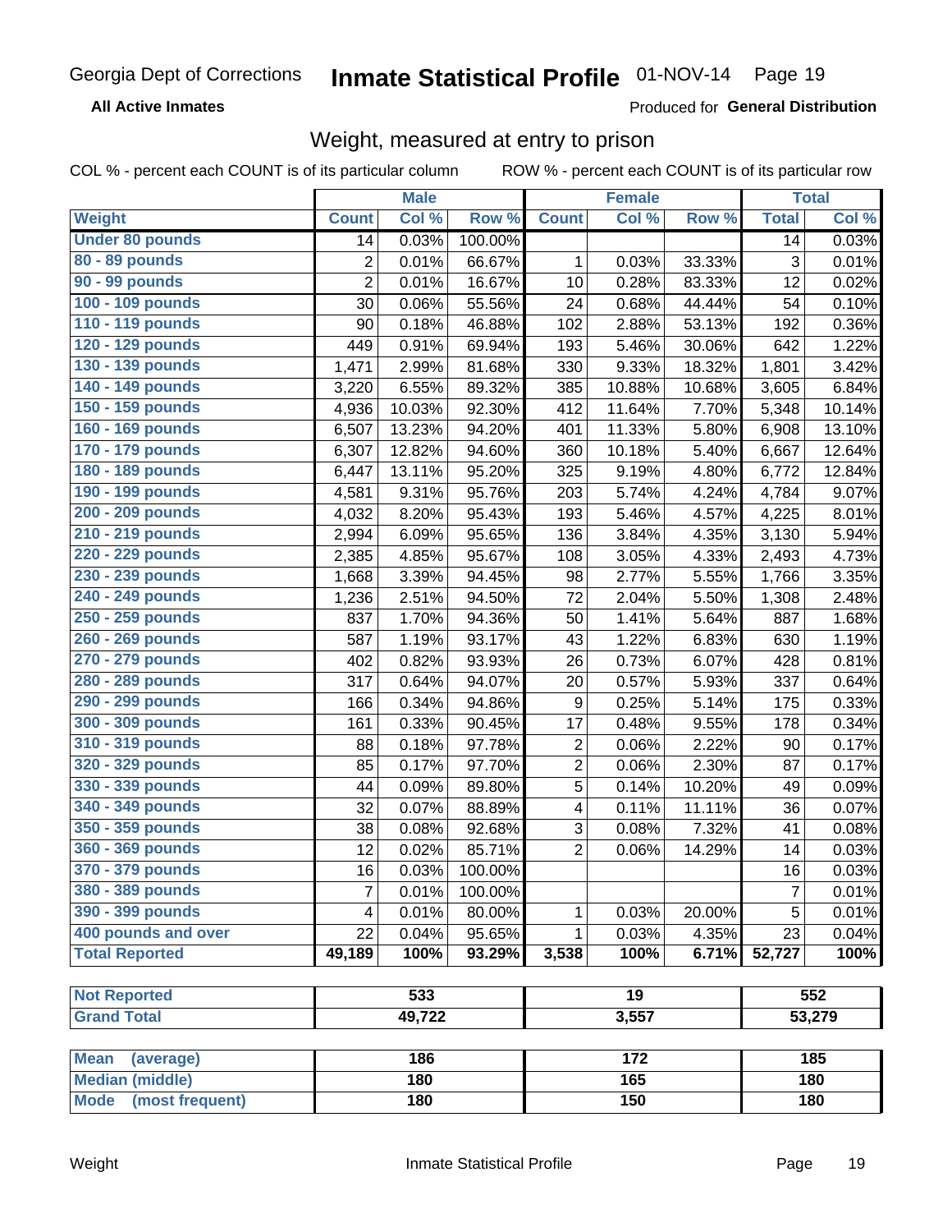Georgia Dept of Corrections **Inmate Statistical Profile** 01-NOV-14

**All Active Inmates** Produced for **General Distribution**

## Weight, measured at entry to prison

COL % - percent each COUNT is of its particular column ROW % - percent each COUNT is of its particular row

| | Male | | | Female | | | Total | |
|---|---|---|---|---|---|---|---|---|
| Weight | Count | Col % | Row % | Count | Col % | Row % | Total | Col % |
| Under 80 pounds | 14 | 0.03% | 100.00% | | | | 14 | 0.03% |
| 80 - 89 pounds | 2 | 0.01% | 66.67% | 1 | 0.03% | 33.33% | 3 | 0.01% |
| 90 - 99 pounds | 2 | 0.01% | 16.67% | 10 | 0.28% | 83.33% | 12 | 0.02% |
| 100 - 109 pounds | 30 | 0.06% | 55.56% | 24 | 0.68% | 44.44% | 54 | 0.10% |
| 110 - 119 pounds | 90 | 0.18% | 46.88% | 102 | 2.88% | 53.13% | 192 | 0.36% |
| 120 - 129 pounds | 449 | 0.91% | 69.94% | 193 | 5.46% | 30.06% | 642 | 1.22% |
| 130 - 139 pounds | 1,471 | 2.99% | 81.68% | 330 | 9.33% | 18.32% | 1,801 | 3.42% |
| 140 - 149 pounds | 3,220 | 6.55% | 89.32% | 385 | 10.88% | 10.68% | 3,605 | 6.84% |
| 150 - 159 pounds | 4,936 | 10.03% | 92.30% | 412 | 11.64% | 7.70% | 5,348 | 10.14% |
| 160 - 169 pounds | 6,507 | 13.23% | 94.20% | 401 | 11.33% | 5.80% | 6,908 | 13.10% |
| 170 - 179 pounds | 6,307 | 12.82% | 94.60% | 360 | 10.18% | 5.40% | 6,667 | 12.64% |
| 180 - 189 pounds | 6,447 | 13.11% | 95.20% | 325 | 9.19% | 4.80% | 6,772 | 12.84% |
| 190 - 199 pounds | 4,581 | 9.31% | 95.76% | 203 | 5.74% | 4.24% | 4,784 | 9.07% |
| 200 - 209 pounds | 4,032 | 8.20% | 95.43% | 193 | 5.46% | 4.57% | 4,225 | 8.01% |
| 210 - 219 pounds | 2,994 | 6.09% | 95.65% | 136 | 3.84% | 4.35% | 3,130 | 5.94% |
| 220 - 229 pounds | 2,385 | 4.85% | 95.67% | 108 | 3.05% | 4.33% | 2,493 | 4.73% |
| 230 - 239 pounds | 1,668 | 3.39% | 94.45% | 98 | 2.77% | 5.55% | 1,766 | 3.35% |
| 240 - 249 pounds | 1,236 | 2.51% | 94.50% | 72 | 2.04% | 5.50% | 1,308 | 2.48% |
| 250 - 259 pounds | 837 | 1.70% | 94.36% | 50 | 1.41% | 5.64% | 887 | 1.68% |
| 260 - 269 pounds | 587 | 1.19% | 93.17% | 43 | 1.22% | 6.83% | 630 | 1.19% |
| 270 - 279 pounds | 402 | 0.82% | 93.93% | 26 | 0.73% | 6.07% | 428 | 0.81% |
| 280 - 289 pounds | 317 | 0.64% | 94.07% | 20 | 0.57% | 5.93% | 337 | 0.64% |
| 290 - 299 pounds | 166 | 0.34% | 94.86% | 9 | 0.25% | 5.14% | 175 | 0.33% |
| 300 - 309 pounds | 161 | 0.33% | 90.45% | 17 | 0.48% | 9.55% | 178 | 0.34% |
| 310 - 319 pounds | 88 | 0.18% | 97.78% | 2 | 0.06% | 2.22% | 90 | 0.17% |
| 320 - 329 pounds | 85 | 0.17% | 97.70% | 2 | 0.06% | 2.30% | 87 | 0.17% |
| 330 - 339 pounds | 44 | 0.09% | 89.80% | 5 | 0.14% | 10.20% | 49 | 0.09% |
| 340 - 349 pounds | 32 | 0.07% | 88.89% | 4 | 0.11% | 11.11% | 36 | 0.07% |
| 350 - 359 pounds | 38 | 0.08% | 92.68% | 3 | 0.08% | 7.32% | 41 | 0.08% |
| 360 - 369 pounds | 12 | 0.02% | 85.71% | 2 | 0.06% | 14.29% | 14 | 0.03% |
| 370 - 379 pounds | 16 | 0.03% | 100.00% | | | | 16 | 0.03% |
| 380 - 389 pounds | 7 | 0.01% | 100.00% | | | | 7 | 0.01% |
| 390 - 399 pounds | 4 | 0.01% | 80.00% | 1 | 0.03% | 20.00% | 5 | 0.01% |
| 400 pounds and over | 22 | 0.04% | 95.65% | 1 | 0.03% | 4.35% | 23 | 0.04% |
| Total Reported | 49,189 | 100% | 93.29% | 3,538 | 100% | 6.71% | 52,727 | 100% |

| | Male | Female | Total |
|---|---|---|---|
| Not Reported | 533 | 19 | 552 |
| Grand Total | 49,722 | 3,557 | 53,279 |

| | Male | Female | Total |
|---|---|---|---|
| Mean (average) | 186 | 172 | 185 |
| Median (middle) | 180 | 165 | 180 |
| Mode (most frequent) | 180 | 150 | 180 |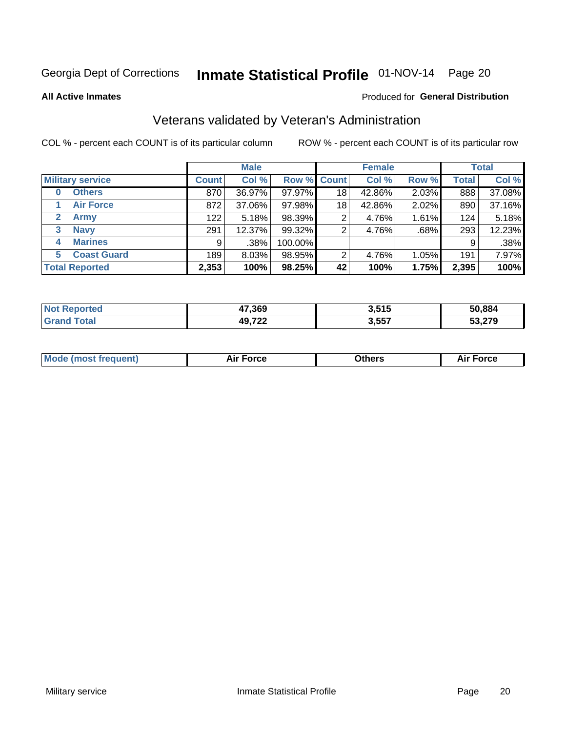Georgia Dept of Corrections **Inmate Statistical Profile** 01-NOV-14 Page 20

**All Active Inmates**

Produced for **General Distribution**

## Veterans validated by Veteran's Administration

COL % - percent each COUNT is of its particular column ROW % - percent each COUNT is of its particular row

| | Male | | | Female | | | Total | |
|---|---|---|---|---|---|---|---|---|
| **Military service** | **Count** | **Col %** | **Row %** | **Count** | **Col %** | **Row %** | **Total** | **Col %** |
| 0 Others | 870 | 36.97% | 97.97% | 18 | 42.86% | 2.03% | 888 | 37.08% |
| 1 Air Force | 872 | 37.06% | 97.98% | 18 | 42.86% | 2.02% | 890 | 37.16% |
| 2 Army | 122 | 5.18% | 98.39% | 2 | 4.76% | 1.61% | 124 | 5.18% |
| 3 Navy | 291 | 12.37% | 99.32% | 2 | 4.76% | .68% | 293 | 12.23% |
| 4 Marines | 9 | .38% | 100.00% | | | | 9 | .38% |
| 5 Coast Guard | 189 | 8.03% | 98.95% | 2 | 4.76% | 1.05% | 191 | 7.97% |
| **Total Reported** | **2,353** | **100%** | **98.25%** | **42** | **100%** | **1.75%** | **2,395** | **100%** |

| | Male | Female | Total |
|---|---|---|---|
| **Not Reported** | **47,369** | **3,515** | **50,884** |
| **Grand Total** | **49,722** | **3,557** | **53,279** |

| | Male | Female | Total |
|---|---|---|---|
| **Mode (most frequent)** | **Air Force** | **Others** | **Air Force** |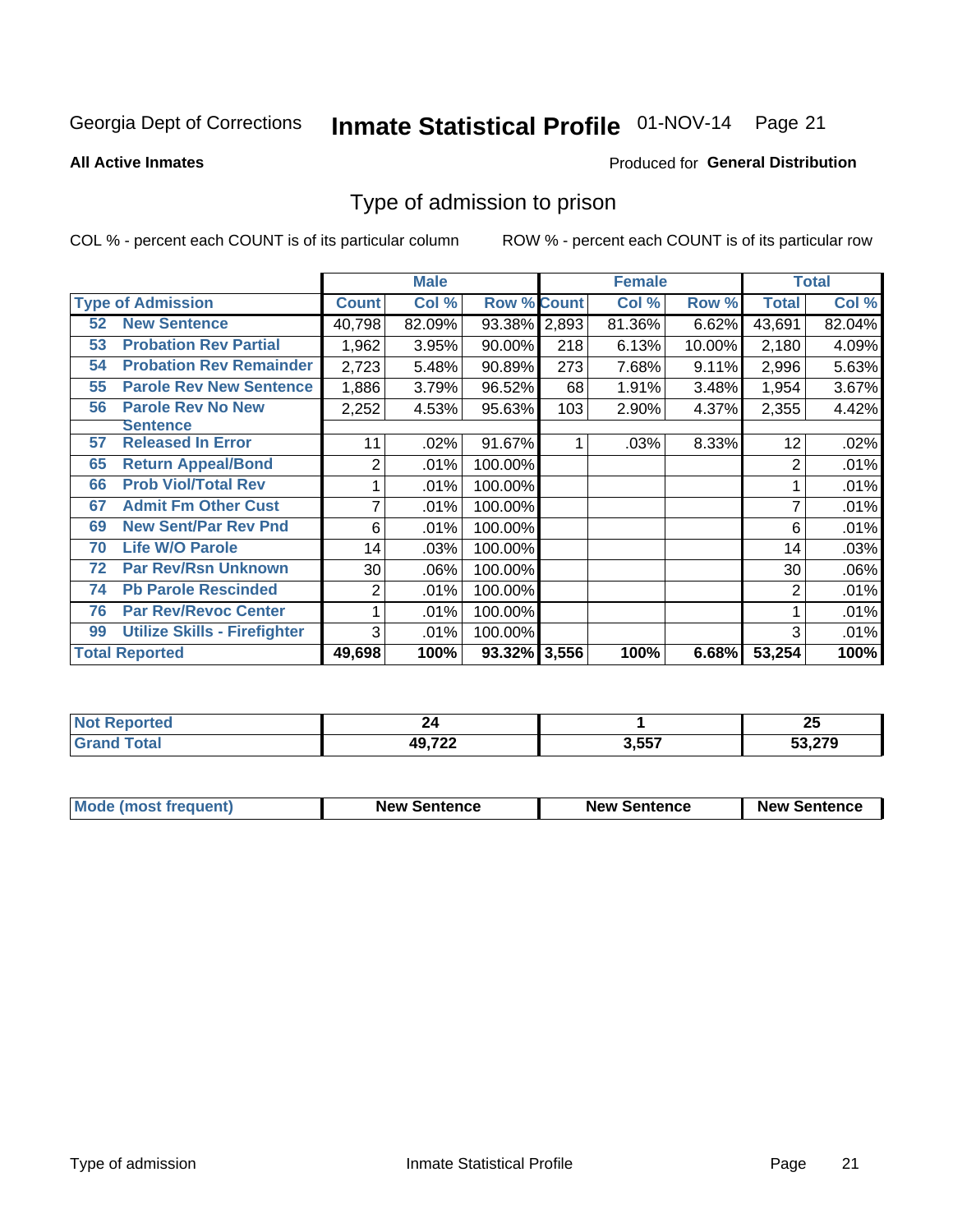Georgia Dept of Corrections **Inmate Statistical Profile** 01-NOV-14

**All Active Inmates**

Produced for **General Distribution**

## Type of admission to prison

COL % - percent each COUNT is of its particular column

ROW % - percent each COUNT is of its particular row

| | Male | | | Female | | | Total | |
|---|---|---|---|---|---|---|---|---|
| **Type of Admission** | **Count** | **Col %** | **Row %** | **Count** | **Col %** | **Row %** | **Total** | **Col %** |
| 52 New Sentence | 40,798 | 82.09% | 93.38% | 2,893 | 81.36% | 6.62% | 43,691 | 82.04% |
| 53 Probation Rev Partial | 1,962 | 3.95% | 90.00% | 218 | 6.13% | 10.00% | 2,180 | 4.09% |
| 54 Probation Rev Remainder | 2,723 | 5.48% | 90.89% | 273 | 7.68% | 9.11% | 2,996 | 5.63% |
| 55 Parole Rev New Sentence | 1,886 | 3.79% | 96.52% | 68 | 1.91% | 3.48% | 1,954 | 3.67% |
| 56 Parole Rev No New Sentence | 2,252 | 4.53% | 95.63% | 103 | 2.90% | 4.37% | 2,355 | 4.42% |
| 57 Released In Error | 11 | .02% | 91.67% | 1 | .03% | 8.33% | 12 | .02% |
| 65 Return Appeal/Bond | 2 | .01% | 100.00% | | | | 2 | .01% |
| 66 Prob Viol/Total Rev | 1 | .01% | 100.00% | | | | 1 | .01% |
| 67 Admit Fm Other Cust | 7 | .01% | 100.00% | | | | 7 | .01% |
| 69 New Sent/Par Rev Pnd | 6 | .01% | 100.00% | | | | 6 | .01% |
| 70 Life W/O Parole | 14 | .03% | 100.00% | | | | 14 | .03% |
| 72 Par Rev/Rsn Unknown | 30 | .06% | 100.00% | | | | 30 | .06% |
| 74 Pb Parole Rescinded | 2 | .01% | 100.00% | | | | 2 | .01% |
| 76 Par Rev/Revoc Center | 1 | .01% | 100.00% | | | | 1 | .01% |
| 99 Utilize Skills - Firefighter | 3 | .01% | 100.00% | | | | 3 | .01% |
| **Total Reported** | **49,698** | **100%** | **93.32%** | **3,556** | **100%** | **6.68%** | **53,254** | **100%** |

| | Male | Female | Total |
|---|---|---|---|
| **Not Reported** | **24** | **1** | **25** |
| **Grand Total** | **49,722** | **3,557** | **53,279** |

| | Male | Female | Total |
|---|---|---|---|
| **Mode (most frequent)** | **New Sentence** | **New Sentence** | **New Sentence** |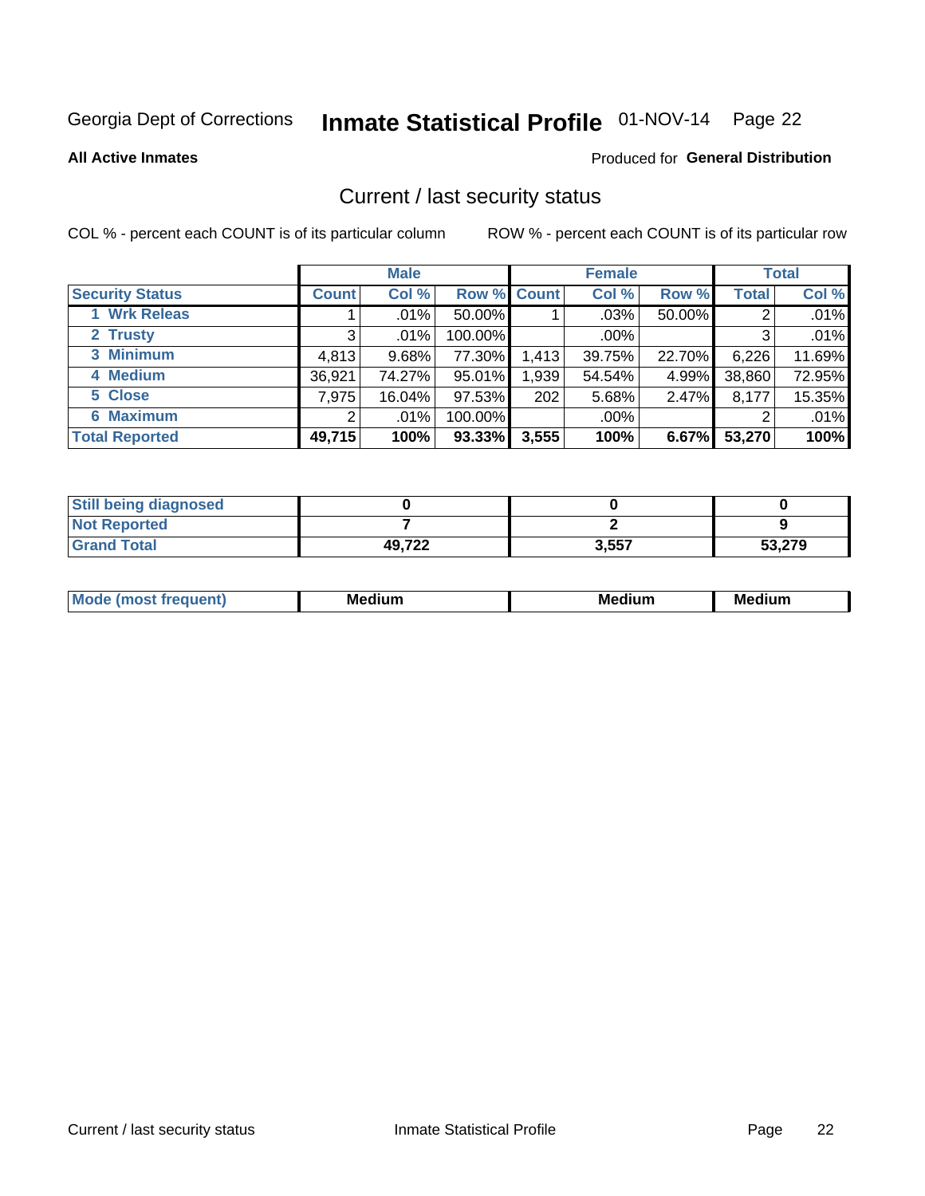Georgia Dept of Corrections **Inmate Statistical Profile** 01-NOV-14

**All Active Inmates**

Produced for **General Distribution**

## Current / last security status

COL % - percent each COUNT is of its particular column

ROW % - percent each COUNT is of its particular row

| | Male | | | Female | | | Total | |
|---|---|---|---|---|---|---|---|---|
| **Security Status** | **Count** | **Col %** | **Row %** | **Count** | **Col %** | **Row %** | **Total** | **Col %** |
| 1 Wrk Releas | 1 | .01% | 50.00% | 1 | .03% | 50.00% | 2 | .01% |
| 2 Trusty | 3 | .01% | 100.00% | | .00% | | 3 | .01% |
| 3 Minimum | 4,813 | 9.68% | 77.30% | 1,413 | 39.75% | 22.70% | 6,226 | 11.69% |
| 4 Medium | 36,921 | 74.27% | 95.01% | 1,939 | 54.54% | 4.99% | 38,860 | 72.95% |
| 5 Close | 7,975 | 16.04% | 97.53% | 202 | 5.68% | 2.47% | 8,177 | 15.35% |
| 6 Maximum | 2 | .01% | 100.00% | | .00% | | 2 | .01% |
| **Total Reported** | **49,715** | **100%** | **93.33%** | **3,555** | **100%** | **6.67%** | **53,270** | **100%** |

| | Male | Female | Total |
|---|---|---|---|
| **Still being diagnosed** | **0** | **0** | **0** |
| **Not Reported** | **7** | **2** | **9** |
| **Grand Total** | **49,722** | **3,557** | **53,279** |

| | Male | Female | Total |
|---|---|---|---|
| **Mode (most frequent)** | **Medium** | **Medium** | **Medium** |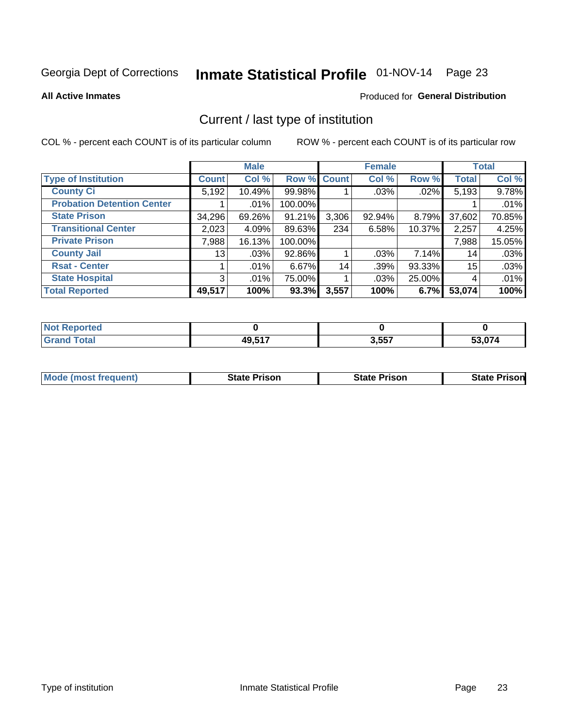Georgia Dept of Corrections **Inmate Statistical Profile** 01-NOV-14

**All Active Inmates**

Produced for **General Distribution**

## Current / last type of institution

COL % - percent each COUNT is of its particular column ROW % - percent each COUNT is of its particular row

| | Male | | | Female | | | Total | |
|---|---|---|---|---|---|---|---|---|
| **Type of Institution** | **Count** | **Col %** | **Row %** | **Count** | **Col %** | **Row %** | **Total** | **Col %** |
| County Ci | 5,192 | 10.49% | 99.98% | 1 | .03% | .02% | 5,193 | 9.78% |
| Probation Detention Center | 1 | .01% | 100.00% | | | | 1 | .01% |
| State Prison | 34,296 | 69.26% | 91.21% | 3,306 | 92.94% | 8.79% | 37,602 | 70.85% |
| Transitional Center | 2,023 | 4.09% | 89.63% | 234 | 6.58% | 10.37% | 2,257 | 4.25% |
| Private Prison | 7,988 | 16.13% | 100.00% | | | | 7,988 | 15.05% |
| County Jail | 13 | .03% | 92.86% | 1 | .03% | 7.14% | 14 | .03% |
| Rsat - Center | 1 | .01% | 6.67% | 14 | .39% | 93.33% | 15 | .03% |
| State Hospital | 3 | .01% | 75.00% | 1 | .03% | 25.00% | 4 | .01% |
| **Total Reported** | **49,517** | **100%** | **93.3%** | **3,557** | **100%** | **6.7%** | **53,074** | **100%** |

| | Male | Female | Total |
|---|---|---|---|
| **Not Reported** | **0** | **0** | **0** |
| **Grand Total** | **49,517** | **3,557** | **53,074** |

| | Male | Female | Total |
|---|---|---|---|
| **Mode (most frequent)** | **State Prison** | **State Prison** | **State Prison** |

Type of institution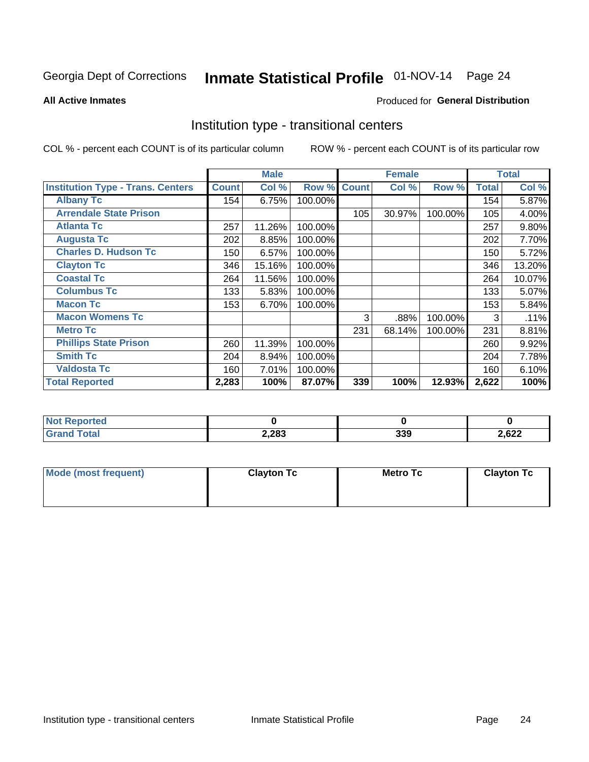Georgia Dept of Corrections **Inmate Statistical Profile** 01-NOV-14 Page 24

**All Active Inmates**

Produced for **General Distribution**

## Institution type - transitional centers

COL % - percent each COUNT is of its particular column

ROW % - percent each COUNT is of its particular row

| | Male | | | Female | | | Total | |
|---|---|---|---|---|---|---|---|---|
| **Institution Type - Trans. Centers** | **Count** | **Col %** | **Row %** | **Count** | **Col %** | **Row %** | **Total** | **Col %** |
| **Albany Tc** | 154 | 6.75% | 100.00% | | | | 154 | 5.87% |
| **Arrendale State Prison** | | | | 105 | 30.97% | 100.00% | 105 | 4.00% |
| **Atlanta Tc** | 257 | 11.26% | 100.00% | | | | 257 | 9.80% |
| **Augusta Tc** | 202 | 8.85% | 100.00% | | | | 202 | 7.70% |
| **Charles D. Hudson Tc** | 150 | 6.57% | 100.00% | | | | 150 | 5.72% |
| **Clayton Tc** | 346 | 15.16% | 100.00% | | | | 346 | 13.20% |
| **Coastal Tc** | 264 | 11.56% | 100.00% | | | | 264 | 10.07% |
| **Columbus Tc** | 133 | 5.83% | 100.00% | | | | 133 | 5.07% |
| **Macon Tc** | 153 | 6.70% | 100.00% | | | | 153 | 5.84% |
| **Macon Womens Tc** | | | | 3 | .88% | 100.00% | 3 | .11% |
| **Metro Tc** | | | | 231 | 68.14% | 100.00% | 231 | 8.81% |
| **Phillips State Prison** | 260 | 11.39% | 100.00% | | | | 260 | 9.92% |
| **Smith Tc** | 204 | 8.94% | 100.00% | | | | 204 | 7.78% |
| **Valdosta Tc** | 160 | 7.01% | 100.00% | | | | 160 | 6.10% |
| **Total Reported** | **2,283** | **100%** | **87.07%** | **339** | **100%** | **12.93%** | **2,622** | **100%** |

| | Male | Female | Total |
|---|---|---|---|
| **Not Reported** | **0** | **0** | **0** |
| **Grand Total** | **2,283** | **339** | **2,622** |

| | Male | Female | Total |
|---|---|---|---|
| **Mode (most frequent)** | **Clayton Tc** | **Metro Tc** | **Clayton Tc** |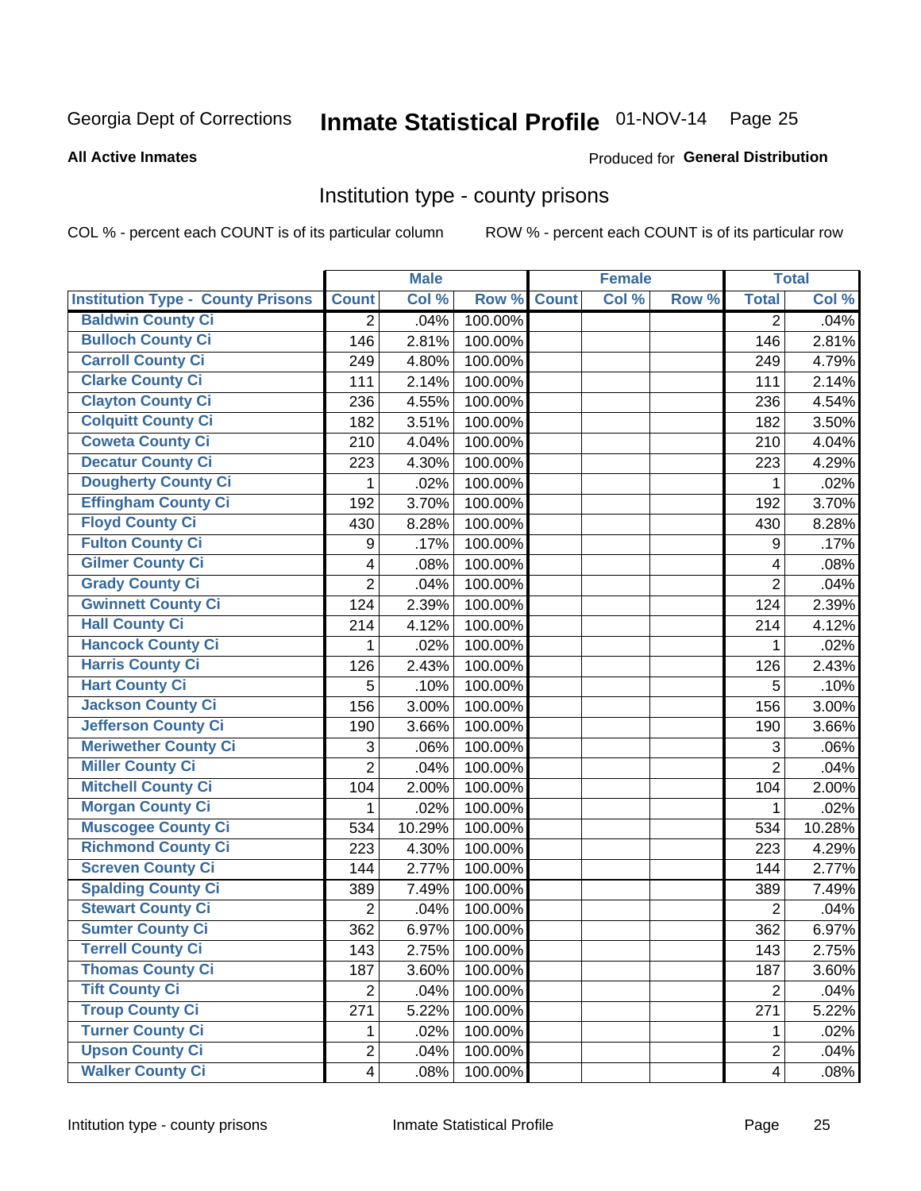Georgia Dept of Corrections **Inmate Statistical Profile** 01-NOV-14

**All Active Inmates**

Produced for **General Distribution**

## Institution type - county prisons

COL % - percent each COUNT is of its particular column ROW % - percent each COUNT is of its particular row

| | Male | | | Female | | | Total | |
|---|---|---|---|---|---|---|---|---|
| **Institution Type - County Prisons** | **Count** | **Col %** | **Row %** | **Count** | **Col %** | **Row %** | **Total** | **Col %** |
| **Baldwin County Ci** | 2 | .04% | 100.00% | | | | 2 | .04% |
| **Bulloch County Ci** | 146 | 2.81% | 100.00% | | | | 146 | 2.81% |
| **Carroll County Ci** | 249 | 4.80% | 100.00% | | | | 249 | 4.79% |
| **Clarke County Ci** | 111 | 2.14% | 100.00% | | | | 111 | 2.14% |
| **Clayton County Ci** | 236 | 4.55% | 100.00% | | | | 236 | 4.54% |
| **Colquitt County Ci** | 182 | 3.51% | 100.00% | | | | 182 | 3.50% |
| **Coweta County Ci** | 210 | 4.04% | 100.00% | | | | 210 | 4.04% |
| **Decatur County Ci** | 223 | 4.30% | 100.00% | | | | 223 | 4.29% |
| **Dougherty County Ci** | 1 | .02% | 100.00% | | | | 1 | .02% |
| **Effingham County Ci** | 192 | 3.70% | 100.00% | | | | 192 | 3.70% |
| **Floyd County Ci** | 430 | 8.28% | 100.00% | | | | 430 | 8.28% |
| **Fulton County Ci** | 9 | .17% | 100.00% | | | | 9 | .17% |
| **Gilmer County Ci** | 4 | .08% | 100.00% | | | | 4 | .08% |
| **Grady County Ci** | 2 | .04% | 100.00% | | | | 2 | .04% |
| **Gwinnett County Ci** | 124 | 2.39% | 100.00% | | | | 124 | 2.39% |
| **Hall County Ci** | 214 | 4.12% | 100.00% | | | | 214 | 4.12% |
| **Hancock County Ci** | 1 | .02% | 100.00% | | | | 1 | .02% |
| **Harris County Ci** | 126 | 2.43% | 100.00% | | | | 126 | 2.43% |
| **Hart County Ci** | 5 | .10% | 100.00% | | | | 5 | .10% |
| **Jackson County Ci** | 156 | 3.00% | 100.00% | | | | 156 | 3.00% |
| **Jefferson County Ci** | 190 | 3.66% | 100.00% | | | | 190 | 3.66% |
| **Meriwether County Ci** | 3 | .06% | 100.00% | | | | 3 | .06% |
| **Miller County Ci** | 2 | .04% | 100.00% | | | | 2 | .04% |
| **Mitchell County Ci** | 104 | 2.00% | 100.00% | | | | 104 | 2.00% |
| **Morgan County Ci** | 1 | .02% | 100.00% | | | | 1 | .02% |
| **Muscogee County Ci** | 534 | 10.29% | 100.00% | | | | 534 | 10.28% |
| **Richmond County Ci** | 223 | 4.30% | 100.00% | | | | 223 | 4.29% |
| **Screven County Ci** | 144 | 2.77% | 100.00% | | | | 144 | 2.77% |
| **Spalding County Ci** | 389 | 7.49% | 100.00% | | | | 389 | 7.49% |
| **Stewart County Ci** | 2 | .04% | 100.00% | | | | 2 | .04% |
| **Sumter County Ci** | 362 | 6.97% | 100.00% | | | | 362 | 6.97% |
| **Terrell County Ci** | 143 | 2.75% | 100.00% | | | | 143 | 2.75% |
| **Thomas County Ci** | 187 | 3.60% | 100.00% | | | | 187 | 3.60% |
| **Tift County Ci** | 2 | .04% | 100.00% | | | | 2 | .04% |
| **Troup County Ci** | 271 | 5.22% | 100.00% | | | | 271 | 5.22% |
| **Turner County Ci** | 1 | .02% | 100.00% | | | | 1 | .02% |
| **Upson County Ci** | 2 | .04% | 100.00% | | | | 2 | .04% |
| **Walker County Ci** | 4 | .08% | 100.00% | | | | 4 | .08% |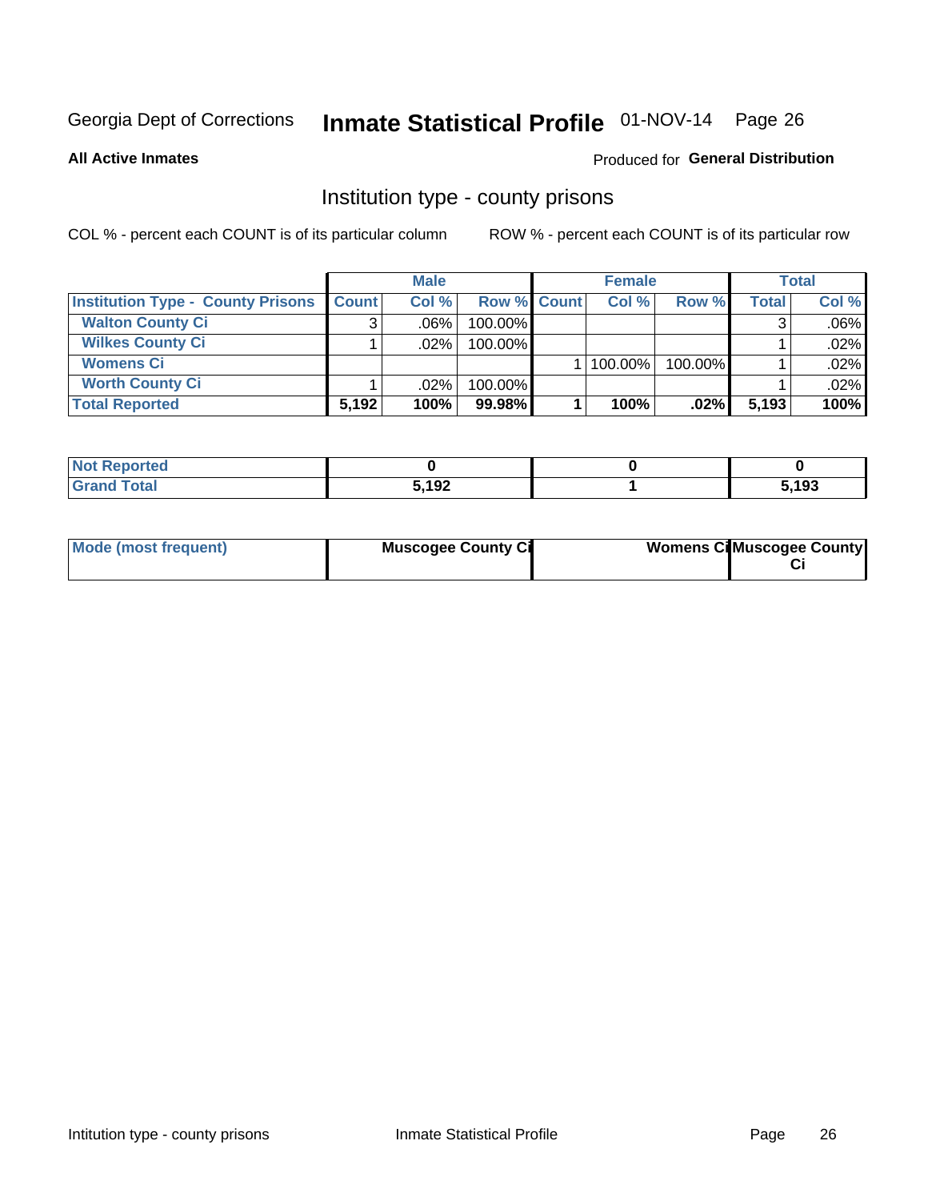Georgia Dept of Corrections **Inmate Statistical Profile** 01-NOV-14

**All Active Inmates**

Produced for **General Distribution**

## Institution type - county prisons

COL % - percent each COUNT is of its particular column

ROW % - percent each COUNT is of its particular row

| | Male | | | Female | | | Total | |
|---|---|---|---|---|---|---|---|---|
| **Institution Type - County Prisons** | **Count** | **Col %** | **Row %** | **Count** | **Col %** | **Row %** | **Total** | **Col %** |
| **Walton County Ci** | 3 | .06% | 100.00% | | | | 3 | .06% |
| **Wilkes County Ci** | 1 | .02% | 100.00% | | | | 1 | .02% |
| **Womens Ci** | | | | 1 | 100.00% | 100.00% | 1 | .02% |
| **Worth County Ci** | 1 | .02% | 100.00% | | | | 1 | .02% |
| **Total Reported** | **5,192** | **100%** | **99.98%** | **1** | **100%** | **.02%** | **5,193** | **100%** |

| | Male | Female | Total |
|---|---|---|---|
| **Not Reported** | **0** | **0** | **0** |
| **Grand Total** | **5,192** | **1** | **5,193** |

| | Male | Female | Total |
|---|---|---|---|
| **Mode (most frequent)** | **Muscogee County Ci** | **Womens Ci** | **Muscogee County Ci** |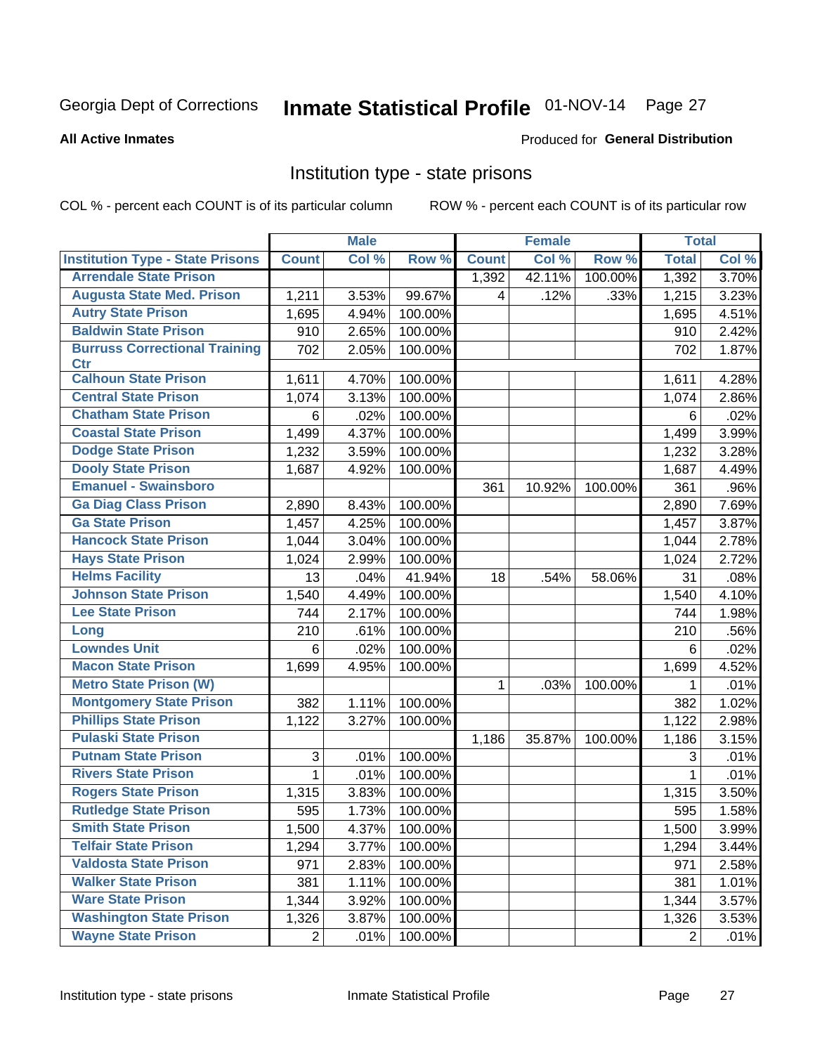Georgia Dept of Corrections **Inmate Statistical Profile** 01-NOV-14 Page 27

**All Active Inmates**

Produced for **General Distribution**

## Institution type - state prisons

COL % - percent each COUNT is of its particular column ROW % - percent each COUNT is of its particular row

| | Male | | | Female | | | Total | |
|---|---|---|---|---|---|---|---|---|
| **Institution Type - State Prisons** | **Count** | **Col %** | **Row %** | **Count** | **Col %** | **Row %** | **Total** | **Col %** |
| Arrendale State Prison | | | | 1,392 | 42.11% | 100.00% | 1,392 | 3.70% |
| Augusta State Med. Prison | 1,211 | 3.53% | 99.67% | 4 | .12% | .33% | 1,215 | 3.23% |
| Autry State Prison | 1,695 | 4.94% | 100.00% | | | | 1,695 | 4.51% |
| Baldwin State Prison | 910 | 2.65% | 100.00% | | | | 910 | 2.42% |
| Burruss Correctional Training Ctr | 702 | 2.05% | 100.00% | | | | 702 | 1.87% |
| Calhoun State Prison | 1,611 | 4.70% | 100.00% | | | | 1,611 | 4.28% |
| Central State Prison | 1,074 | 3.13% | 100.00% | | | | 1,074 | 2.86% |
| Chatham State Prison | 6 | .02% | 100.00% | | | | 6 | .02% |
| Coastal State Prison | 1,499 | 4.37% | 100.00% | | | | 1,499 | 3.99% |
| Dodge State Prison | 1,232 | 3.59% | 100.00% | | | | 1,232 | 3.28% |
| Dooly State Prison | 1,687 | 4.92% | 100.00% | | | | 1,687 | 4.49% |
| Emanuel - Swainsboro | | | | 361 | 10.92% | 100.00% | 361 | .96% |
| Ga Diag Class Prison | 2,890 | 8.43% | 100.00% | | | | 2,890 | 7.69% |
| Ga State Prison | 1,457 | 4.25% | 100.00% | | | | 1,457 | 3.87% |
| Hancock State Prison | 1,044 | 3.04% | 100.00% | | | | 1,044 | 2.78% |
| Hays State Prison | 1,024 | 2.99% | 100.00% | | | | 1,024 | 2.72% |
| Helms Facility | 13 | .04% | 41.94% | 18 | .54% | 58.06% | 31 | .08% |
| Johnson State Prison | 1,540 | 4.49% | 100.00% | | | | 1,540 | 4.10% |
| Lee State Prison | 744 | 2.17% | 100.00% | | | | 744 | 1.98% |
| Long | 210 | .61% | 100.00% | | | | 210 | .56% |
| Lowndes Unit | 6 | .02% | 100.00% | | | | 6 | .02% |
| Macon State Prison | 1,699 | 4.95% | 100.00% | | | | 1,699 | 4.52% |
| Metro State Prison (W) | | | | 1 | .03% | 100.00% | 1 | .01% |
| Montgomery State Prison | 382 | 1.11% | 100.00% | | | | 382 | 1.02% |
| Phillips State Prison | 1,122 | 3.27% | 100.00% | | | | 1,122 | 2.98% |
| Pulaski State Prison | | | | 1,186 | 35.87% | 100.00% | 1,186 | 3.15% |
| Putnam State Prison | 3 | .01% | 100.00% | | | | 3 | .01% |
| Rivers State Prison | 1 | .01% | 100.00% | | | | 1 | .01% |
| Rogers State Prison | 1,315 | 3.83% | 100.00% | | | | 1,315 | 3.50% |
| Rutledge State Prison | 595 | 1.73% | 100.00% | | | | 595 | 1.58% |
| Smith State Prison | 1,500 | 4.37% | 100.00% | | | | 1,500 | 3.99% |
| Telfair State Prison | 1,294 | 3.77% | 100.00% | | | | 1,294 | 3.44% |
| Valdosta State Prison | 971 | 2.83% | 100.00% | | | | 971 | 2.58% |
| Walker State Prison | 381 | 1.11% | 100.00% | | | | 381 | 1.01% |
| Ware State Prison | 1,344 | 3.92% | 100.00% | | | | 1,344 | 3.57% |
| Washington State Prison | 1,326 | 3.87% | 100.00% | | | | 1,326 | 3.53% |
| Wayne State Prison | 2 | .01% | 100.00% | | | | 2 | .01% |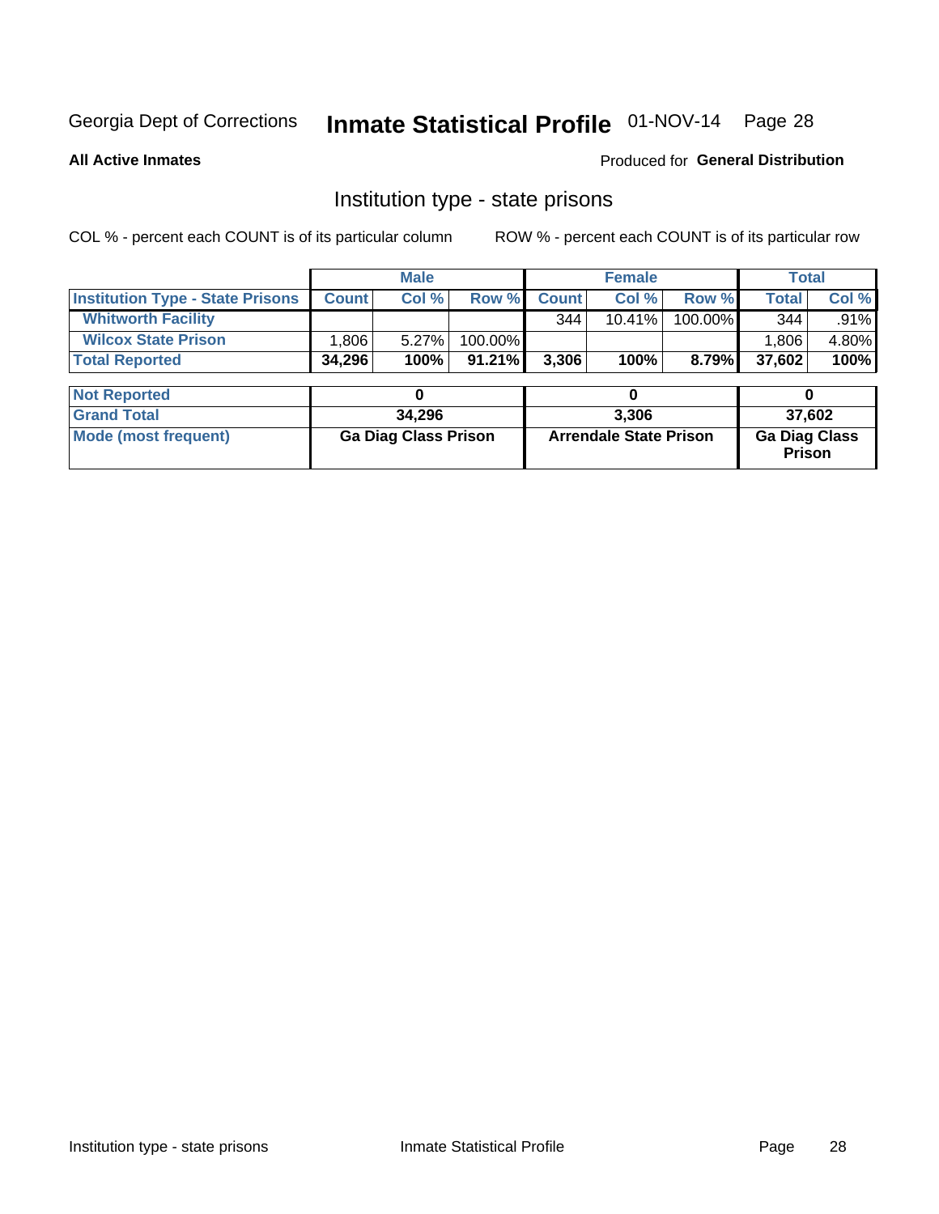Georgia Dept of Corrections **Inmate Statistical Profile** 01-NOV-14

**All Active Inmates**

Produced for **General Distribution**

## Institution type - state prisons

COL % - percent each COUNT is of its particular column ROW % - percent each COUNT is of its particular row

| | Male | | | Female | | | Total | |
|---|---|---|---|---|---|---|---|---|
| **Institution Type - State Prisons** | **Count** | **Col %** | **Row %** | **Count** | **Col %** | **Row %** | **Total** | **Col %** |
| **Whitworth Facility** | | | | 344 | 10.41% | 100.00% | 344 | .91% |
| **Wilcox State Prison** | 1,806 | 5.27% | 100.00% | | | | 1,806 | 4.80% |
| **Total Reported** | **34,296** | **100%** | **91.21%** | **3,306** | **100%** | **8.79%** | **37,602** | **100%** |

| | Male | Female | Total |
|---|---|---|---|
| **Not Reported** | **0** | **0** | **0** |
| **Grand Total** | **34,296** | **3,306** | **37,602** |
| **Mode (most frequent)** | **Ga Diag Class Prison** | **Arrendale State Prison** | **Ga Diag Class Prison** |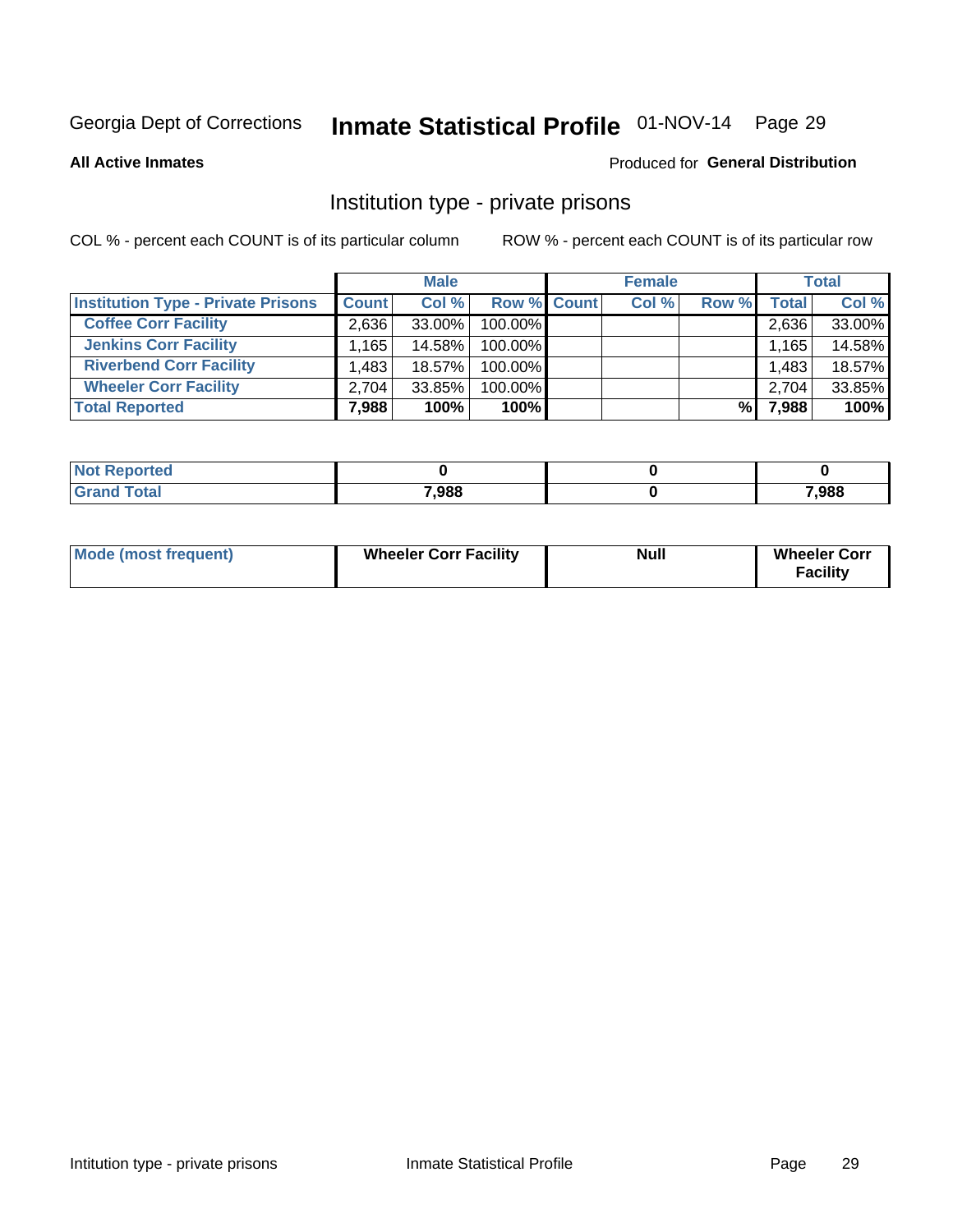Georgia Dept of Corrections **Inmate Statistical Profile** 01-NOV-14 Page 29

**All Active Inmates**

Produced for **General Distribution**

## Institution type - private prisons

COL % - percent each COUNT is of its particular column

ROW % - percent each COUNT is of its particular row

| | Male | | | Female | | | Total | |
|---|---|---|---|---|---|---|---|---|
| **Institution Type - Private Prisons** | **Count** | **Col %** | **Row %** | **Count** | **Col %** | **Row %** | **Total** | **Col %** |
| **Coffee Corr Facility** | 2,636 | 33.00% | 100.00% | | | | 2,636 | 33.00% |
| **Jenkins Corr Facility** | 1,165 | 14.58% | 100.00% | | | | 1,165 | 14.58% |
| **Riverbend Corr Facility** | 1,483 | 18.57% | 100.00% | | | | 1,483 | 18.57% |
| **Wheeler Corr Facility** | 2,704 | 33.85% | 100.00% | | | | 2,704 | 33.85% |
| **Total Reported** | **7,988** | **100%** | **100%** | | | **%** | **7,988** | **100%** |

| | Male | Female | Total |
|---|---|---|---|
| **Not Reported** | **0** | **0** | **0** |
| **Grand Total** | **7,988** | **0** | **7,988** |

| | Male | Female | Total |
|---|---|---|---|
| **Mode (most frequent)** | **Wheeler Corr Facility** | **Null** | **Wheeler Corr Facility** |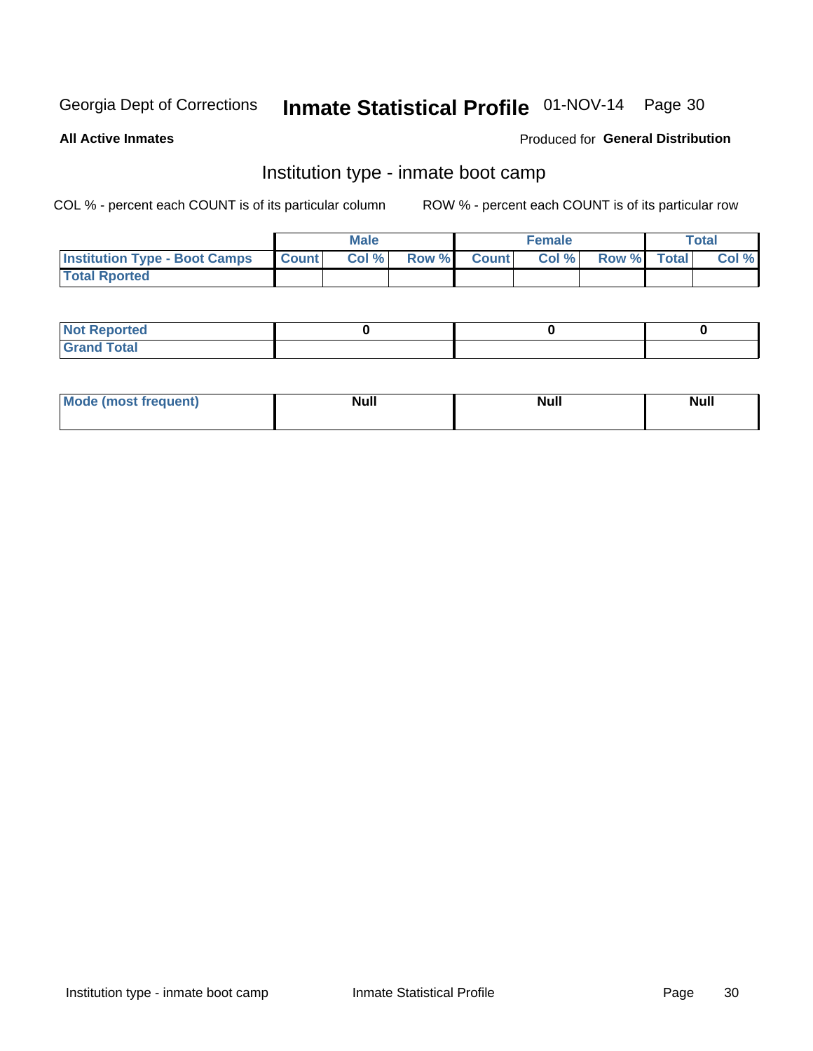Georgia Dept of Corrections **Inmate Statistical Profile** 01-NOV-14

**All Active Inmates**

Produced for **General Distribution**

## Institution type - inmate boot camp

COL % - percent each COUNT is of its particular column

ROW % - percent each COUNT is of its particular row

| | Male | | | Female | | | Total | |
|---|---|---|---|---|---|---|---|---|
| **Institution Type - Boot Camps** | **Count** | **Col %** | **Row %** | **Count** | **Col %** | **Row %** | **Total** | **Col %** |
| **Total Rported** | | | | | | | | |

| | Male | Female | Total |
|---|---|---|---|
| **Not Reported** | **0** | **0** | **0** |
| **Grand Total** | | | |

| | Male | Female | Total |
|---|---|---|---|
| **Mode (most frequent)** | **Null** | **Null** | **Null** |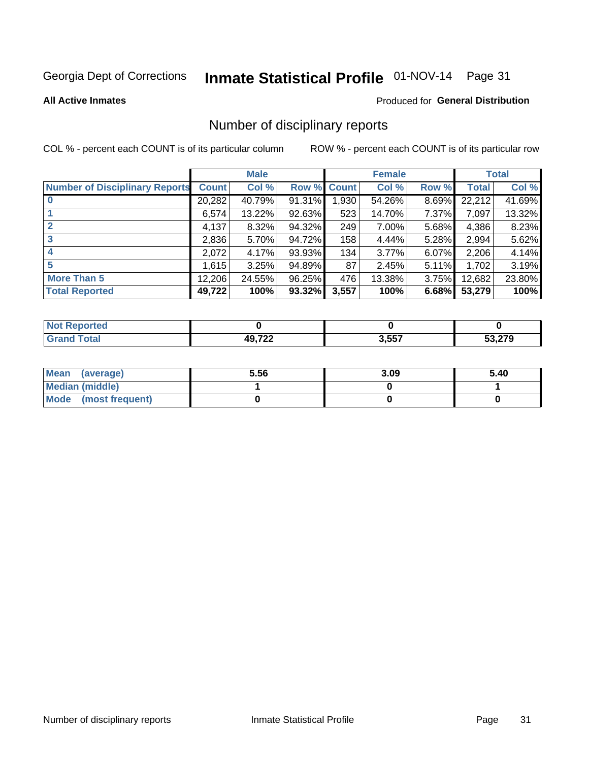Georgia Dept of Corrections **Inmate Statistical Profile** 01-NOV-14

**All Active Inmates**

Produced for **General Distribution**

## Number of disciplinary reports

COL % - percent each COUNT is of its particular column

ROW % - percent each COUNT is of its particular row

| | Male | | | Female | | | Total | |
|---|---|---|---|---|---|---|---|---|
| **Number of Disciplinary Reports** | **Count** | **Col %** | **Row %** | **Count** | **Col %** | **Row %** | **Total** | **Col %** |
| **0** | 20,282 | 40.79% | 91.31% | 1,930 | 54.26% | 8.69% | 22,212 | 41.69% |
| **1** | 6,574 | 13.22% | 92.63% | 523 | 14.70% | 7.37% | 7,097 | 13.32% |
| **2** | 4,137 | 8.32% | 94.32% | 249 | 7.00% | 5.68% | 4,386 | 8.23% |
| **3** | 2,836 | 5.70% | 94.72% | 158 | 4.44% | 5.28% | 2,994 | 5.62% |
| **4** | 2,072 | 4.17% | 93.93% | 134 | 3.77% | 6.07% | 2,206 | 4.14% |
| **5** | 1,615 | 3.25% | 94.89% | 87 | 2.45% | 5.11% | 1,702 | 3.19% |
| **More Than 5** | 12,206 | 24.55% | 96.25% | 476 | 13.38% | 3.75% | 12,682 | 23.80% |
| **Total Reported** | **49,722** | **100%** | **93.32%** | **3,557** | **100%** | **6.68%** | **53,279** | **100%** |

| | Male | Female | Total |
|---|---|---|---|
| **Not Reported** | **0** | **0** | **0** |
| **Grand Total** | **49,722** | **3,557** | **53,279** |

| | Male | Female | Total |
|---|---|---|---|
| **Mean (average)** | **5.56** | **3.09** | **5.40** |
| **Median (middle)** | **1** | **0** | **1** |
| **Mode (most frequent)** | **0** | **0** | **0** |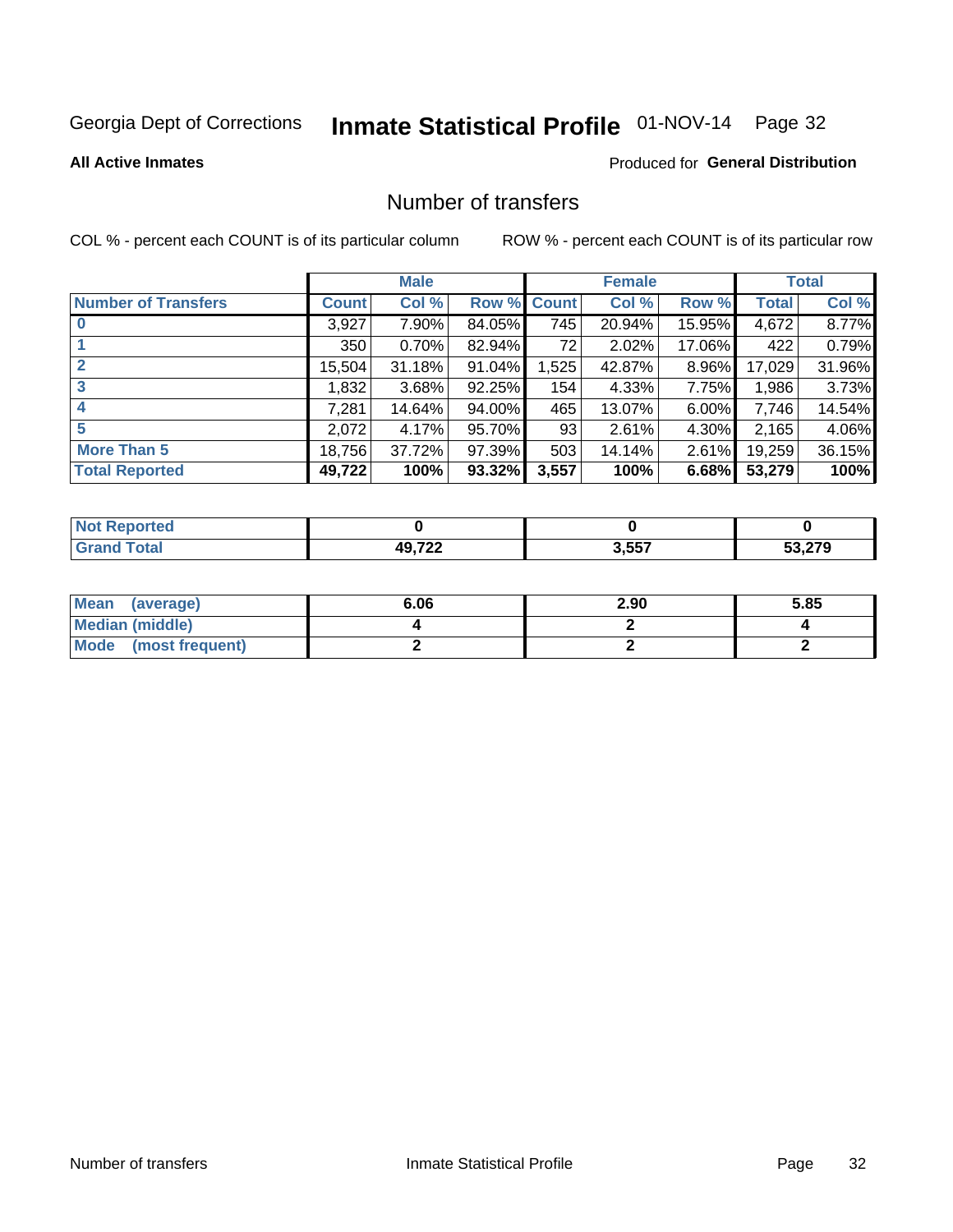Georgia Dept of Corrections **Inmate Statistical Profile** 01-NOV-14

**All Active Inmates**

Produced for **General Distribution**

# Number of transfers

COL % - percent each COUNT is of its particular column ROW % - percent each COUNT is of its particular row

| | Male | | | Female | | | Total | |
|---|---|---|---|---|---|---|---|---|
| **Number of Transfers** | **Count** | **Col %** | **Row %** | **Count** | **Col %** | **Row %** | **Total** | **Col %** |
| **0** | 3,927 | 7.90% | 84.05% | 745 | 20.94% | 15.95% | 4,672 | 8.77% |
| **1** | 350 | 0.70% | 82.94% | 72 | 2.02% | 17.06% | 422 | 0.79% |
| **2** | 15,504 | 31.18% | 91.04% | 1,525 | 42.87% | 8.96% | 17,029 | 31.96% |
| **3** | 1,832 | 3.68% | 92.25% | 154 | 4.33% | 7.75% | 1,986 | 3.73% |
| **4** | 7,281 | 14.64% | 94.00% | 465 | 13.07% | 6.00% | 7,746 | 14.54% |
| **5** | 2,072 | 4.17% | 95.70% | 93 | 2.61% | 4.30% | 2,165 | 4.06% |
| **More Than 5** | 18,756 | 37.72% | 97.39% | 503 | 14.14% | 2.61% | 19,259 | 36.15% |
| **Total Reported** | **49,722** | **100%** | **93.32%** | **3,557** | **100%** | **6.68%** | **53,279** | **100%** |

| | Male | Female | Total |
|---|---|---|---|
| **Not Reported** | **0** | **0** | **0** |
| **Grand Total** | **49,722** | **3,557** | **53,279** |

| | Male | Female | Total |
|---|---|---|---|
| **Mean (average)** | **6.06** | **2.90** | **5.85** |
| **Median (middle)** | **4** | **2** | **4** |
| **Mode (most frequent)** | **2** | **2** | **2** |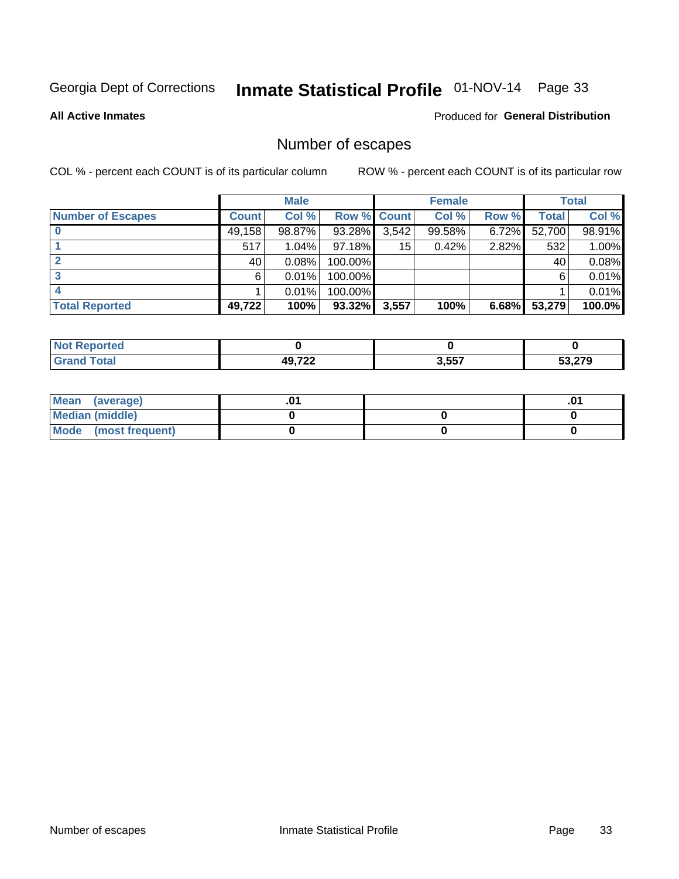Georgia Dept of Corrections **Inmate Statistical Profile** 01-NOV-14

**All Active Inmates**

Produced for **General Distribution**

## Number of escapes

COL % - percent each COUNT is of its particular column ROW % - percent each COUNT is of its particular row

| | Male | | | Female | | | Total | |
|---|---|---|---|---|---|---|---|---|
| **Number of Escapes** | **Count** | **Col %** | **Row %** | **Count** | **Col %** | **Row %** | **Total** | **Col %** |
| **0** | 49,158 | 98.87% | 93.28% | 3,542 | 99.58% | 6.72% | 52,700 | 98.91% |
| **1** | 517 | 1.04% | 97.18% | 15 | 0.42% | 2.82% | 532 | 1.00% |
| **2** | 40 | 0.08% | 100.00% | | | | 40 | 0.08% |
| **3** | 6 | 0.01% | 100.00% | | | | 6 | 0.01% |
| **4** | 1 | 0.01% | 100.00% | | | | 1 | 0.01% |
| **Total Reported** | **49,722** | **100%** | **93.32%** | **3,557** | **100%** | **6.68%** | **53,279** | **100.0%** |

| | Male | Female | Total |
|---|---|---|---|
| **Not Reported** | **0** | **0** | **0** |
| **Grand Total** | **49,722** | **3,557** | **53,279** |

| | Male | Female | Total |
|---|---|---|---|
| **Mean (average)** | **.01** | | **.01** |
| **Median (middle)** | **0** | **0** | **0** |
| **Mode (most frequent)** | **0** | **0** | **0** |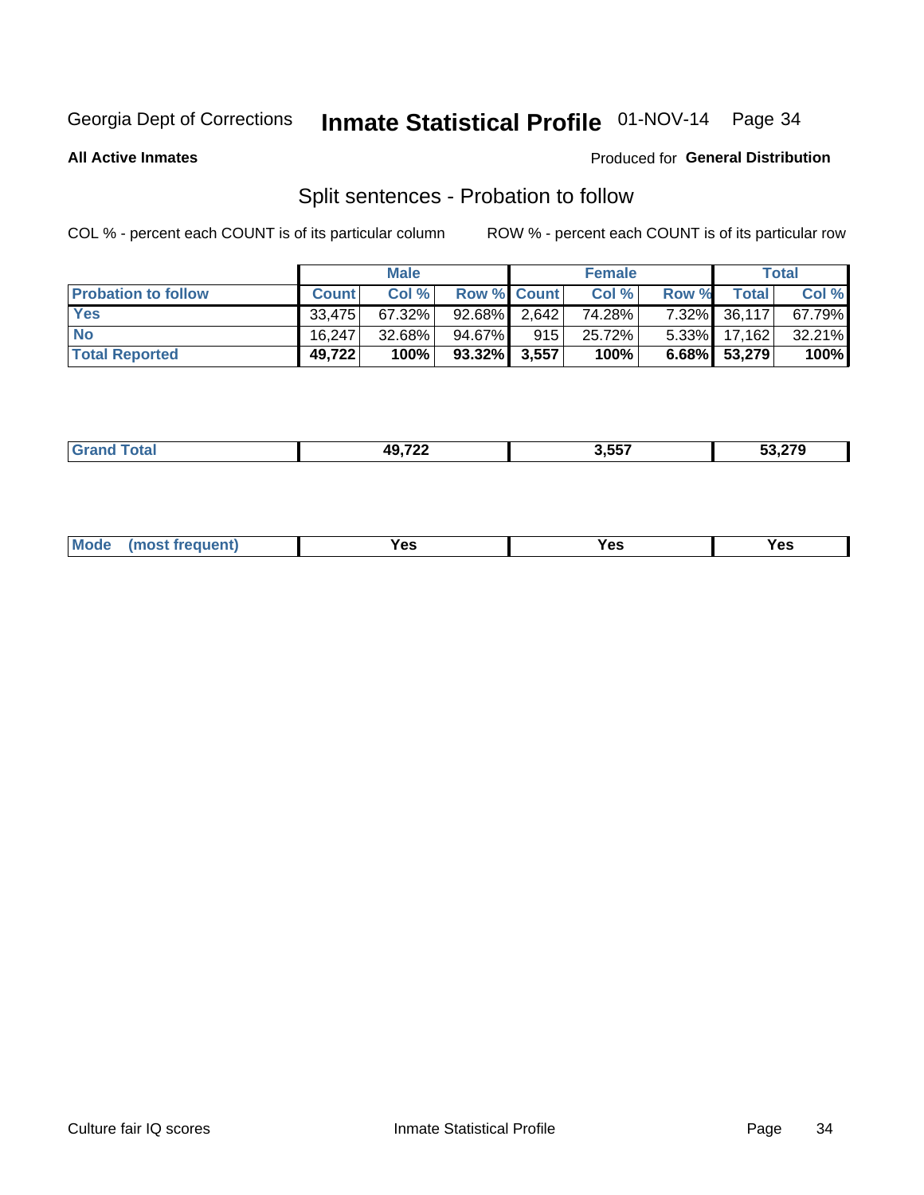Georgia Dept of Corrections **Inmate Statistical Profile** 01-NOV-14

**All Active Inmates**

Produced for **General Distribution**

## Split sentences - Probation to follow

COL % - percent each COUNT is of its particular column

ROW % - percent each COUNT is of its particular row

| | Male | | | Female | | | Total | |
|---|---|---|---|---|---|---|---|---|
| **Probation to follow** | **Count** | **Col %** | **Row %** | **Count** | **Col %** | **Row %** | **Total** | **Col %** |
| **Yes** | 33,475 | 67.32% | 92.68% | 2,642 | 74.28% | 7.32% | 36,117 | 67.79% |
| **No** | 16,247 | 32.68% | 94.67% | 915 | 25.72% | 5.33% | 17,162 | 32.21% |
| **Total Reported** | **49,722** | **100%** | **93.32%** | **3,557** | **100%** | **6.68%** | **53,279** | **100%** |

| | | | |
|---|---|---|---|
| **Grand Total** | **49,722** | **3,557** | **53,279** |

| | | | |
|---|---|---|---|
| **Mode (most frequent)** | **Yes** | **Yes** | **Yes** |

Culture fair IQ scores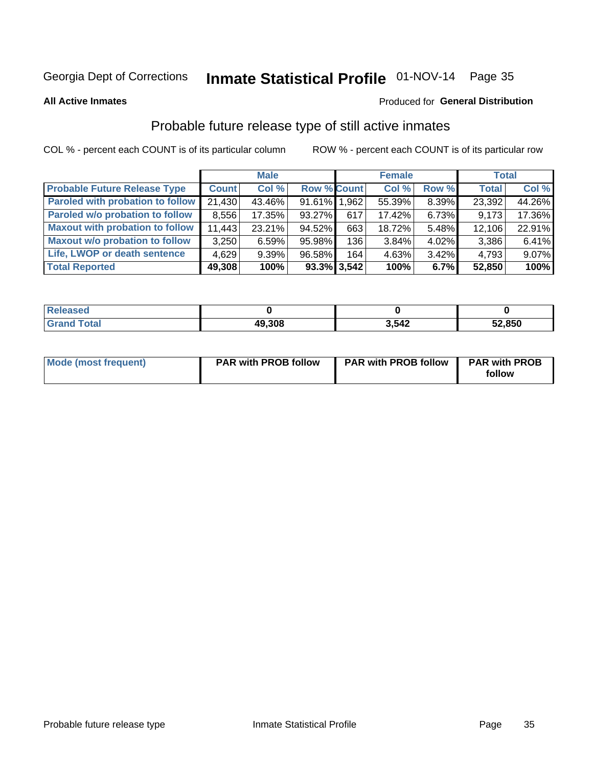Georgia Dept of Corrections **Inmate Statistical Profile** 01-NOV-14

**All Active Inmates**

Produced for **General Distribution**

## Probable future release type of still active inmates

COL % - percent each COUNT is of its particular column ROW % - percent each COUNT is of its particular row

| | Male | | | Female | | | Total | |
|---|---|---|---|---|---|---|---|---|
| **Probable Future Release Type** | **Count** | **Col %** | **Row %** | **Count** | **Col %** | **Row %** | **Total** | **Col %** |
| Paroled with probation to follow | 21,430 | 43.46% | 91.61% | 1,962 | 55.39% | 8.39% | 23,392 | 44.26% |
| Paroled w/o probation to follow | 8,556 | 17.35% | 93.27% | 617 | 17.42% | 6.73% | 9,173 | 17.36% |
| Maxout with probation to follow | 11,443 | 23.21% | 94.52% | 663 | 18.72% | 5.48% | 12,106 | 22.91% |
| Maxout w/o probation to follow | 3,250 | 6.59% | 95.98% | 136 | 3.84% | 4.02% | 3,386 | 6.41% |
| Life, LWOP or death sentence | 4,629 | 9.39% | 96.58% | 164 | 4.63% | 3.42% | 4,793 | 9.07% |
| **Total Reported** | **49,308** | **100%** | **93.3%** | **3,542** | **100%** | **6.7%** | **52,850** | **100%** |

| | Male | Female | Total |
|---|---|---|---|
| Released | **0** | **0** | **0** |
| Grand Total | **49,308** | **3,542** | **52,850** |

| | Male | Female | Total |
|---|---|---|---|
| Mode (most frequent) | **PAR with PROB follow** | **PAR with PROB follow** | **PAR with PROB follow** |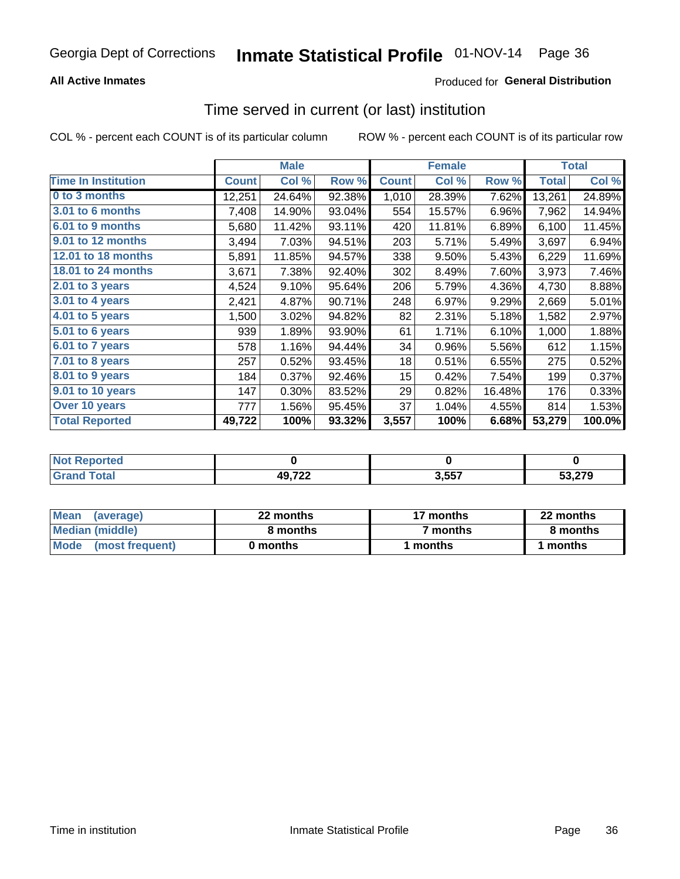Georgia Dept of Corrections **Inmate Statistical Profile** 01-NOV-14

**All Active Inmates**

Produced for **General Distribution**

## Time served in current (or last) institution

COL % - percent each COUNT is of its particular column    ROW % - percent each COUNT is of its particular row

| | Male | | | Female | | | Total | |
|---|---|---|---|---|---|---|---|---|
| **Time In Institution** | **Count** | **Col %** | **Row %** | **Count** | **Col %** | **Row %** | **Total** | **Col %** |
| 0 to 3 months | 12,251 | 24.64% | 92.38% | 1,010 | 28.39% | 7.62% | 13,261 | 24.89% |
| 3.01 to 6 months | 7,408 | 14.90% | 93.04% | 554 | 15.57% | 6.96% | 7,962 | 14.94% |
| 6.01 to 9 months | 5,680 | 11.42% | 93.11% | 420 | 11.81% | 6.89% | 6,100 | 11.45% |
| 9.01 to 12 months | 3,494 | 7.03% | 94.51% | 203 | 5.71% | 5.49% | 3,697 | 6.94% |
| 12.01 to 18 months | 5,891 | 11.85% | 94.57% | 338 | 9.50% | 5.43% | 6,229 | 11.69% |
| 18.01 to 24 months | 3,671 | 7.38% | 92.40% | 302 | 8.49% | 7.60% | 3,973 | 7.46% |
| 2.01 to 3 years | 4,524 | 9.10% | 95.64% | 206 | 5.79% | 4.36% | 4,730 | 8.88% |
| 3.01 to 4 years | 2,421 | 4.87% | 90.71% | 248 | 6.97% | 9.29% | 2,669 | 5.01% |
| 4.01 to 5 years | 1,500 | 3.02% | 94.82% | 82 | 2.31% | 5.18% | 1,582 | 2.97% |
| 5.01 to 6 years | 939 | 1.89% | 93.90% | 61 | 1.71% | 6.10% | 1,000 | 1.88% |
| 6.01 to 7 years | 578 | 1.16% | 94.44% | 34 | 0.96% | 5.56% | 612 | 1.15% |
| 7.01 to 8 years | 257 | 0.52% | 93.45% | 18 | 0.51% | 6.55% | 275 | 0.52% |
| 8.01 to 9 years | 184 | 0.37% | 92.46% | 15 | 0.42% | 7.54% | 199 | 0.37% |
| 9.01 to 10 years | 147 | 0.30% | 83.52% | 29 | 0.82% | 16.48% | 176 | 0.33% |
| Over 10 years | 777 | 1.56% | 95.45% | 37 | 1.04% | 4.55% | 814 | 1.53% |
| **Total Reported** | **49,722** | **100%** | **93.32%** | **3,557** | **100%** | **6.68%** | **53,279** | **100.0%** |

| | Male | Female | Total |
|---|---|---|---|
| Not Reported | **0** | **0** | **0** |
| Grand Total | **49,722** | **3,557** | **53,279** |

| | Male | Female | Total |
|---|---|---|---|
| Mean (average) | **22 months** | **17 months** | **22 months** |
| Median (middle) | **8 months** | **7 months** | **8 months** |
| Mode (most frequent) | **0 months** | **1 months** | **1 months** |

Time in institution    Inmate Statistical Profile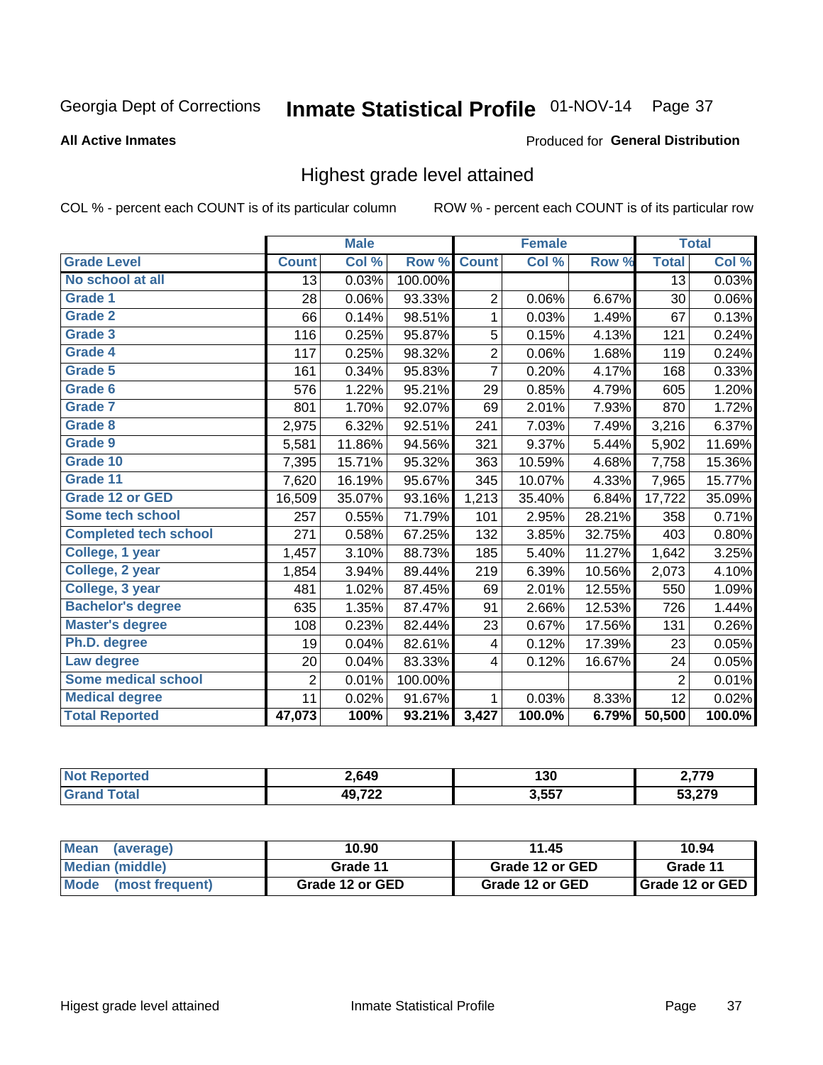Georgia Dept of Corrections **Inmate Statistical Profile** 01-NOV-14

**All Active Inmates**

Produced for **General Distribution**

## Highest grade level attained

COL % - percent each COUNT is of its particular column

ROW % - percent each COUNT is of its particular row

| | Male | | | Female | | | Total | |
|---|---|---|---|---|---|---|---|---|
| **Grade Level** | **Count** | **Col %** | **Row %** | **Count** | **Col %** | **Row %** | **Total** | **Col %** |
| No school at all | 13 | 0.03% | 100.00% | | | | 13 | 0.03% |
| Grade 1 | 28 | 0.06% | 93.33% | 2 | 0.06% | 6.67% | 30 | 0.06% |
| Grade 2 | 66 | 0.14% | 98.51% | 1 | 0.03% | 1.49% | 67 | 0.13% |
| Grade 3 | 116 | 0.25% | 95.87% | 5 | 0.15% | 4.13% | 121 | 0.24% |
| Grade 4 | 117 | 0.25% | 98.32% | 2 | 0.06% | 1.68% | 119 | 0.24% |
| Grade 5 | 161 | 0.34% | 95.83% | 7 | 0.20% | 4.17% | 168 | 0.33% |
| Grade 6 | 576 | 1.22% | 95.21% | 29 | 0.85% | 4.79% | 605 | 1.20% |
| Grade 7 | 801 | 1.70% | 92.07% | 69 | 2.01% | 7.93% | 870 | 1.72% |
| Grade 8 | 2,975 | 6.32% | 92.51% | 241 | 7.03% | 7.49% | 3,216 | 6.37% |
| Grade 9 | 5,581 | 11.86% | 94.56% | 321 | 9.37% | 5.44% | 5,902 | 11.69% |
| Grade 10 | 7,395 | 15.71% | 95.32% | 363 | 10.59% | 4.68% | 7,758 | 15.36% |
| Grade 11 | 7,620 | 16.19% | 95.67% | 345 | 10.07% | 4.33% | 7,965 | 15.77% |
| Grade 12 or GED | 16,509 | 35.07% | 93.16% | 1,213 | 35.40% | 6.84% | 17,722 | 35.09% |
| Some tech school | 257 | 0.55% | 71.79% | 101 | 2.95% | 28.21% | 358 | 0.71% |
| Completed tech school | 271 | 0.58% | 67.25% | 132 | 3.85% | 32.75% | 403 | 0.80% |
| College, 1 year | 1,457 | 3.10% | 88.73% | 185 | 5.40% | 11.27% | 1,642 | 3.25% |
| College, 2 year | 1,854 | 3.94% | 89.44% | 219 | 6.39% | 10.56% | 2,073 | 4.10% |
| College, 3 year | 481 | 1.02% | 87.45% | 69 | 2.01% | 12.55% | 550 | 1.09% |
| Bachelor's degree | 635 | 1.35% | 87.47% | 91 | 2.66% | 12.53% | 726 | 1.44% |
| Master's degree | 108 | 0.23% | 82.44% | 23 | 0.67% | 17.56% | 131 | 0.26% |
| Ph.D. degree | 19 | 0.04% | 82.61% | 4 | 0.12% | 17.39% | 23 | 0.05% |
| Law degree | 20 | 0.04% | 83.33% | 4 | 0.12% | 16.67% | 24 | 0.05% |
| Some medical school | 2 | 0.01% | 100.00% | | | | 2 | 0.01% |
| Medical degree | 11 | 0.02% | 91.67% | 1 | 0.03% | 8.33% | 12 | 0.02% |
| **Total Reported** | **47,073** | **100%** | **93.21%** | **3,427** | **100.0%** | **6.79%** | **50,500** | **100.0%** |

| | Male | Female | Total |
|---|---|---|---|
| Not Reported | **2,649** | **130** | **2,779** |
| Grand Total | **49,722** | **3,557** | **53,279** |

| | Male | Female | Total |
|---|---|---|---|
| Mean (average) | **10.90** | **11.45** | **10.94** |
| Median (middle) | **Grade 11** | **Grade 12 or GED** | **Grade 11** |
| Mode (most frequent) | **Grade 12 or GED** | **Grade 12 or GED** | **Grade 12 or GED** |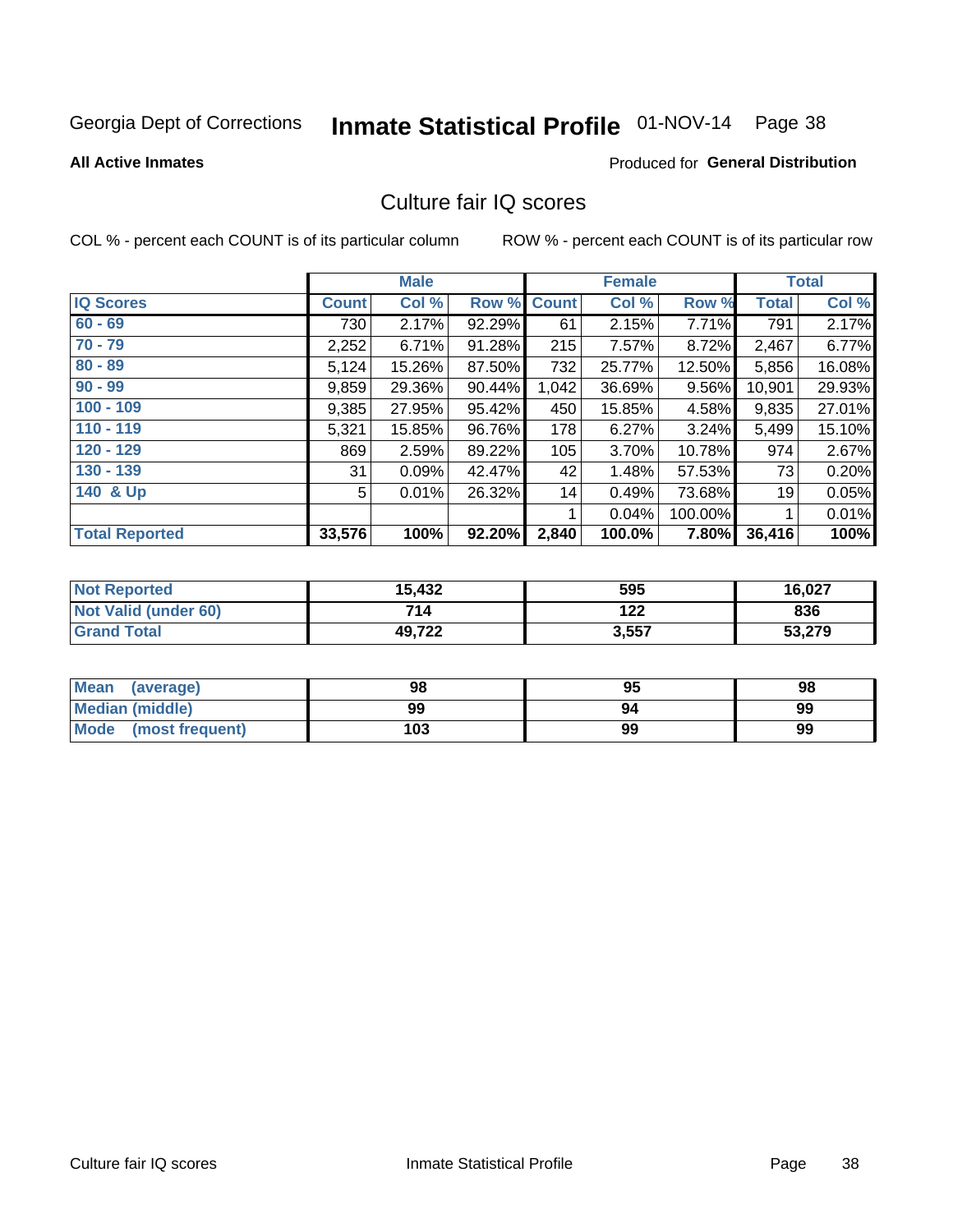Georgia Dept of Corrections **Inmate Statistical Profile** 01-NOV-14

**All Active Inmates** Produced for **General Distribution**

## Culture fair IQ scores

COL % - percent each COUNT is of its particular column ROW % - percent each COUNT is of its particular row

| | Male | | | Female | | | Total | |
|---|---|---|---|---|---|---|---|---|
| **IQ Scores** | **Count** | **Col %** | **Row %** | **Count** | **Col %** | **Row %** | **Total** | **Col %** |
| **60 - 69** | 730 | 2.17% | 92.29% | 61 | 2.15% | 7.71% | 791 | 2.17% |
| **70 - 79** | 2,252 | 6.71% | 91.28% | 215 | 7.57% | 8.72% | 2,467 | 6.77% |
| **80 - 89** | 5,124 | 15.26% | 87.50% | 732 | 25.77% | 12.50% | 5,856 | 16.08% |
| **90 - 99** | 9,859 | 29.36% | 90.44% | 1,042 | 36.69% | 9.56% | 10,901 | 29.93% |
| **100 - 109** | 9,385 | 27.95% | 95.42% | 450 | 15.85% | 4.58% | 9,835 | 27.01% |
| **110 - 119** | 5,321 | 15.85% | 96.76% | 178 | 6.27% | 3.24% | 5,499 | 15.10% |
| **120 - 129** | 869 | 2.59% | 89.22% | 105 | 3.70% | 10.78% | 974 | 2.67% |
| **130 - 139** | 31 | 0.09% | 42.47% | 42 | 1.48% | 57.53% | 73 | 0.20% |
| **140 & Up** | 5 | 0.01% | 26.32% | 14 | 0.49% | 73.68% | 19 | 0.05% |
| | | | | 1 | 0.04% | 100.00% | 1 | 0.01% |
| **Total Reported** | **33,576** | **100%** | **92.20%** | **2,840** | **100.0%** | **7.80%** | **36,416** | **100%** |

| | Male | Female | Total |
|---|---|---|---|
| **Not Reported** | **15,432** | **595** | **16,027** |
| **Not Valid (under 60)** | **714** | **122** | **836** |
| **Grand Total** | **49,722** | **3,557** | **53,279** |

| | Male | Female | Total |
|---|---|---|---|
| **Mean (average)** | **98** | **95** | **98** |
| **Median (middle)** | **99** | **94** | **99** |
| **Mode (most frequent)** | **103** | **99** | **99** |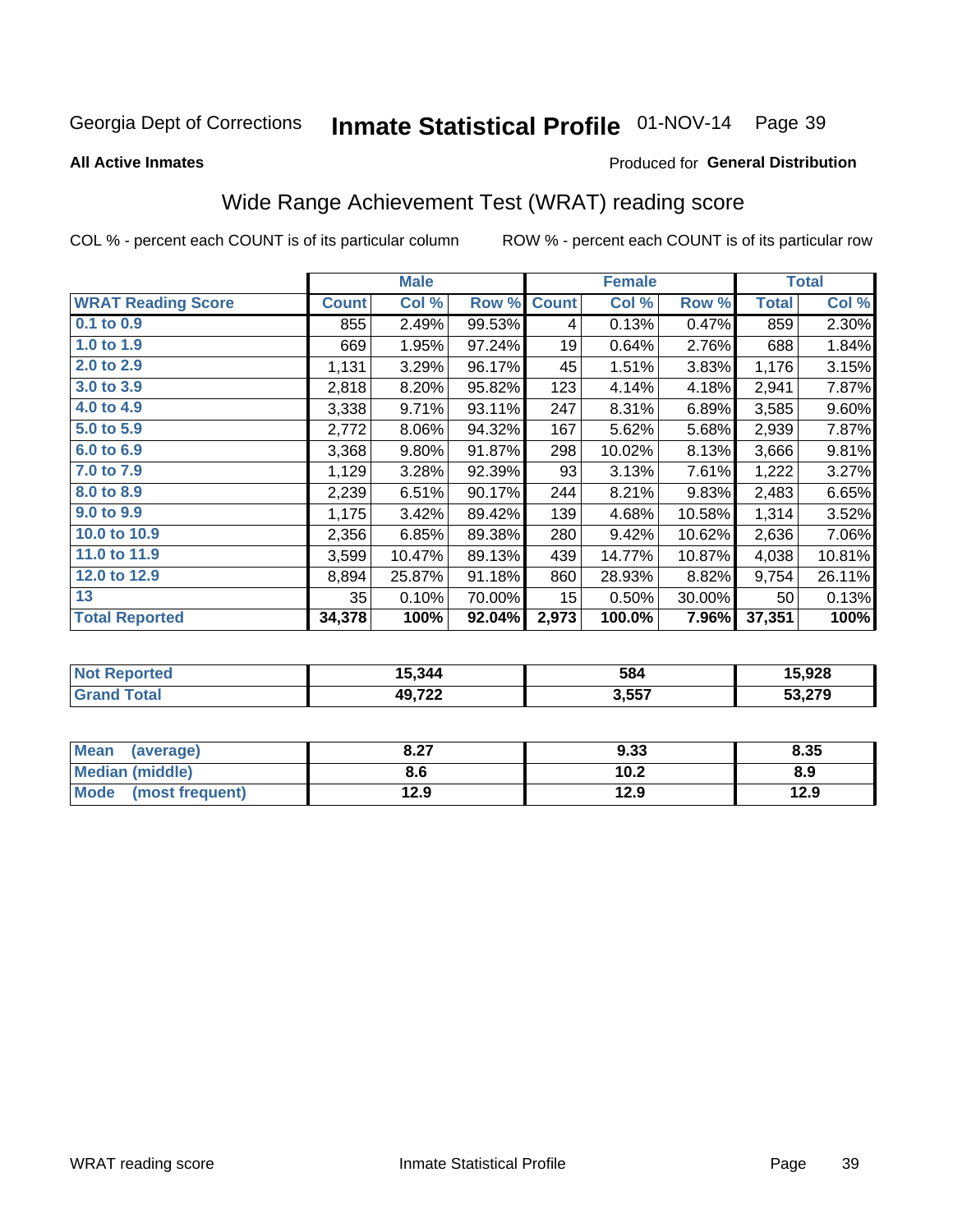Georgia Dept of Corrections **Inmate Statistical Profile** 01-NOV-14

**All Active Inmates**

Produced for **General Distribution**

## Wide Range Achievement Test (WRAT) reading score

COL % - percent each COUNT is of its particular column ROW % - percent each COUNT is of its particular row

| | Male | | | Female | | | Total | |
|---|---|---|---|---|---|---|---|---|
| **WRAT Reading Score** | **Count** | **Col %** | **Row %** | **Count** | **Col %** | **Row %** | **Total** | **Col %** |
| 0.1 to 0.9 | 855 | 2.49% | 99.53% | 4 | 0.13% | 0.47% | 859 | 2.30% |
| 1.0 to 1.9 | 669 | 1.95% | 97.24% | 19 | 0.64% | 2.76% | 688 | 1.84% |
| 2.0 to 2.9 | 1,131 | 3.29% | 96.17% | 45 | 1.51% | 3.83% | 1,176 | 3.15% |
| 3.0 to 3.9 | 2,818 | 8.20% | 95.82% | 123 | 4.14% | 4.18% | 2,941 | 7.87% |
| 4.0 to 4.9 | 3,338 | 9.71% | 93.11% | 247 | 8.31% | 6.89% | 3,585 | 9.60% |
| 5.0 to 5.9 | 2,772 | 8.06% | 94.32% | 167 | 5.62% | 5.68% | 2,939 | 7.87% |
| 6.0 to 6.9 | 3,368 | 9.80% | 91.87% | 298 | 10.02% | 8.13% | 3,666 | 9.81% |
| 7.0 to 7.9 | 1,129 | 3.28% | 92.39% | 93 | 3.13% | 7.61% | 1,222 | 3.27% |
| 8.0 to 8.9 | 2,239 | 6.51% | 90.17% | 244 | 8.21% | 9.83% | 2,483 | 6.65% |
| 9.0 to 9.9 | 1,175 | 3.42% | 89.42% | 139 | 4.68% | 10.58% | 1,314 | 3.52% |
| 10.0 to 10.9 | 2,356 | 6.85% | 89.38% | 280 | 9.42% | 10.62% | 2,636 | 7.06% |
| 11.0 to 11.9 | 3,599 | 10.47% | 89.13% | 439 | 14.77% | 10.87% | 4,038 | 10.81% |
| 12.0 to 12.9 | 8,894 | 25.87% | 91.18% | 860 | 28.93% | 8.82% | 9,754 | 26.11% |
| 13 | 35 | 0.10% | 70.00% | 15 | 0.50% | 30.00% | 50 | 0.13% |
| **Total Reported** | **34,378** | **100%** | **92.04%** | **2,973** | **100.0%** | **7.96%** | **37,351** | **100%** |

| | Male | Female | Total |
|---|---|---|---|
| Not Reported | 15,344 | 584 | 15,928 |
| Grand Total | 49,722 | 3,557 | 53,279 |

| | Male | Female | Total |
|---|---|---|---|
| Mean (average) | 8.27 | 9.33 | 8.35 |
| Median (middle) | 8.6 | 10.2 | 8.9 |
| Mode (most frequent) | 12.9 | 12.9 | 12.9 |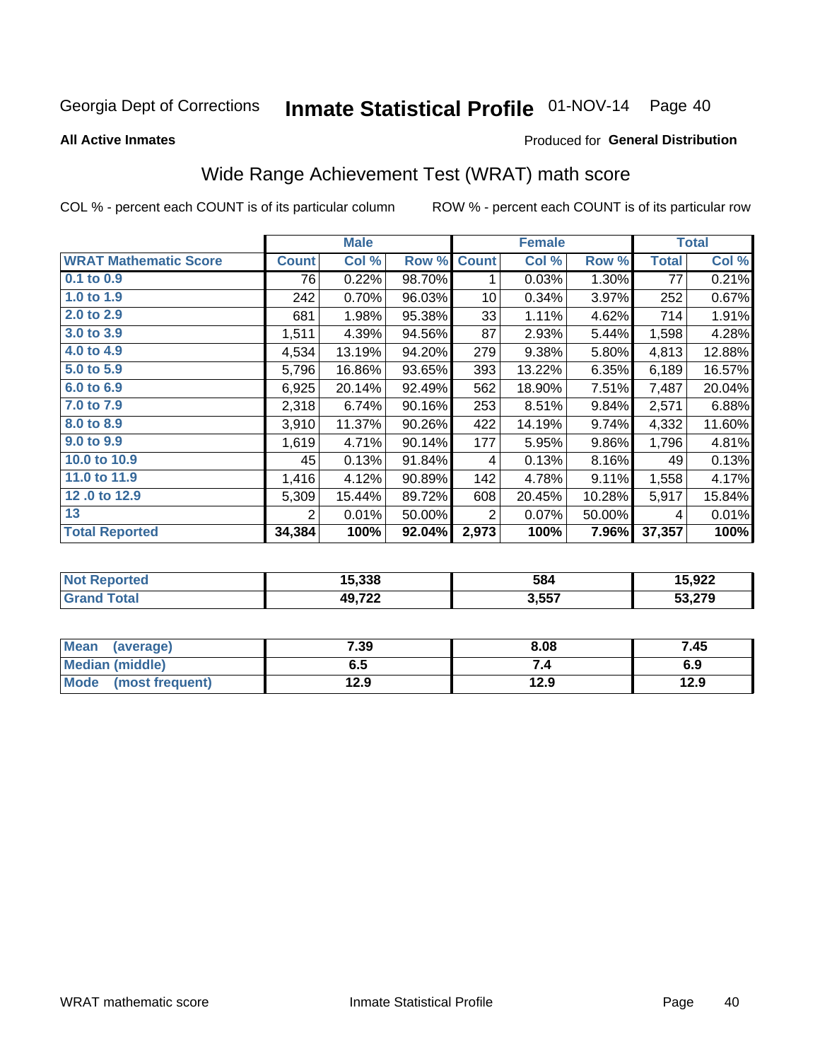Georgia Dept of Corrections **Inmate Statistical Profile** 01-NOV-14

**All Active Inmates**

Produced for **General Distribution**

## Wide Range Achievement Test (WRAT) math score

COL % - percent each COUNT is of its particular column ROW % - percent each COUNT is of its particular row

| | Male | | | Female | | | Total | |
|---|---|---|---|---|---|---|---|---|
| **WRAT Mathematic Score** | **Count** | **Col %** | **Row %** | **Count** | **Col %** | **Row %** | **Total** | **Col %** |
| 0.1 to 0.9 | 76 | 0.22% | 98.70% | 1 | 0.03% | 1.30% | 77 | 0.21% |
| 1.0 to 1.9 | 242 | 0.70% | 96.03% | 10 | 0.34% | 3.97% | 252 | 0.67% |
| 2.0 to 2.9 | 681 | 1.98% | 95.38% | 33 | 1.11% | 4.62% | 714 | 1.91% |
| 3.0 to 3.9 | 1,511 | 4.39% | 94.56% | 87 | 2.93% | 5.44% | 1,598 | 4.28% |
| 4.0 to 4.9 | 4,534 | 13.19% | 94.20% | 279 | 9.38% | 5.80% | 4,813 | 12.88% |
| 5.0 to 5.9 | 5,796 | 16.86% | 93.65% | 393 | 13.22% | 6.35% | 6,189 | 16.57% |
| 6.0 to 6.9 | 6,925 | 20.14% | 92.49% | 562 | 18.90% | 7.51% | 7,487 | 20.04% |
| 7.0 to 7.9 | 2,318 | 6.74% | 90.16% | 253 | 8.51% | 9.84% | 2,571 | 6.88% |
| 8.0 to 8.9 | 3,910 | 11.37% | 90.26% | 422 | 14.19% | 9.74% | 4,332 | 11.60% |
| 9.0 to 9.9 | 1,619 | 4.71% | 90.14% | 177 | 5.95% | 9.86% | 1,796 | 4.81% |
| 10.0 to 10.9 | 45 | 0.13% | 91.84% | 4 | 0.13% | 8.16% | 49 | 0.13% |
| 11.0 to 11.9 | 1,416 | 4.12% | 90.89% | 142 | 4.78% | 9.11% | 1,558 | 4.17% |
| 12 .0 to 12.9 | 5,309 | 15.44% | 89.72% | 608 | 20.45% | 10.28% | 5,917 | 15.84% |
| 13 | 2 | 0.01% | 50.00% | 2 | 0.07% | 50.00% | 4 | 0.01% |
| **Total Reported** | **34,384** | **100%** | **92.04%** | **2,973** | **100%** | **7.96%** | **37,357** | **100%** |

| | Male | Female | Total |
|---|---|---|---|
| **Not Reported** | **15,338** | **584** | **15,922** |
| **Grand Total** | **49,722** | **3,557** | **53,279** |

| | Male | Female | Total |
|---|---|---|---|
| **Mean (average)** | **7.39** | **8.08** | **7.45** |
| **Median (middle)** | **6.5** | **7.4** | **6.9** |
| **Mode (most frequent)** | **12.9** | **12.9** | **12.9** |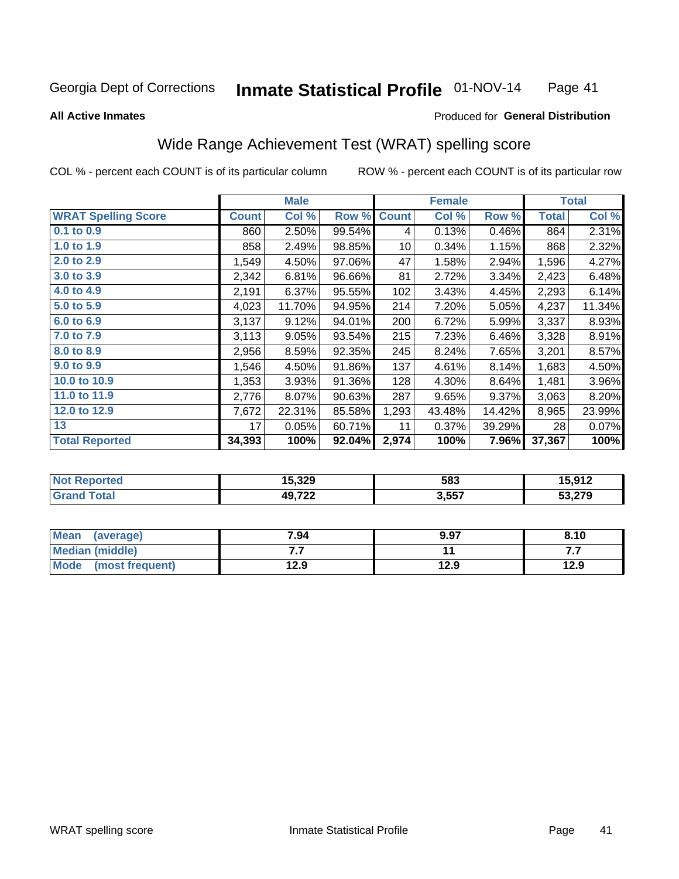Georgia Dept of Corrections **Inmate Statistical Profile** 01-NOV-14

**All Active Inmates**

Produced for **General Distribution**

## Wide Range Achievement Test (WRAT) spelling score

COL % - percent each COUNT is of its particular column ROW % - percent each COUNT is of its particular row

| | Male | | | Female | | | Total | |
|---|---|---|---|---|---|---|---|---|
| **WRAT Spelling Score** | **Count** | **Col %** | **Row %** | **Count** | **Col %** | **Row %** | **Total** | **Col %** |
| 0.1 to 0.9 | 860 | 2.50% | 99.54% | 4 | 0.13% | 0.46% | 864 | 2.31% |
| 1.0 to 1.9 | 858 | 2.49% | 98.85% | 10 | 0.34% | 1.15% | 868 | 2.32% |
| 2.0 to 2.9 | 1,549 | 4.50% | 97.06% | 47 | 1.58% | 2.94% | 1,596 | 4.27% |
| 3.0 to 3.9 | 2,342 | 6.81% | 96.66% | 81 | 2.72% | 3.34% | 2,423 | 6.48% |
| 4.0 to 4.9 | 2,191 | 6.37% | 95.55% | 102 | 3.43% | 4.45% | 2,293 | 6.14% |
| 5.0 to 5.9 | 4,023 | 11.70% | 94.95% | 214 | 7.20% | 5.05% | 4,237 | 11.34% |
| 6.0 to 6.9 | 3,137 | 9.12% | 94.01% | 200 | 6.72% | 5.99% | 3,337 | 8.93% |
| 7.0 to 7.9 | 3,113 | 9.05% | 93.54% | 215 | 7.23% | 6.46% | 3,328 | 8.91% |
| 8.0 to 8.9 | 2,956 | 8.59% | 92.35% | 245 | 8.24% | 7.65% | 3,201 | 8.57% |
| 9.0 to 9.9 | 1,546 | 4.50% | 91.86% | 137 | 4.61% | 8.14% | 1,683 | 4.50% |
| 10.0 to 10.9 | 1,353 | 3.93% | 91.36% | 128 | 4.30% | 8.64% | 1,481 | 3.96% |
| 11.0 to 11.9 | 2,776 | 8.07% | 90.63% | 287 | 9.65% | 9.37% | 3,063 | 8.20% |
| 12.0 to 12.9 | 7,672 | 22.31% | 85.58% | 1,293 | 43.48% | 14.42% | 8,965 | 23.99% |
| 13 | 17 | 0.05% | 60.71% | 11 | 0.37% | 39.29% | 28 | 0.07% |
| **Total Reported** | **34,393** | **100%** | **92.04%** | **2,974** | **100%** | **7.96%** | **37,367** | **100%** |

| | Male | Female | Total |
|---|---|---|---|
| Not Reported | 15,329 | 583 | 15,912 |
| Grand Total | 49,722 | 3,557 | 53,279 |

| | Male | Female | Total |
|---|---|---|---|
| Mean (average) | 7.94 | 9.97 | 8.10 |
| Median (middle) | 7.7 | 11 | 7.7 |
| Mode (most frequent) | 12.9 | 12.9 | 12.9 |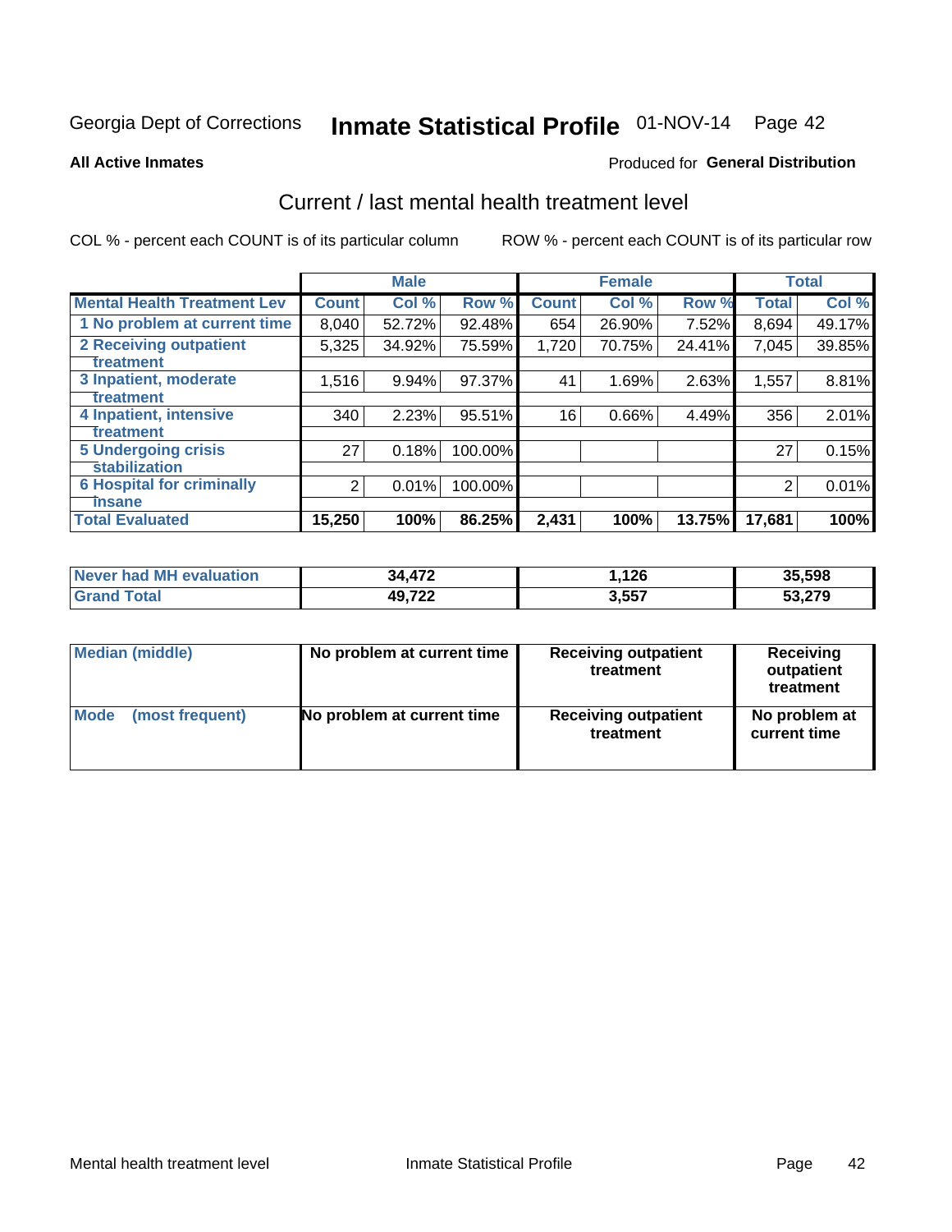Georgia Dept of Corrections **Inmate Statistical Profile** 01-NOV-14 Page 42

**All Active Inmates**

Produced for **General Distribution**

## Current / last mental health treatment level

COL % - percent each COUNT is of its particular column ROW % - percent each COUNT is of its particular row

| | Male | | | Female | | | Total | |
|---|---|---|---|---|---|---|---|---|
| **Mental Health Treatment Lev** | **Count** | **Col %** | **Row %** | **Count** | **Col %** | **Row %** | **Total** | **Col %** |
| 1 No problem at current time | 8,040 | 52.72% | 92.48% | 654 | 26.90% | 7.52% | 8,694 | 49.17% |
| 2 Receiving outpatient treatment | 5,325 | 34.92% | 75.59% | 1,720 | 70.75% | 24.41% | 7,045 | 39.85% |
| 3 Inpatient, moderate treatment | 1,516 | 9.94% | 97.37% | 41 | 1.69% | 2.63% | 1,557 | 8.81% |
| 4 Inpatient, intensive treatment | 340 | 2.23% | 95.51% | 16 | 0.66% | 4.49% | 356 | 2.01% |
| 5 Undergoing crisis stabilization | 27 | 0.18% | 100.00% | | | | 27 | 0.15% |
| 6 Hospital for criminally insane | 2 | 0.01% | 100.00% | | | | 2 | 0.01% |
| **Total Evaluated** | **15,250** | **100%** | **86.25%** | **2,431** | **100%** | **13.75%** | **17,681** | **100%** |

| | Male | Female | Total |
|---|---|---|---|
| **Never had MH evaluation** | **34,472** | **1,126** | **35,598** |
| **Grand Total** | **49,722** | **3,557** | **53,279** |

| | Male | Female | Total |
|---|---|---|---|
| **Median (middle)** | **No problem at current time** | **Receiving outpatient treatment** | **Receiving outpatient treatment** |
| **Mode (most frequent)** | **No problem at current time** | **Receiving outpatient treatment** | **No problem at current time** |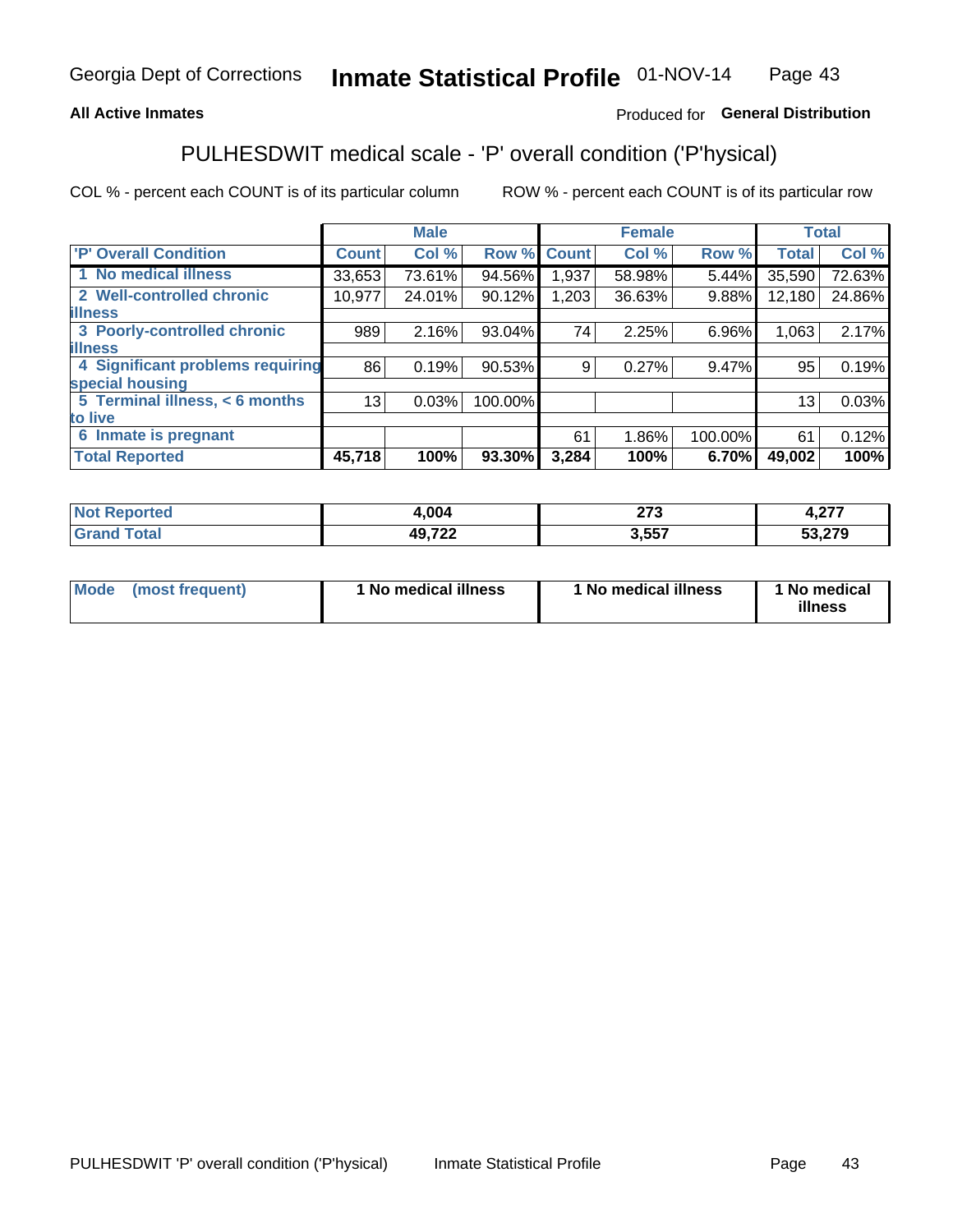Georgia Dept of Corrections **Inmate Statistical Profile** 01-NOV-14

**All Active Inmates**

Produced for **General Distribution**

## PULHESDWIT medical scale - 'P' overall condition ('P'hysical)

COL % - percent each COUNT is of its particular column

ROW % - percent each COUNT is of its particular row

| | Male | | | Female | | | Total | |
|---|---|---|---|---|---|---|---|---|
| 'P' Overall Condition | Count | Col % | Row % | Count | Col % | Row % | Total | Col % |
| 1 No medical illness | 33,653 | 73.61% | 94.56% | 1,937 | 58.98% | 5.44% | 35,590 | 72.63% |
| 2 Well-controlled chronic illness | 10,977 | 24.01% | 90.12% | 1,203 | 36.63% | 9.88% | 12,180 | 24.86% |
| 3 Poorly-controlled chronic illness | 989 | 2.16% | 93.04% | 74 | 2.25% | 6.96% | 1,063 | 2.17% |
| 4 Significant problems requiring special housing | 86 | 0.19% | 90.53% | 9 | 0.27% | 9.47% | 95 | 0.19% |
| 5 Terminal illness, < 6 months to live | 13 | 0.03% | 100.00% | | | | 13 | 0.03% |
| 6 Inmate is pregnant | | | | 61 | 1.86% | 100.00% | 61 | 0.12% |
| **Total Reported** | **45,718** | **100%** | **93.30%** | **3,284** | **100%** | **6.70%** | **49,002** | **100%** |

| | Male | Female | Total |
|---|---|---|---|
| Not Reported | **4,004** | **273** | **4,277** |
| Grand Total | **49,722** | **3,557** | **53,279** |

| | Male | Female | Total |
|---|---|---|---|
| Mode (most frequent) | **1 No medical illness** | **1 No medical illness** | **1 No medical illness** |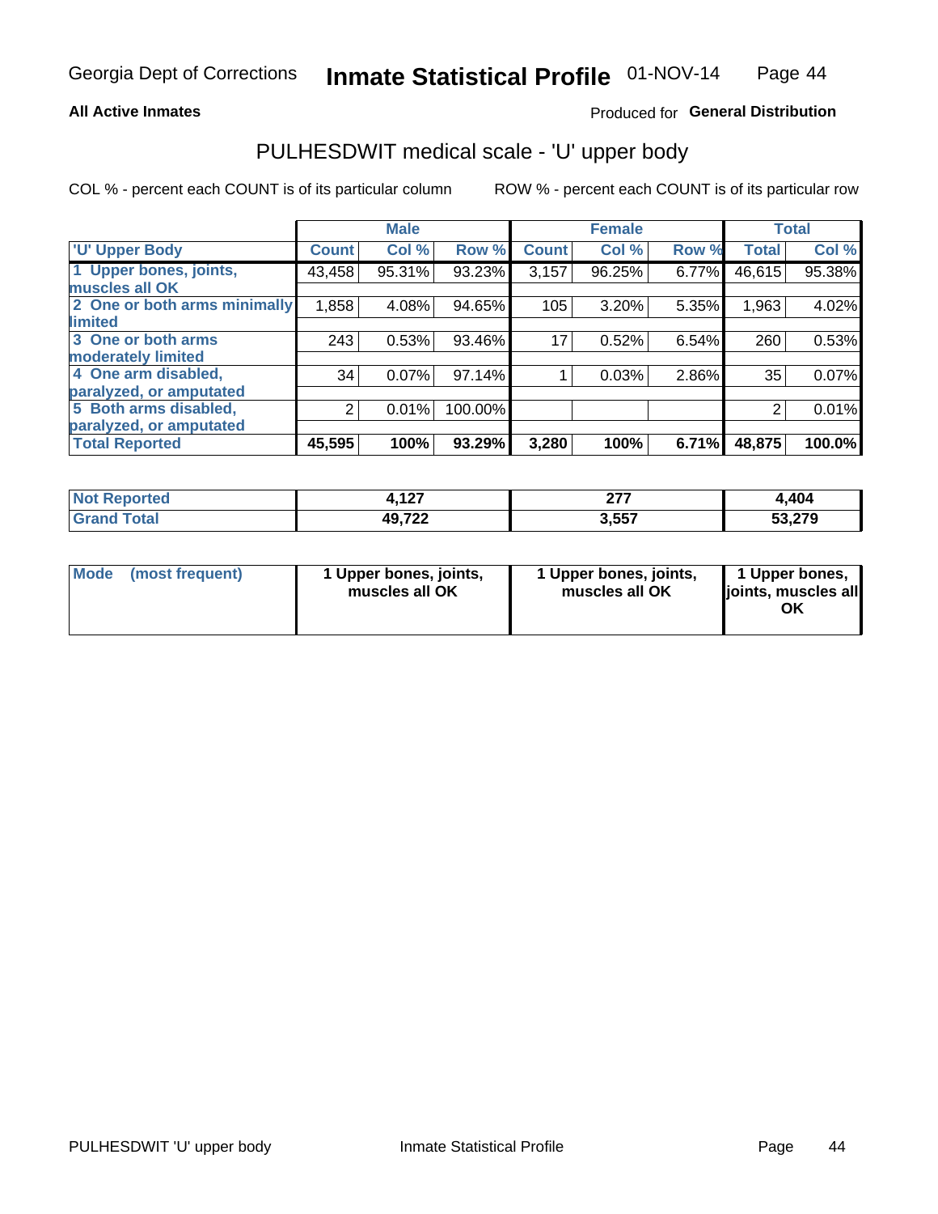Georgia Dept of Corrections **Inmate Statistical Profile** 01-NOV-14

**All Active Inmates**

Produced for **General Distribution**

## PULHESDWIT medical scale - 'U' upper body

COL % - percent each COUNT is of its particular column

ROW % - percent each COUNT is of its particular row

| | Male | | | Female | | | Total | |
|---|---|---|---|---|---|---|---|---|
| 'U' Upper Body | Count | Col % | Row % | Count | Col % | Row % | Total | Col % |
| 1 Upper bones, joints, muscles all OK | 43,458 | 95.31% | 93.23% | 3,157 | 96.25% | 6.77% | 46,615 | 95.38% |
| 2 One or both arms minimally limited | 1,858 | 4.08% | 94.65% | 105 | 3.20% | 5.35% | 1,963 | 4.02% |
| 3 One or both arms moderately limited | 243 | 0.53% | 93.46% | 17 | 0.52% | 6.54% | 260 | 0.53% |
| 4 One arm disabled, paralyzed, or amputated | 34 | 0.07% | 97.14% | 1 | 0.03% | 2.86% | 35 | 0.07% |
| 5 Both arms disabled, paralyzed, or amputated | 2 | 0.01% | 100.00% | | | | 2 | 0.01% |
| **Total Reported** | **45,595** | **100%** | **93.29%** | **3,280** | **100%** | **6.71%** | **48,875** | **100.0%** |

| | Male | Female | Total |
|---|---|---|---|
| **Not Reported** | **4,127** | **277** | **4,404** |
| **Grand Total** | **49,722** | **3,557** | **53,279** |

| | Male | Female | Total |
|---|---|---|---|
| **Mode (most frequent)** | **1 Upper bones, joints, muscles all OK** | **1 Upper bones, joints, muscles all OK** | **1 Upper bones, joints, muscles all OK** |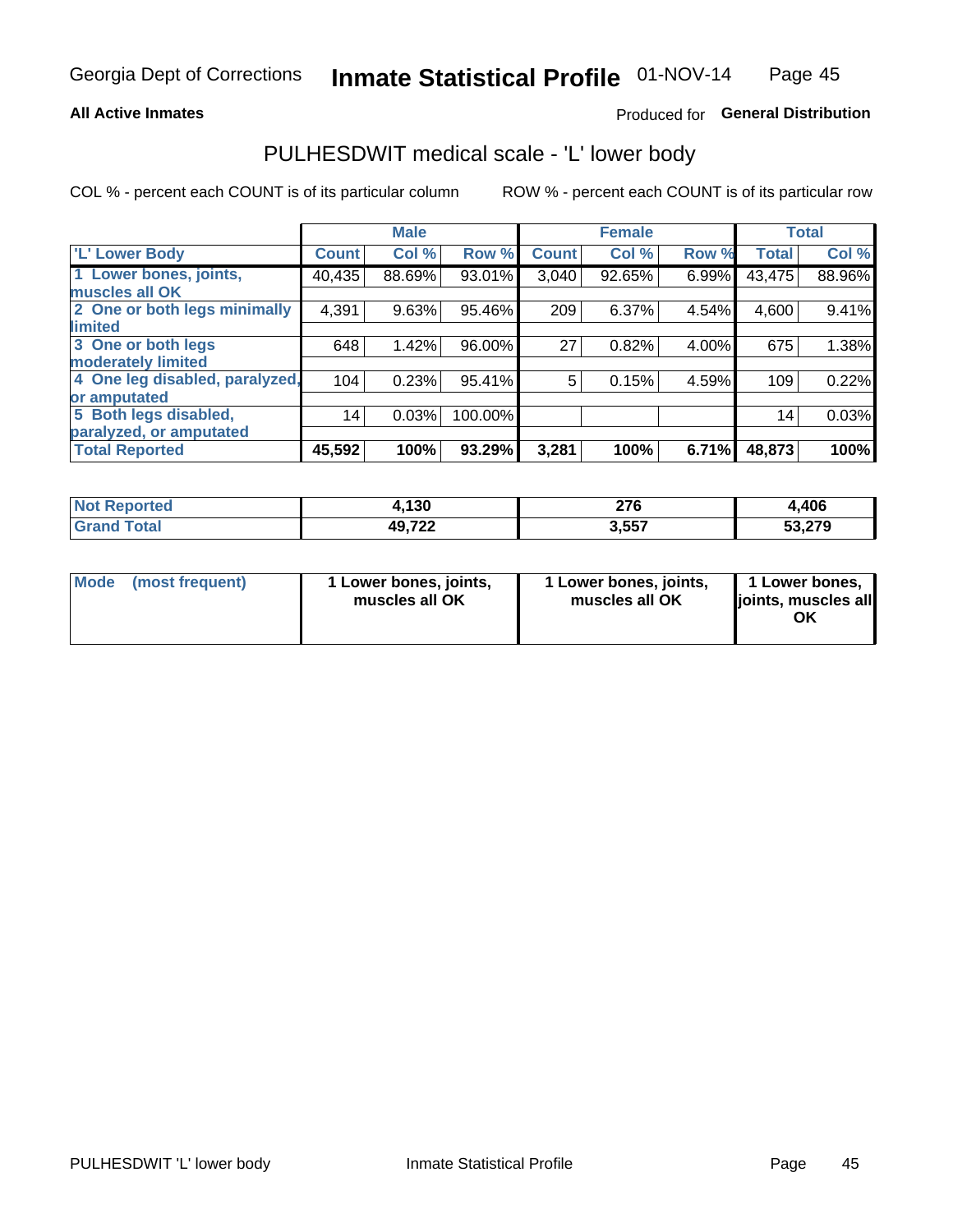Georgia Dept of Corrections **Inmate Statistical Profile** 01-NOV-14

**All Active Inmates**

Produced for **General Distribution**

## PULHESDWIT medical scale - 'L' lower body

COL % - percent each COUNT is of its particular column

ROW % - percent each COUNT is of its particular row

| | Male | | | Female | | | Total | |
|---|---|---|---|---|---|---|---|---|
| 'L' Lower Body | Count | Col % | Row % | Count | Col % | Row % | Total | Col % |
| 1 Lower bones, joints, muscles all OK | 40,435 | 88.69% | 93.01% | 3,040 | 92.65% | 6.99% | 43,475 | 88.96% |
| 2 One or both legs minimally limited | 4,391 | 9.63% | 95.46% | 209 | 6.37% | 4.54% | 4,600 | 9.41% |
| 3 One or both legs moderately limited | 648 | 1.42% | 96.00% | 27 | 0.82% | 4.00% | 675 | 1.38% |
| 4 One leg disabled, paralyzed, or amputated | 104 | 0.23% | 95.41% | 5 | 0.15% | 4.59% | 109 | 0.22% |
| 5 Both legs disabled, paralyzed, or amputated | 14 | 0.03% | 100.00% | | | | 14 | 0.03% |
| **Total Reported** | **45,592** | **100%** | **93.29%** | **3,281** | **100%** | **6.71%** | **48,873** | **100%** |

| | Male | Female | Total |
|---|---|---|---|
| Not Reported | 4,130 | 276 | 4,406 |
| Grand Total | 49,722 | 3,557 | 53,279 |

| | Male | Female | Total |
|---|---|---|---|
| Mode (most frequent) | 1 Lower bones, joints, muscles all OK | 1 Lower bones, joints, muscles all OK | 1 Lower bones, joints, muscles all OK |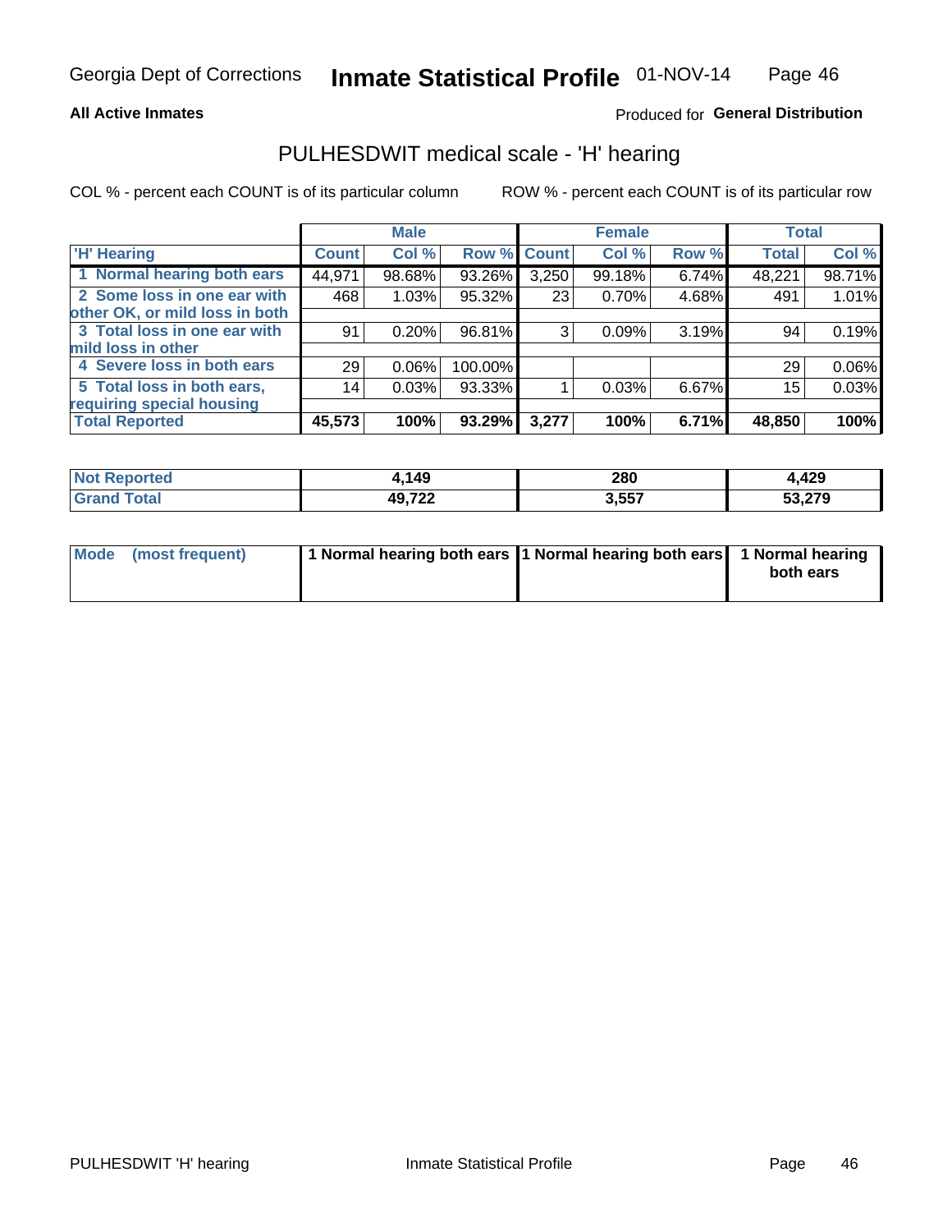**All Active Inmates**

Produced for **General Distribution**

## PULHESDWIT medical scale - 'H' hearing

COL % - percent each COUNT is of its particular column

ROW % - percent each COUNT is of its particular row

| | Male | | | Female | | | Total | |
|---|---|---|---|---|---|---|---|---|
| 'H' Hearing | Count | Col % | Row % | Count | Col % | Row % | Total | Col % |
| 1 Normal hearing both ears | 44,971 | 98.68% | 93.26% | 3,250 | 99.18% | 6.74% | 48,221 | 98.71% |
| 2 Some loss in one ear with other OK, or mild loss in both | 468 | 1.03% | 95.32% | 23 | 0.70% | 4.68% | 491 | 1.01% |
| 3 Total loss in one ear with mild loss in other | 91 | 0.20% | 96.81% | 3 | 0.09% | 3.19% | 94 | 0.19% |
| 4 Severe loss in both ears | 29 | 0.06% | 100.00% | | | | 29 | 0.06% |
| 5 Total loss in both ears, requiring special housing | 14 | 0.03% | 93.33% | 1 | 0.03% | 6.67% | 15 | 0.03% |
| **Total Reported** | **45,573** | **100%** | **93.29%** | **3,277** | **100%** | **6.71%** | **48,850** | **100%** |

| | Male | Female | Total |
|---|---|---|---|
| Not Reported | 4,149 | 280 | 4,429 |
| Grand Total | 49,722 | 3,557 | 53,279 |

| | Male | Female | Total |
|---|---|---|---|
| Mode (most frequent) | 1 Normal hearing both ears | 1 Normal hearing both ears | 1 Normal hearing both ears |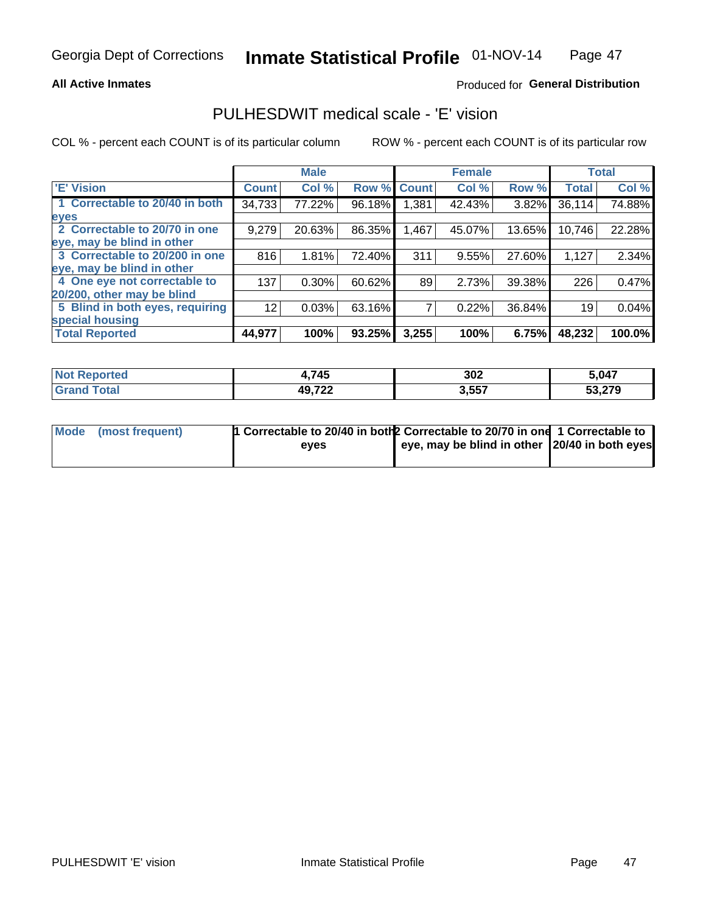Georgia Dept of Corrections **Inmate Statistical Profile** 01-NOV-14

**All Active Inmates**

Produced for **General Distribution**

## PULHESDWIT medical scale - 'E' vision

COL % - percent each COUNT is of its particular column

ROW % - percent each COUNT is of its particular row

| | Male | | | Female | | | Total | |
|---|---|---|---|---|---|---|---|---|
| **'E' Vision** | **Count** | **Col %** | **Row %** | **Count** | **Col %** | **Row %** | **Total** | **Col %** |
| **1 Correctable to 20/40 in both eyes** | 34,733 | 77.22% | 96.18% | 1,381 | 42.43% | 3.82% | 36,114 | 74.88% |
| **2 Correctable to 20/70 in one eye, may be blind in other** | 9,279 | 20.63% | 86.35% | 1,467 | 45.07% | 13.65% | 10,746 | 22.28% |
| **3 Correctable to 20/200 in one eye, may be blind in other** | 816 | 1.81% | 72.40% | 311 | 9.55% | 27.60% | 1,127 | 2.34% |
| **4 One eye not correctable to 20/200, other may be blind** | 137 | 0.30% | 60.62% | 89 | 2.73% | 39.38% | 226 | 0.47% |
| **5 Blind in both eyes, requiring special housing** | 12 | 0.03% | 63.16% | 7 | 0.22% | 36.84% | 19 | 0.04% |
| **Total Reported** | **44,977** | **100%** | **93.25%** | **3,255** | **100%** | **6.75%** | **48,232** | **100.0%** |

| | Male | Female | Total |
|---|---|---|---|
| **Not Reported** | **4,745** | **302** | **5,047** |
| **Grand Total** | **49,722** | **3,557** | **53,279** |

| | Male | Female | Total |
|---|---|---|---|
| **Mode (most frequent)** | **1 Correctable to 20/40 in both eyes** | **2 Correctable to 20/70 in one eye, may be blind in other** | **1 Correctable to 20/40 in both eyes** |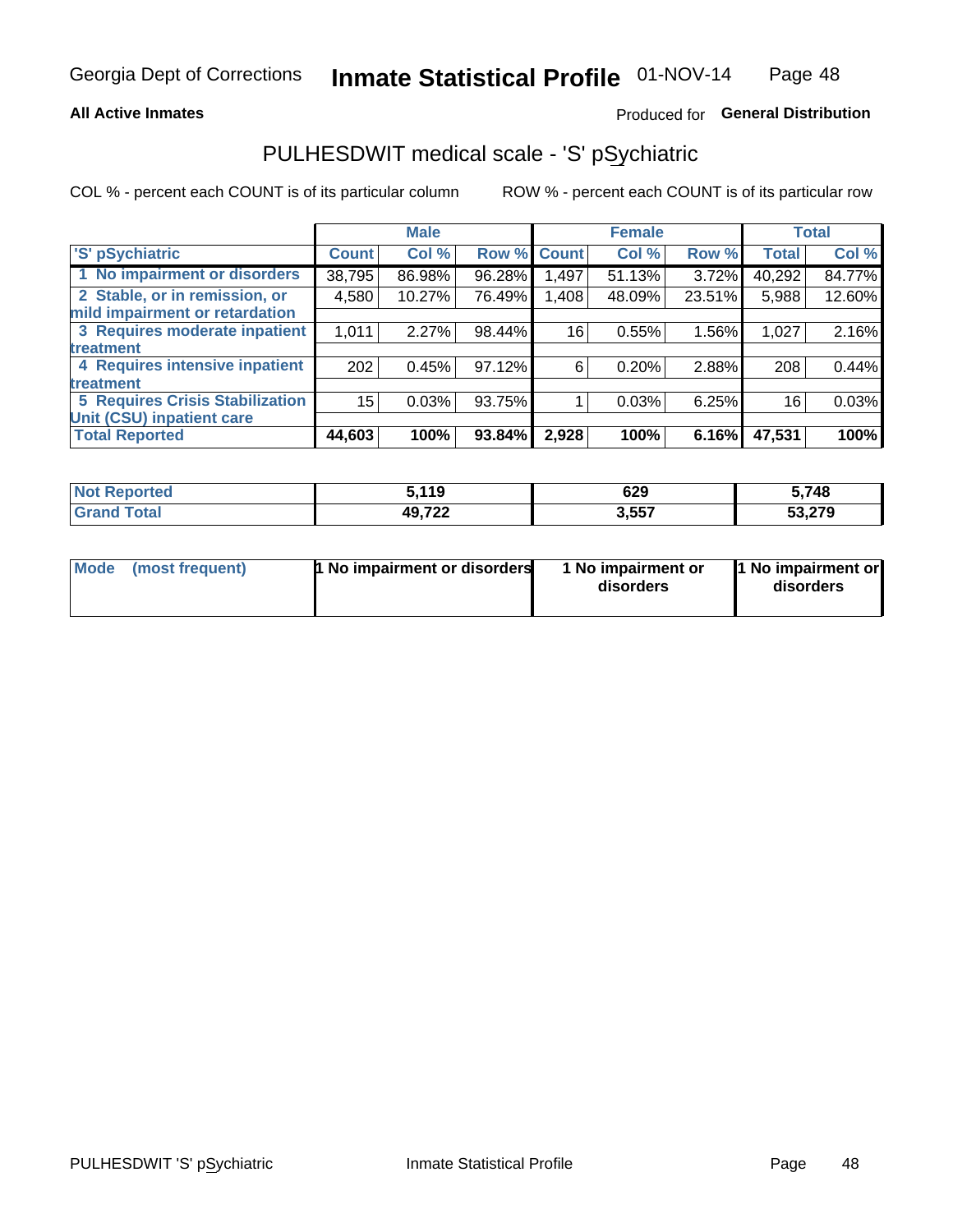Georgia Dept of Corrections **Inmate Statistical Profile** 01-NOV-14

**All Active Inmates**

Produced for **General Distribution**

# PULHESDWIT medical scale - 'S' pSychiatric

COL % - percent each COUNT is of its particular column

ROW % - percent each COUNT is of its particular row

| 'S' pSychiatric | Male | | | Female | | | Total | |
|---|---|---|---|---|---|---|---|---|
| | Count | Col % | Row % | Count | Col % | Row % | Total | Col % |
| 1 No impairment or disorders | 38,795 | 86.98% | 96.28% | 1,497 | 51.13% | 3.72% | 40,292 | 84.77% |
| 2 Stable, or in remission, or mild impairment or retardation | 4,580 | 10.27% | 76.49% | 1,408 | 48.09% | 23.51% | 5,988 | 12.60% |
| 3 Requires moderate inpatient treatment | 1,011 | 2.27% | 98.44% | 16 | 0.55% | 1.56% | 1,027 | 2.16% |
| 4 Requires intensive inpatient treatment | 202 | 0.45% | 97.12% | 6 | 0.20% | 2.88% | 208 | 0.44% |
| 5 Requires Crisis Stabilization Unit (CSU) inpatient care | 15 | 0.03% | 93.75% | 1 | 0.03% | 6.25% | 16 | 0.03% |
| **Total Reported** | **44,603** | **100%** | **93.84%** | **2,928** | **100%** | **6.16%** | **47,531** | **100%** |

| | Male | Female | Total |
|---|---|---|---|
| Not Reported | 5,119 | 629 | 5,748 |
| Grand Total | 49,722 | 3,557 | 53,279 |

| | Male | Female | Total |
|---|---|---|---|
| Mode (most frequent) | 1 No impairment or disorders | 1 No impairment or disorders | 1 No impairment or disorders |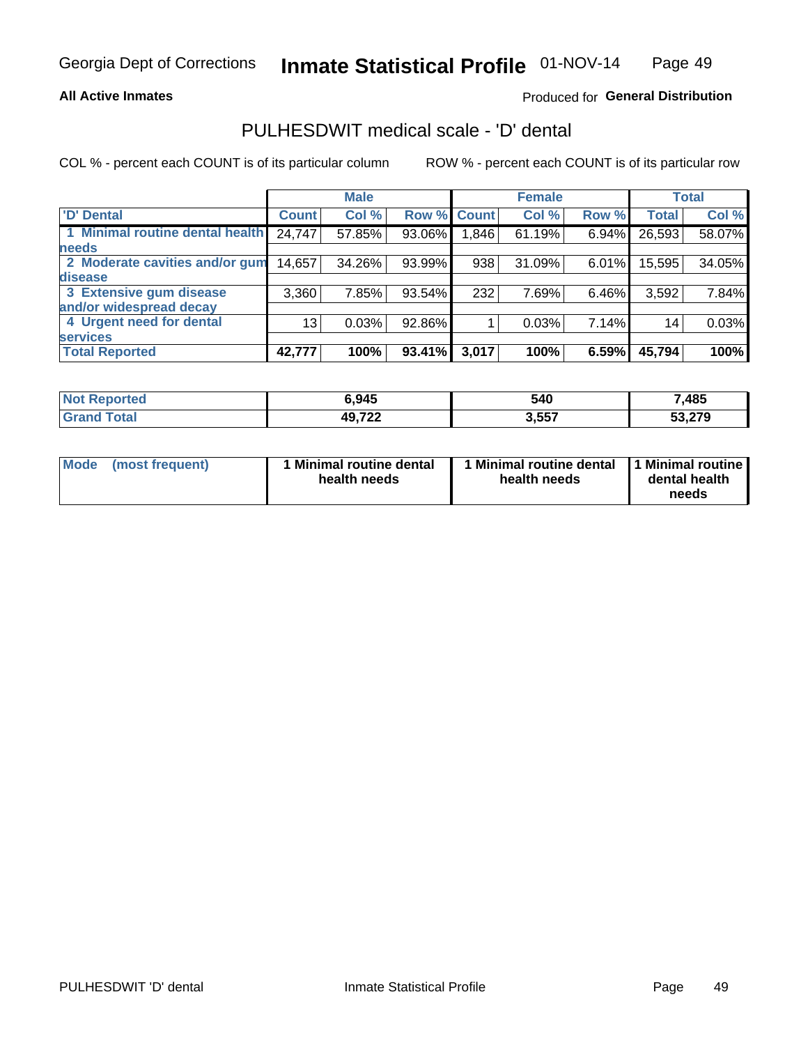Georgia Dept of Corrections **Inmate Statistical Profile** 01-NOV-14

**All Active Inmates**

Produced for **General Distribution**

## PULHESDWIT medical scale - 'D' dental

COL % - percent each COUNT is of its particular column ROW % - percent each COUNT is of its particular row

| 'D' Dental | Male | | | Female | | | Total | |
|---|---|---|---|---|---|---|---|---|
| | Count | Col % | Row % | Count | Col % | Row % | Total | Col % |
| 1 Minimal routine dental health needs | 24,747 | 57.85% | 93.06% | 1,846 | 61.19% | 6.94% | 26,593 | 58.07% |
| 2 Moderate cavities and/or gum disease | 14,657 | 34.26% | 93.99% | 938 | 31.09% | 6.01% | 15,595 | 34.05% |
| 3 Extensive gum disease and/or widespread decay | 3,360 | 7.85% | 93.54% | 232 | 7.69% | 6.46% | 3,592 | 7.84% |
| 4 Urgent need for dental services | 13 | 0.03% | 92.86% | 1 | 0.03% | 7.14% | 14 | 0.03% |
| **Total Reported** | **42,777** | **100%** | **93.41%** | **3,017** | **100%** | **6.59%** | **45,794** | **100%** |

| | Male | Female | Total |
|---|---|---|---|
| Not Reported | 6,945 | 540 | 7,485 |
| Grand Total | 49,722 | 3,557 | 53,279 |

| | Male | Female | Total |
|---|---|---|---|
| Mode (most frequent) | 1 Minimal routine dental health needs | 1 Minimal routine dental health needs | 1 Minimal routine dental health needs |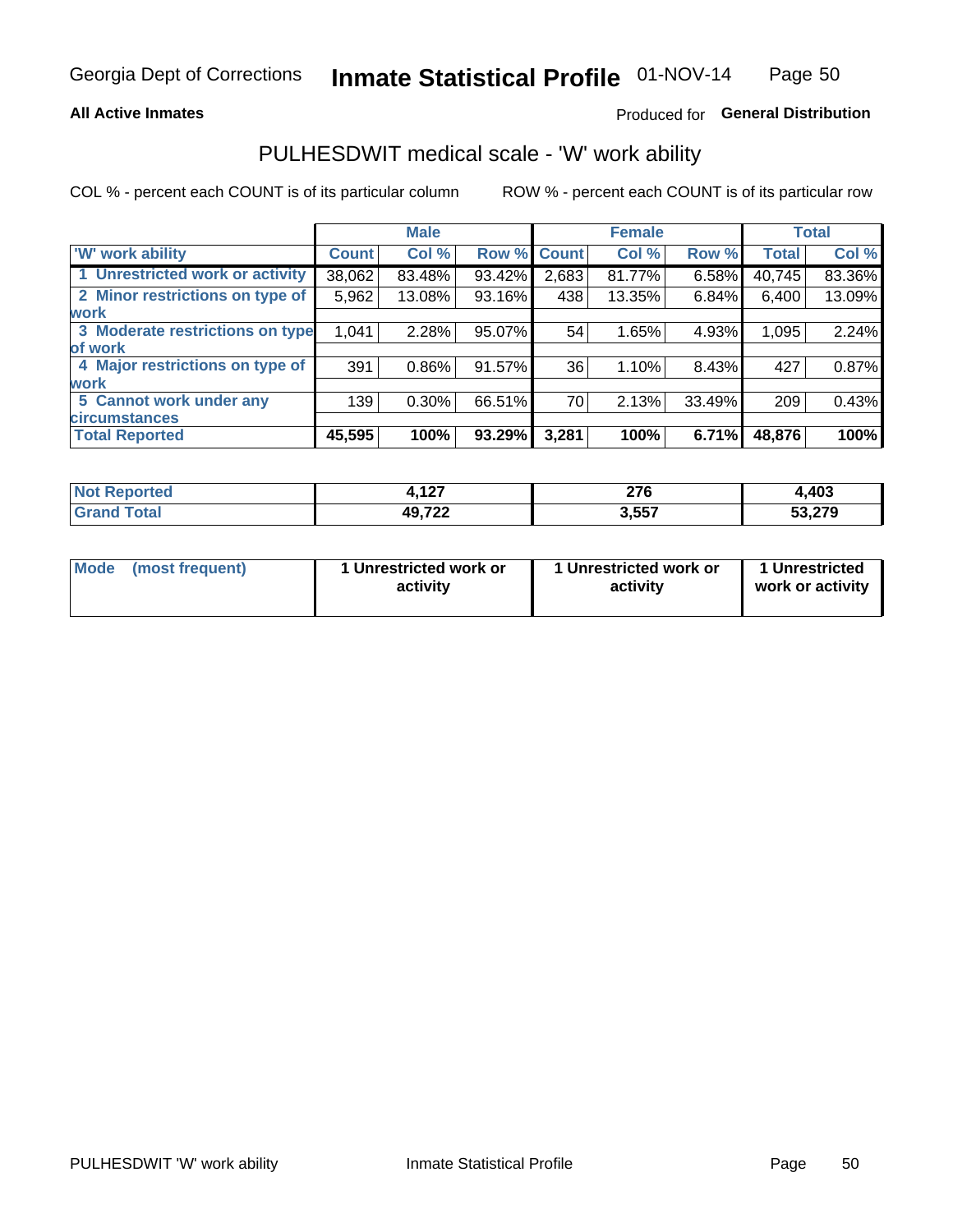Georgia Dept of Corrections **Inmate Statistical Profile** 01-NOV-14

**All Active Inmates**

Produced for **General Distribution**

## PULHESDWIT medical scale - 'W' work ability

COL % - percent each COUNT is of its particular column

ROW % - percent each COUNT is of its particular row

| | Male | | | Female | | | Total | |
|---|---|---|---|---|---|---|---|---|
| 'W' work ability | Count | Col % | Row % | Count | Col % | Row % | Total | Col % |
| 1 Unrestricted work or activity | 38,062 | 83.48% | 93.42% | 2,683 | 81.77% | 6.58% | 40,745 | 83.36% |
| 2 Minor restrictions on type of work | 5,962 | 13.08% | 93.16% | 438 | 13.35% | 6.84% | 6,400 | 13.09% |
| 3 Moderate restrictions on type of work | 1,041 | 2.28% | 95.07% | 54 | 1.65% | 4.93% | 1,095 | 2.24% |
| 4 Major restrictions on type of work | 391 | 0.86% | 91.57% | 36 | 1.10% | 8.43% | 427 | 0.87% |
| 5 Cannot work under any circumstances | 139 | 0.30% | 66.51% | 70 | 2.13% | 33.49% | 209 | 0.43% |
| **Total Reported** | **45,595** | **100%** | **93.29%** | **3,281** | **100%** | **6.71%** | **48,876** | **100%** |

| | Male | Female | Total |
|---|---|---|---|
| Not Reported | 4,127 | 276 | 4,403 |
| Grand Total | 49,722 | 3,557 | 53,279 |

| | Male | Female | Total |
|---|---|---|---|
| Mode (most frequent) | 1 Unrestricted work or activity | 1 Unrestricted work or activity | 1 Unrestricted work or activity |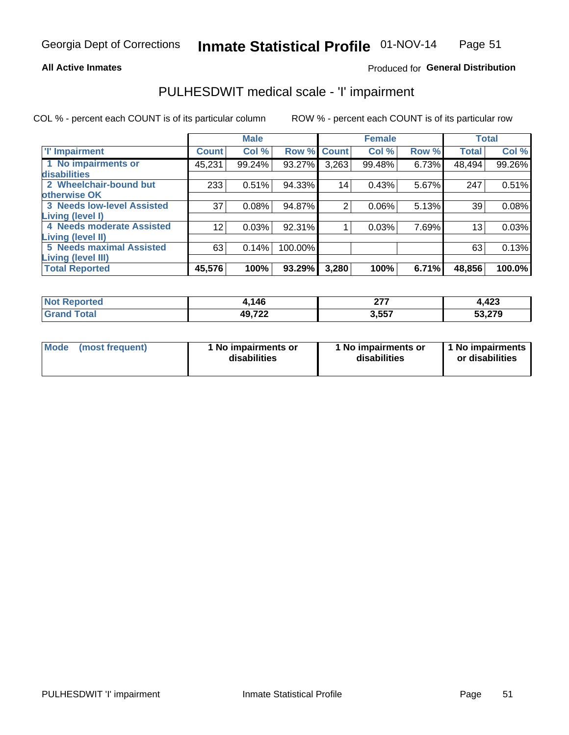Georgia Dept of Corrections **Inmate Statistical Profile** 01-NOV-14

**All Active Inmates**

Produced for **General Distribution**

## PULHESDWIT medical scale - 'I' impairment

COL % - percent each COUNT is of its particular column ROW % - percent each COUNT is of its particular row

| | Male | | | Female | | | Total | |
|---|---|---|---|---|---|---|---|---|
| 'I' Impairment | Count | Col % | Row % | Count | Col % | Row % | Total | Col % |
| 1 No impairments or disabilities | 45,231 | 99.24% | 93.27% | 3,263 | 99.48% | 6.73% | 48,494 | 99.26% |
| 2 Wheelchair-bound but otherwise OK | 233 | 0.51% | 94.33% | 14 | 0.43% | 5.67% | 247 | 0.51% |
| 3 Needs low-level Assisted Living (level I) | 37 | 0.08% | 94.87% | 2 | 0.06% | 5.13% | 39 | 0.08% |
| 4 Needs moderate Assisted Living (level II) | 12 | 0.03% | 92.31% | 1 | 0.03% | 7.69% | 13 | 0.03% |
| 5 Needs maximal Assisted Living (level III) | 63 | 0.14% | 100.00% | | | | 63 | 0.13% |
| **Total Reported** | **45,576** | **100%** | **93.29%** | **3,280** | **100%** | **6.71%** | **48,856** | **100.0%** |

| | Male | Female | Total |
|---|---|---|---|
| Not Reported | 4,146 | 277 | 4,423 |
| Grand Total | 49,722 | 3,557 | 53,279 |

| Mode (most frequent) | 1 No impairments or disabilities | 1 No impairments or disabilities | 1 No impairments or disabilities |
|---|---|---|---|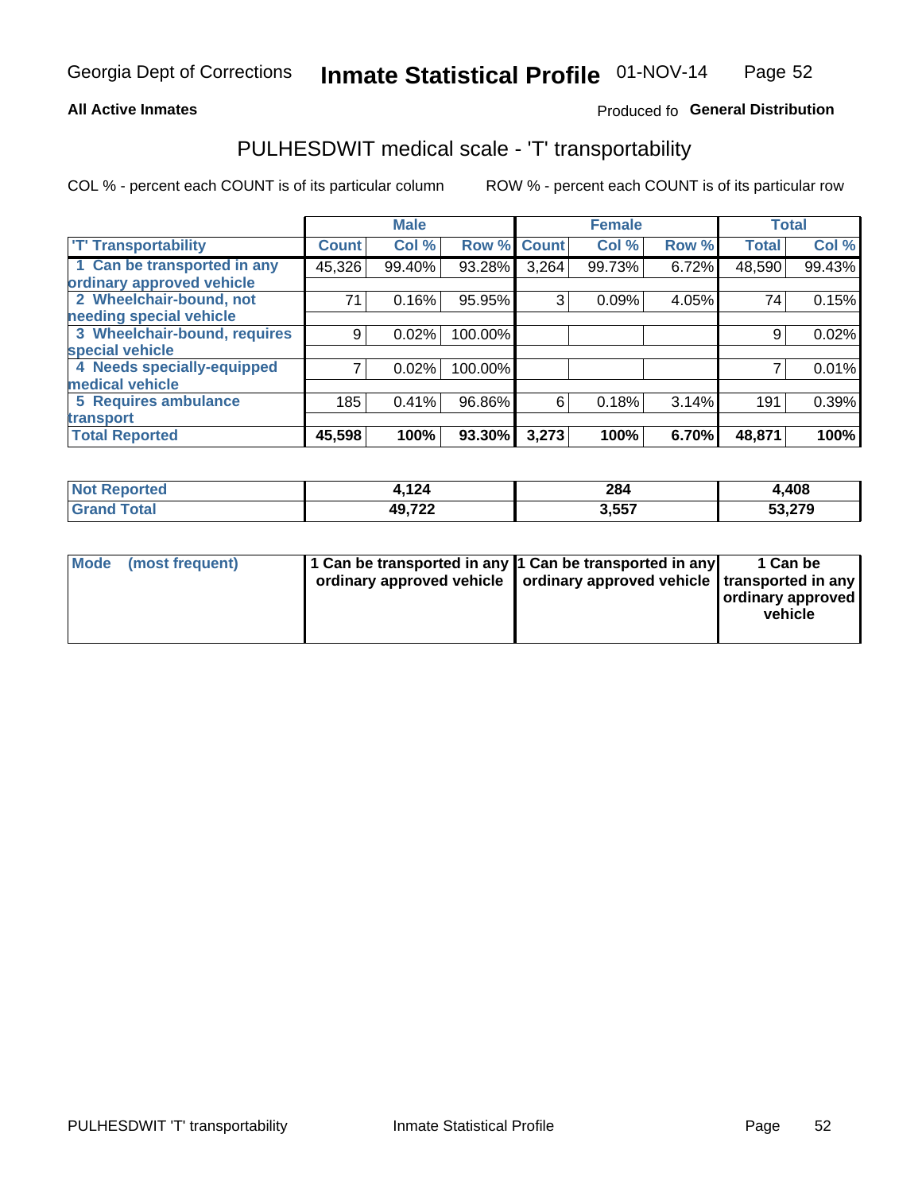Georgia Dept of Corrections **Inmate Statistical Profile** 01-NOV-14

**All Active Inmates**

Produced fo **General Distribution**

## PULHESDWIT medical scale - 'T' transportability

COL % - percent each COUNT is of its particular column ROW % - percent each COUNT is of its particular row

| | Male | | | Female | | | Total | |
|---|---|---|---|---|---|---|---|---|
| 'T' Transportability | Count | Col % | Row % | Count | Col % | Row % | Total | Col % |
| 1 Can be transported in any ordinary approved vehicle | 45,326 | 99.40% | 93.28% | 3,264 | 99.73% | 6.72% | 48,590 | 99.43% |
| 2 Wheelchair-bound, not needing special vehicle | 71 | 0.16% | 95.95% | 3 | 0.09% | 4.05% | 74 | 0.15% |
| 3 Wheelchair-bound, requires special vehicle | 9 | 0.02% | 100.00% | | | | 9 | 0.02% |
| 4 Needs specially-equipped medical vehicle | 7 | 0.02% | 100.00% | | | | 7 | 0.01% |
| 5 Requires ambulance transport | 185 | 0.41% | 96.86% | 6 | 0.18% | 3.14% | 191 | 0.39% |
| **Total Reported** | **45,598** | **100%** | **93.30%** | **3,273** | **100%** | **6.70%** | **48,871** | **100%** |

| | Male | Female | Total |
|---|---|---|---|
| **Not Reported** | **4,124** | **284** | **4,408** |
| **Grand Total** | **49,722** | **3,557** | **53,279** |

| | Male | Female | Total |
|---|---|---|---|
| **Mode (most frequent)** | **1 Can be transported in any ordinary approved vehicle** | **1 Can be transported in any ordinary approved vehicle** | **1 Can be transported in any ordinary approved vehicle** |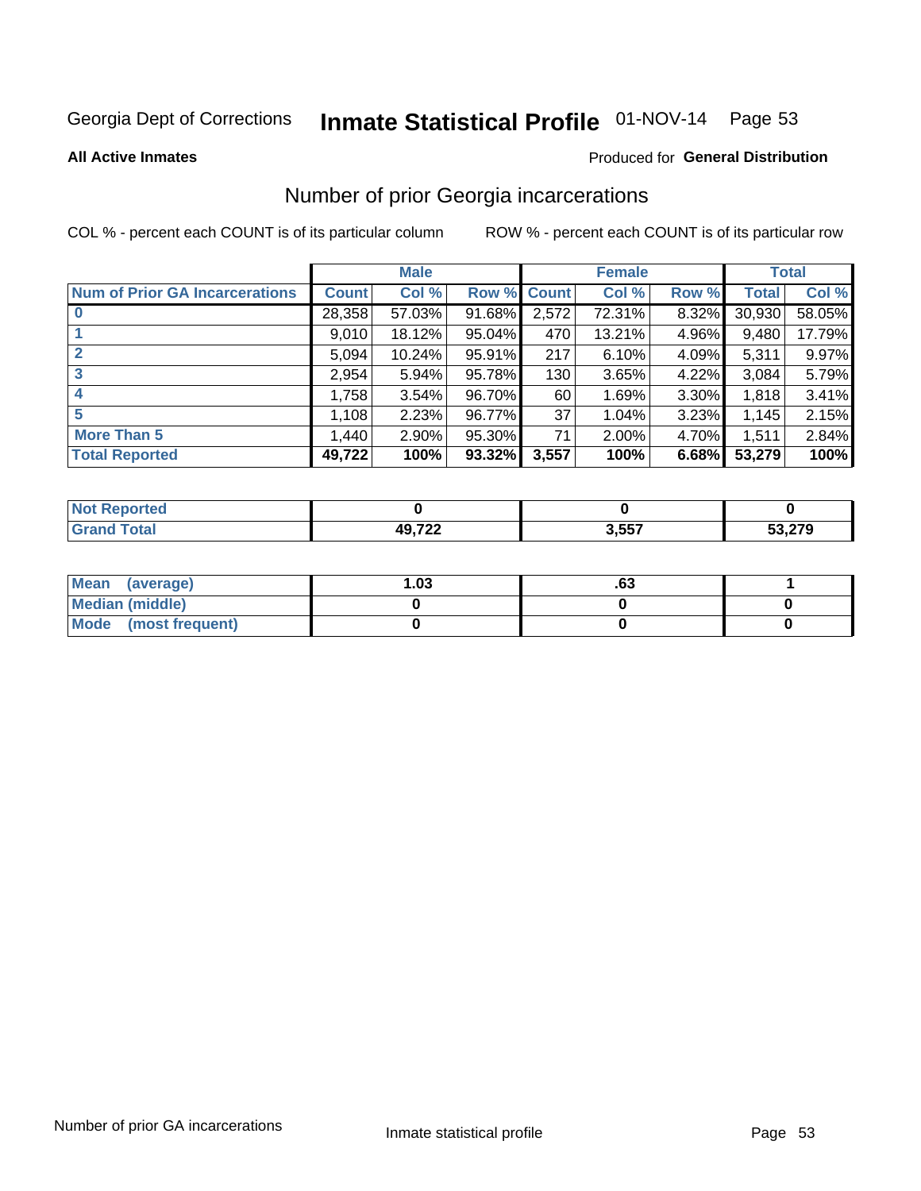Georgia Dept of Corrections **Inmate Statistical Profile** 01-NOV-14

**All Active Inmates**

Produced for **General Distribution**

## Number of prior Georgia incarcerations

COL % - percent each COUNT is of its particular column

ROW % - percent each COUNT is of its particular row

| | Male | | | Female | | | Total | |
|---|---|---|---|---|---|---|---|---|
| **Num of Prior GA Incarcerations** | **Count** | **Col %** | **Row %** | **Count** | **Col %** | **Row %** | **Total** | **Col %** |
| **0** | 28,358 | 57.03% | 91.68% | 2,572 | 72.31% | 8.32% | 30,930 | 58.05% |
| **1** | 9,010 | 18.12% | 95.04% | 470 | 13.21% | 4.96% | 9,480 | 17.79% |
| **2** | 5,094 | 10.24% | 95.91% | 217 | 6.10% | 4.09% | 5,311 | 9.97% |
| **3** | 2,954 | 5.94% | 95.78% | 130 | 3.65% | 4.22% | 3,084 | 5.79% |
| **4** | 1,758 | 3.54% | 96.70% | 60 | 1.69% | 3.30% | 1,818 | 3.41% |
| **5** | 1,108 | 2.23% | 96.77% | 37 | 1.04% | 3.23% | 1,145 | 2.15% |
| **More Than 5** | 1,440 | 2.90% | 95.30% | 71 | 2.00% | 4.70% | 1,511 | 2.84% |
| **Total Reported** | **49,722** | **100%** | **93.32%** | **3,557** | **100%** | **6.68%** | **53,279** | **100%** |

| | Male | Female | Total |
|---|---|---|---|
| **Not Reported** | **0** | **0** | **0** |
| **Grand Total** | **49,722** | **3,557** | **53,279** |

| | Male | Female | Total |
|---|---|---|---|
| **Mean (average)** | **1.03** | **.63** | **1** |
| **Median (middle)** | **0** | **0** | **0** |
| **Mode (most frequent)** | **0** | **0** | **0** |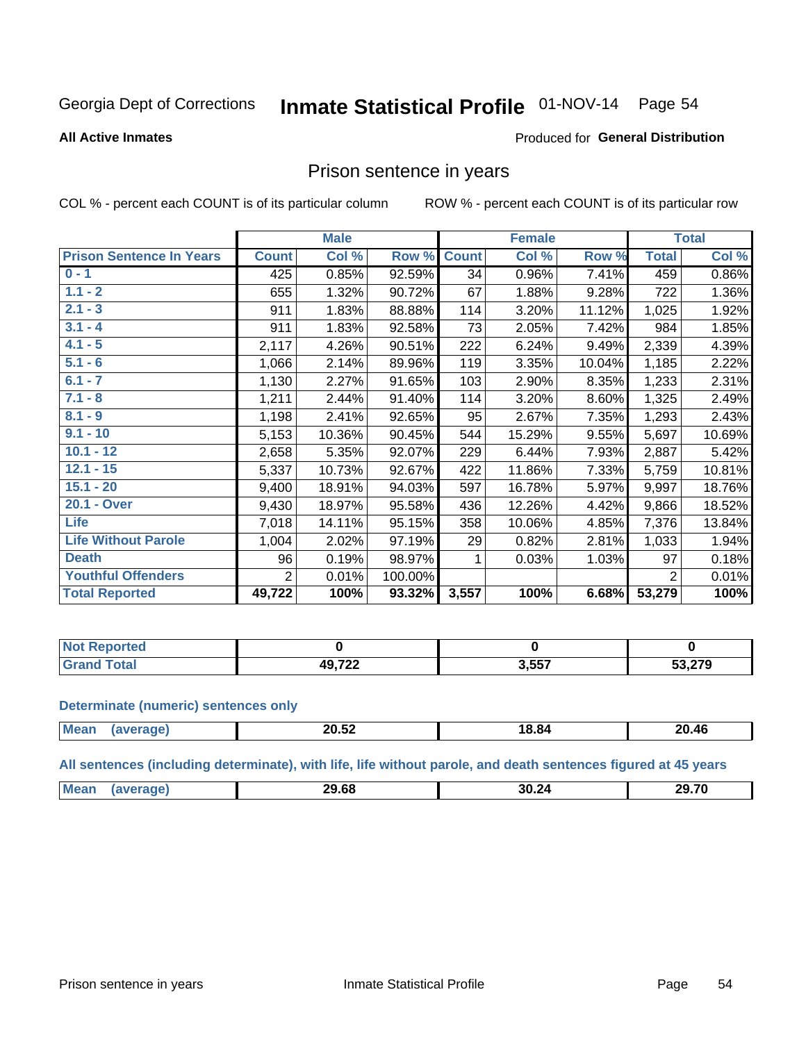Georgia Dept of Corrections **Inmate Statistical Profile** 01-NOV-14

**All Active Inmates**

Produced for **General Distribution**

## Prison sentence in years

COL % - percent each COUNT is of its particular column     ROW % - percent each COUNT is of its particular row

| | Male | | | Female | | | Total | |
|---|---|---|---|---|---|---|---|---|
| **Prison Sentence In Years** | **Count** | **Col %** | **Row %** | **Count** | **Col %** | **Row %** | **Total** | **Col %** |
| **0 - 1** | 425 | 0.85% | 92.59% | 34 | 0.96% | 7.41% | 459 | 0.86% |
| **1.1 - 2** | 655 | 1.32% | 90.72% | 67 | 1.88% | 9.28% | 722 | 1.36% |
| **2.1 - 3** | 911 | 1.83% | 88.88% | 114 | 3.20% | 11.12% | 1,025 | 1.92% |
| **3.1 - 4** | 911 | 1.83% | 92.58% | 73 | 2.05% | 7.42% | 984 | 1.85% |
| **4.1 - 5** | 2,117 | 4.26% | 90.51% | 222 | 6.24% | 9.49% | 2,339 | 4.39% |
| **5.1 - 6** | 1,066 | 2.14% | 89.96% | 119 | 3.35% | 10.04% | 1,185 | 2.22% |
| **6.1 - 7** | 1,130 | 2.27% | 91.65% | 103 | 2.90% | 8.35% | 1,233 | 2.31% |
| **7.1 - 8** | 1,211 | 2.44% | 91.40% | 114 | 3.20% | 8.60% | 1,325 | 2.49% |
| **8.1 - 9** | 1,198 | 2.41% | 92.65% | 95 | 2.67% | 7.35% | 1,293 | 2.43% |
| **9.1 - 10** | 5,153 | 10.36% | 90.45% | 544 | 15.29% | 9.55% | 5,697 | 10.69% |
| **10.1 - 12** | 2,658 | 5.35% | 92.07% | 229 | 6.44% | 7.93% | 2,887 | 5.42% |
| **12.1 - 15** | 5,337 | 10.73% | 92.67% | 422 | 11.86% | 7.33% | 5,759 | 10.81% |
| **15.1 - 20** | 9,400 | 18.91% | 94.03% | 597 | 16.78% | 5.97% | 9,997 | 18.76% |
| **20.1 - Over** | 9,430 | 18.97% | 95.58% | 436 | 12.26% | 4.42% | 9,866 | 18.52% |
| **Life** | 7,018 | 14.11% | 95.15% | 358 | 10.06% | 4.85% | 7,376 | 13.84% |
| **Life Without Parole** | 1,004 | 2.02% | 97.19% | 29 | 0.82% | 2.81% | 1,033 | 1.94% |
| **Death** | 96 | 0.19% | 98.97% | 1 | 0.03% | 1.03% | 97 | 0.18% |
| **Youthful Offenders** | 2 | 0.01% | 100.00% | | | | 2 | 0.01% |
| **Total Reported** | **49,722** | **100%** | **93.32%** | **3,557** | **100%** | **6.68%** | **53,279** | **100%** |

| | Male | Female | Total |
|---|---|---|---|
| **Not Reported** | **0** | **0** | **0** |
| **Grand Total** | **49,722** | **3,557** | **53,279** |

**Determinate (numeric) sentences only**

| | Male | Female | Total |
|---|---|---|---|
| **Mean (average)** | **20.52** | **18.84** | **20.46** |

**All sentences (including determinate), with life, life without parole, and death sentences figured at 45 years**

| | Male | Female | Total |
|---|---|---|---|
| **Mean (average)** | **29.68** | **30.24** | **29.70** |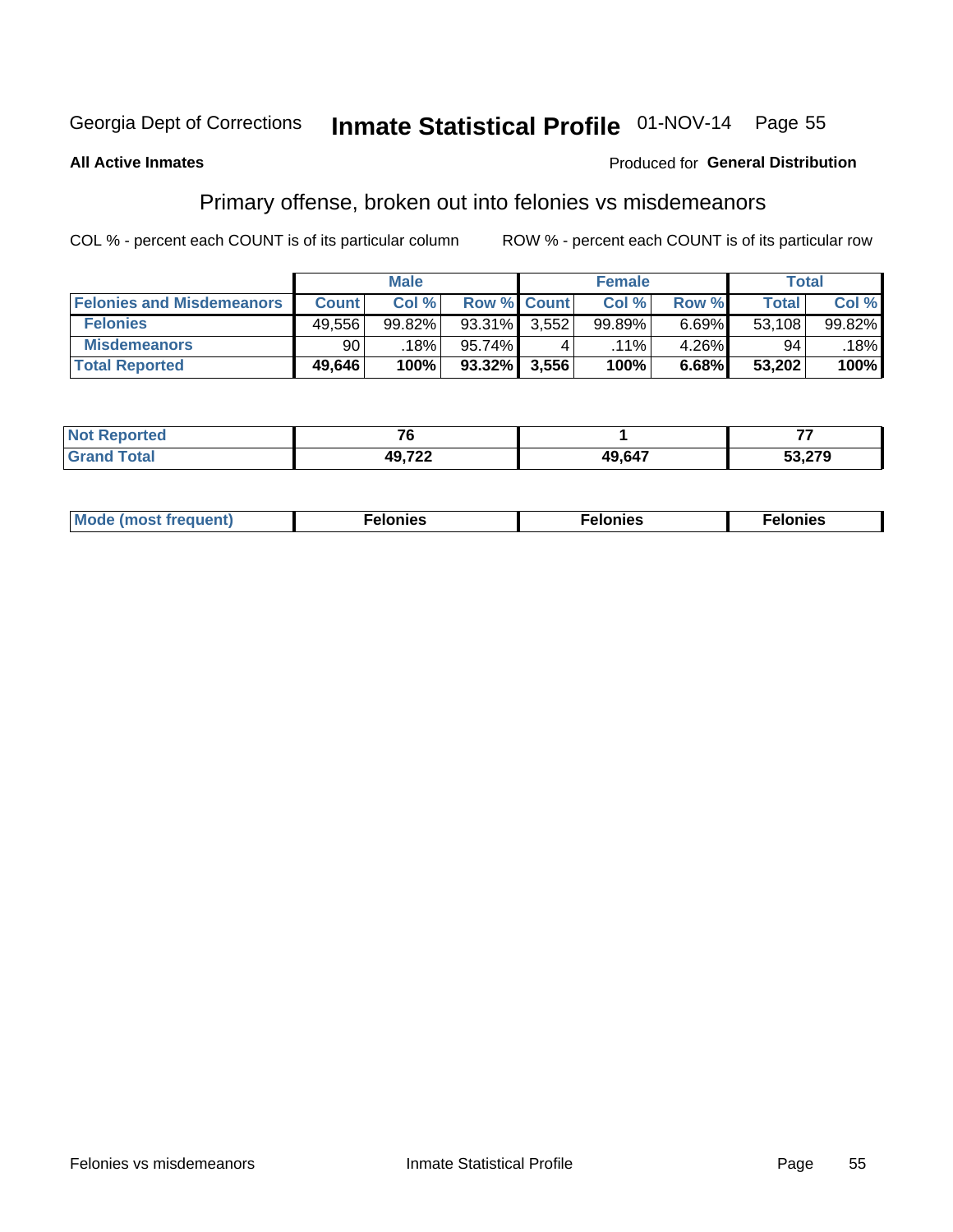Georgia Dept of Corrections **Inmate Statistical Profile** 01-NOV-14

**All Active Inmates**

Produced for **General Distribution**

## Primary offense, broken out into felonies vs misdemeanors

COL % - percent each COUNT is of its particular column ROW % - percent each COUNT is of its particular row

| | Male | | | Female | | | Total | |
|---|---|---|---|---|---|---|---|---|
| **Felonies and Misdemeanors** | **Count** | **Col %** | **Row %** | **Count** | **Col %** | **Row %** | **Total** | **Col %** |
| **Felonies** | 49,556 | 99.82% | 93.31% | 3,552 | 99.89% | 6.69% | 53,108 | 99.82% |
| **Misdemeanors** | 90 | .18% | 95.74% | 4 | .11% | 4.26% | 94 | .18% |
| **Total Reported** | **49,646** | **100%** | **93.32%** | **3,556** | **100%** | **6.68%** | **53,202** | **100%** |

| | Male | Female | Total |
|---|---|---|---|
| **Not Reported** | **76** | **1** | **77** |
| **Grand Total** | **49,722** | **49,647** | **53,279** |

| | Male | Female | Total |
|---|---|---|---|
| **Mode (most frequent)** | **Felonies** | **Felonies** | **Felonies** |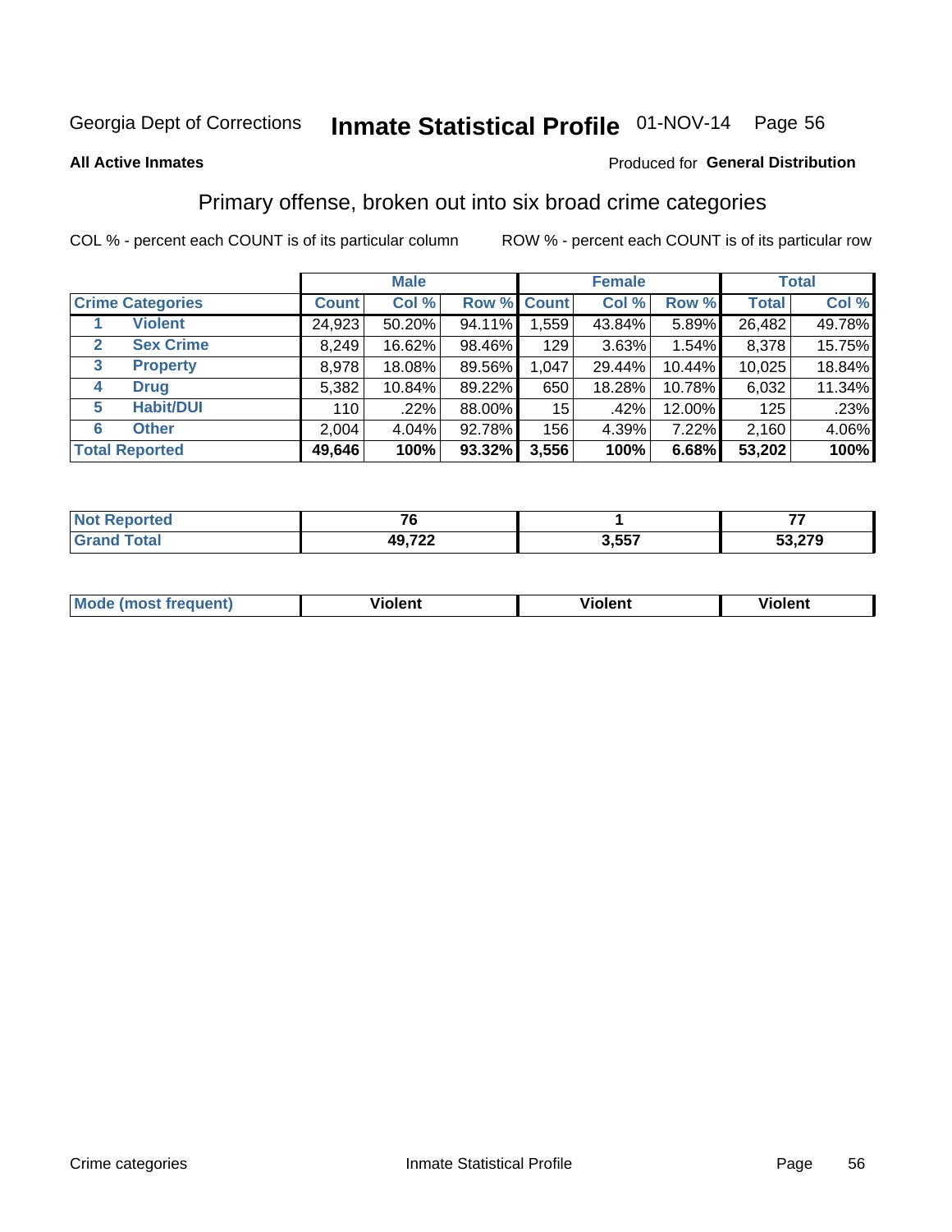Georgia Dept of Corrections **Inmate Statistical Profile** 01-NOV-14 Page 56

**All Active Inmates**

Produced for **General Distribution**

## Primary offense, broken out into six broad crime categories

COL % - percent each COUNT is of its particular column

ROW % - percent each COUNT is of its particular row

| Crime Categories | | Male | | | Female | | | Total | |
|---|---|---|---|---|---|---|---|---|---|
| | | Count | Col % | Row % | Count | Col % | Row % | Total | Col % |
| 1 | Violent | 24,923 | 50.20% | 94.11% | 1,559 | 43.84% | 5.89% | 26,482 | 49.78% |
| 2 | Sex Crime | 8,249 | 16.62% | 98.46% | 129 | 3.63% | 1.54% | 8,378 | 15.75% |
| 3 | Property | 8,978 | 18.08% | 89.56% | 1,047 | 29.44% | 10.44% | 10,025 | 18.84% |
| 4 | Drug | 5,382 | 10.84% | 89.22% | 650 | 18.28% | 10.78% | 6,032 | 11.34% |
| 5 | Habit/DUI | 110 | .22% | 88.00% | 15 | .42% | 12.00% | 125 | .23% |
| 6 | Other | 2,004 | 4.04% | 92.78% | 156 | 4.39% | 7.22% | 2,160 | 4.06% |
| **Total Reported** | | **49,646** | **100%** | **93.32%** | **3,556** | **100%** | **6.68%** | **53,202** | **100%** |

| | Male | Female | Total |
|---|---|---|---|
| Not Reported | 76 | 1 | 77 |
| Grand Total | 49,722 | 3,557 | 53,279 |

| | Male | Female | Total |
|---|---|---|---|
| Mode (most frequent) | Violent | Violent | Violent |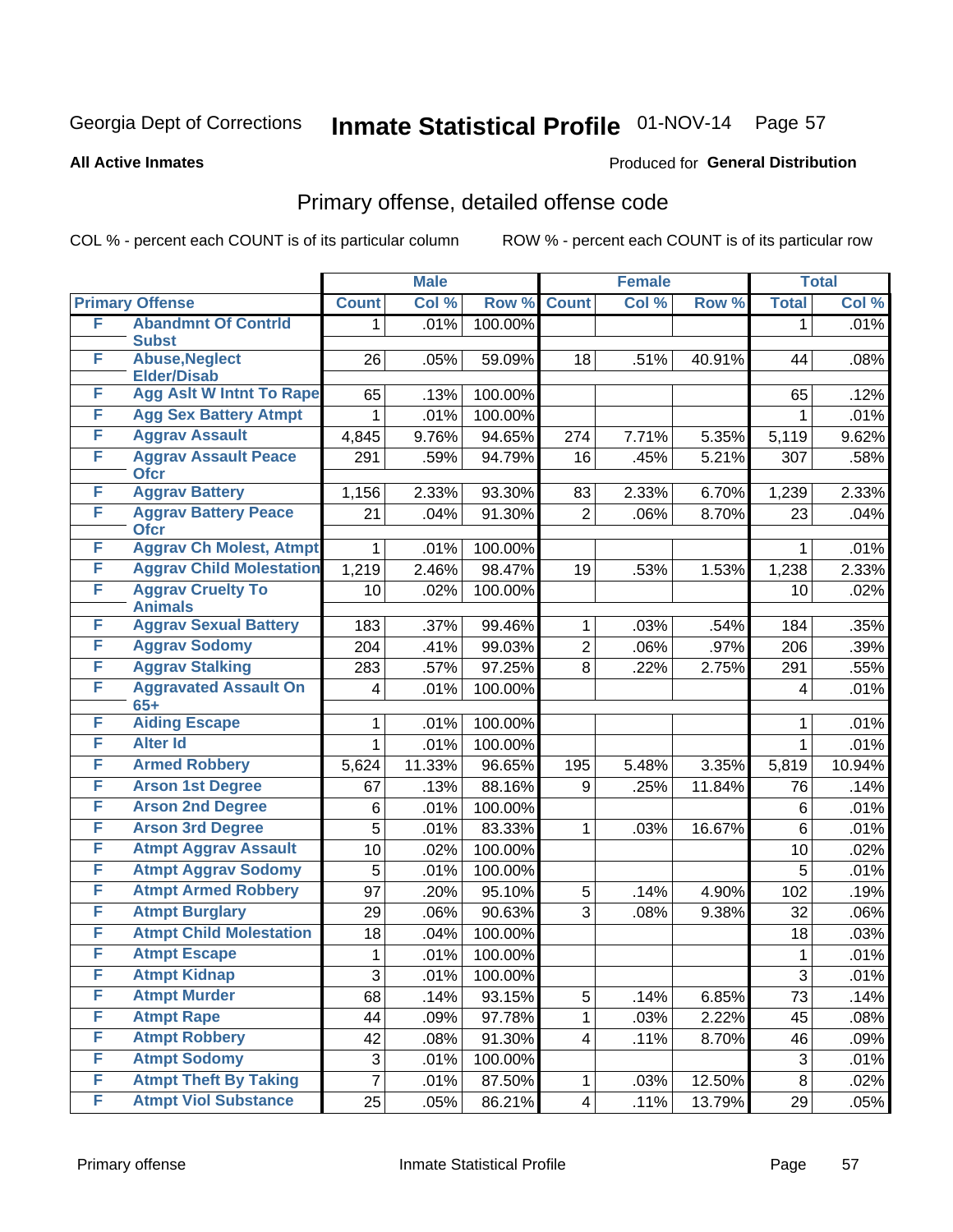Georgia Dept of Corrections **Inmate Statistical Profile** 01-NOV-14 Page 57

**All Active Inmates**

Produced for **General Distribution**

## Primary offense, detailed offense code

COL % - percent each COUNT is of its particular column ROW % - percent each COUNT is of its particular row

| | | Male | | | Female | | | Total | |
|---|---|---|---|---|---|---|---|---|---|
| Primary Offense | | Count | Col % | Row % | Count | Col % | Row % | Total | Col % |
| F | Abandmnt Of Contrld Subst | 1 | .01% | 100.00% | | | | 1 | .01% |
| F | Abuse,Neglect Elder/Disab | 26 | .05% | 59.09% | 18 | .51% | 40.91% | 44 | .08% |
| F | Agg Aslt W Intnt To Rape | 65 | .13% | 100.00% | | | | 65 | .12% |
| F | Agg Sex Battery Atmpt | 1 | .01% | 100.00% | | | | 1 | .01% |
| F | Aggrav Assault | 4,845 | 9.76% | 94.65% | 274 | 7.71% | 5.35% | 5,119 | 9.62% |
| F | Aggrav Assault Peace Ofcr | 291 | .59% | 94.79% | 16 | .45% | 5.21% | 307 | .58% |
| F | Aggrav Battery | 1,156 | 2.33% | 93.30% | 83 | 2.33% | 6.70% | 1,239 | 2.33% |
| F | Aggrav Battery Peace Ofcr | 21 | .04% | 91.30% | 2 | .06% | 8.70% | 23 | .04% |
| F | Aggrav Ch Molest, Atmpt | 1 | .01% | 100.00% | | | | 1 | .01% |
| F | Aggrav Child Molestation | 1,219 | 2.46% | 98.47% | 19 | .53% | 1.53% | 1,238 | 2.33% |
| F | Aggrav Cruelty To Animals | 10 | .02% | 100.00% | | | | 10 | .02% |
| F | Aggrav Sexual Battery | 183 | .37% | 99.46% | 1 | .03% | .54% | 184 | .35% |
| F | Aggrav Sodomy | 204 | .41% | 99.03% | 2 | .06% | .97% | 206 | .39% |
| F | Aggrav Stalking | 283 | .57% | 97.25% | 8 | .22% | 2.75% | 291 | .55% |
| F | Aggravated Assault On 65+ | 4 | .01% | 100.00% | | | | 4 | .01% |
| F | Aiding Escape | 1 | .01% | 100.00% | | | | 1 | .01% |
| F | Alter Id | 1 | .01% | 100.00% | | | | 1 | .01% |
| F | Armed Robbery | 5,624 | 11.33% | 96.65% | 195 | 5.48% | 3.35% | 5,819 | 10.94% |
| F | Arson 1st Degree | 67 | .13% | 88.16% | 9 | .25% | 11.84% | 76 | .14% |
| F | Arson 2nd Degree | 6 | .01% | 100.00% | | | | 6 | .01% |
| F | Arson 3rd Degree | 5 | .01% | 83.33% | 1 | .03% | 16.67% | 6 | .01% |
| F | Atmpt Aggrav Assault | 10 | .02% | 100.00% | | | | 10 | .02% |
| F | Atmpt Aggrav Sodomy | 5 | .01% | 100.00% | | | | 5 | .01% |
| F | Atmpt Armed Robbery | 97 | .20% | 95.10% | 5 | .14% | 4.90% | 102 | .19% |
| F | Atmpt Burglary | 29 | .06% | 90.63% | 3 | .08% | 9.38% | 32 | .06% |
| F | Atmpt Child Molestation | 18 | .04% | 100.00% | | | | 18 | .03% |
| F | Atmpt Escape | 1 | .01% | 100.00% | | | | 1 | .01% |
| F | Atmpt Kidnap | 3 | .01% | 100.00% | | | | 3 | .01% |
| F | Atmpt Murder | 68 | .14% | 93.15% | 5 | .14% | 6.85% | 73 | .14% |
| F | Atmpt Rape | 44 | .09% | 97.78% | 1 | .03% | 2.22% | 45 | .08% |
| F | Atmpt Robbery | 42 | .08% | 91.30% | 4 | .11% | 8.70% | 46 | .09% |
| F | Atmpt Sodomy | 3 | .01% | 100.00% | | | | 3 | .01% |
| F | Atmpt Theft By Taking | 7 | .01% | 87.50% | 1 | .03% | 12.50% | 8 | .02% |
| F | Atmpt Viol Substance | 25 | .05% | 86.21% | 4 | .11% | 13.79% | 29 | .05% |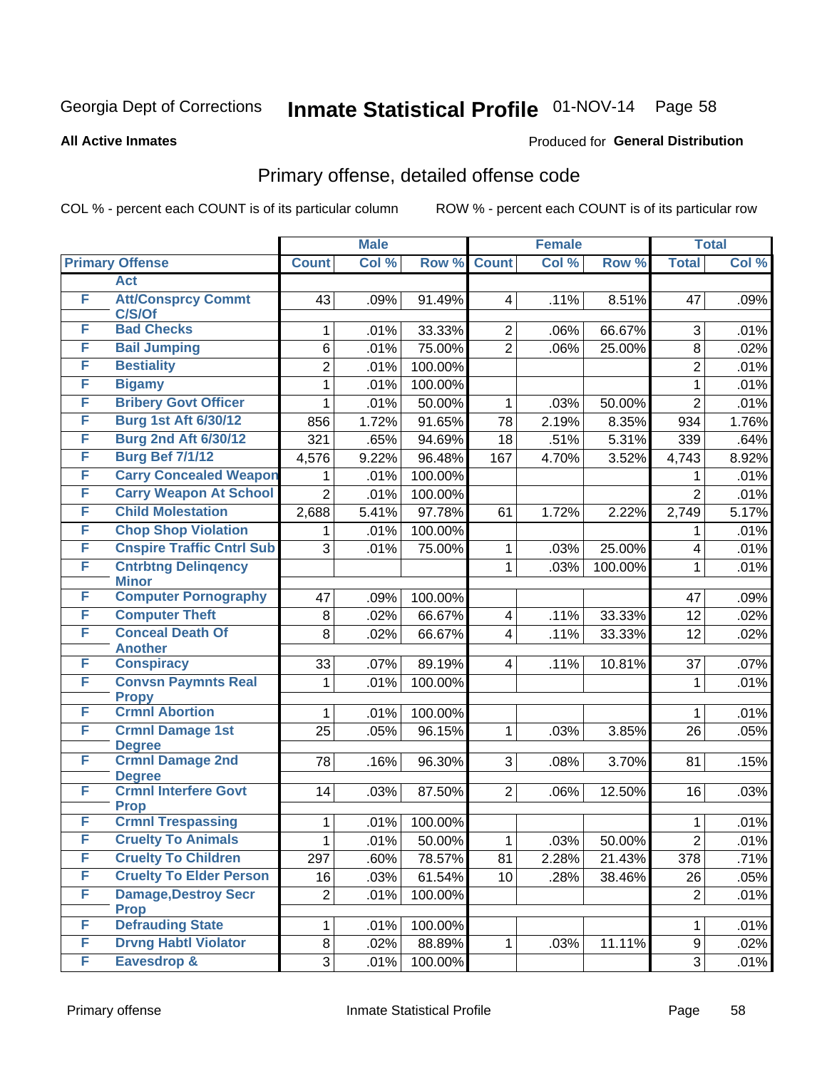Georgia Dept of Corrections **Inmate Statistical Profile** 01-NOV-14

**All Active Inmates**

Produced for **General Distribution**

## Primary offense, detailed offense code

COL % - percent each COUNT is of its particular column

ROW % - percent each COUNT is of its particular row

| Primary Offense | | Male | | | Female | | | Total | |
|---|---|---|---|---|---|---|---|---|---|
| | | Count | Col % | Row % | Count | Col % | Row % | Total | Col % |
| | Act | | | | | | | | |
| F | Att/Consprcy Commt C/S/Of | 43 | .09% | 91.49% | 4 | .11% | 8.51% | 47 | .09% |
| F | Bad Checks | 1 | .01% | 33.33% | 2 | .06% | 66.67% | 3 | .01% |
| F | Bail Jumping | 6 | .01% | 75.00% | 2 | .06% | 25.00% | 8 | .02% |
| F | Bestiality | 2 | .01% | 100.00% | | | | 2 | .01% |
| F | Bigamy | 1 | .01% | 100.00% | | | | 1 | .01% |
| F | Bribery Govt Officer | 1 | .01% | 50.00% | 1 | .03% | 50.00% | 2 | .01% |
| F | Burg 1st Aft 6/30/12 | 856 | 1.72% | 91.65% | 78 | 2.19% | 8.35% | 934 | 1.76% |
| F | Burg 2nd Aft 6/30/12 | 321 | .65% | 94.69% | 18 | .51% | 5.31% | 339 | .64% |
| F | Burg Bef 7/1/12 | 4,576 | 9.22% | 96.48% | 167 | 4.70% | 3.52% | 4,743 | 8.92% |
| F | Carry Concealed Weapon | 1 | .01% | 100.00% | | | | 1 | .01% |
| F | Carry Weapon At School | 2 | .01% | 100.00% | | | | 2 | .01% |
| F | Child Molestation | 2,688 | 5.41% | 97.78% | 61 | 1.72% | 2.22% | 2,749 | 5.17% |
| F | Chop Shop Violation | 1 | .01% | 100.00% | | | | 1 | .01% |
| F | Cnspire Traffic Cntrl Sub | 3 | .01% | 75.00% | 1 | .03% | 25.00% | 4 | .01% |
| F | Cntrbtng Delinqency Minor | | | | 1 | .03% | 100.00% | 1 | .01% |
| F | Computer Pornography | 47 | .09% | 100.00% | | | | 47 | .09% |
| F | Computer Theft | 8 | .02% | 66.67% | 4 | .11% | 33.33% | 12 | .02% |
| F | Conceal Death Of Another | 8 | .02% | 66.67% | 4 | .11% | 33.33% | 12 | .02% |
| F | Conspiracy | 33 | .07% | 89.19% | 4 | .11% | 10.81% | 37 | .07% |
| F | Convsn Paymnts Real Propy | 1 | .01% | 100.00% | | | | 1 | .01% |
| F | Crmnl Abortion | 1 | .01% | 100.00% | | | | 1 | .01% |
| F | Crmnl Damage 1st Degree | 25 | .05% | 96.15% | 1 | .03% | 3.85% | 26 | .05% |
| F | Crmnl Damage 2nd Degree | 78 | .16% | 96.30% | 3 | .08% | 3.70% | 81 | .15% |
| F | Crmnl Interfere Govt Prop | 14 | .03% | 87.50% | 2 | .06% | 12.50% | 16 | .03% |
| F | Crmnl Trespassing | 1 | .01% | 100.00% | | | | 1 | .01% |
| F | Cruelty To Animals | 1 | .01% | 50.00% | 1 | .03% | 50.00% | 2 | .01% |
| F | Cruelty To Children | 297 | .60% | 78.57% | 81 | 2.28% | 21.43% | 378 | .71% |
| F | Cruelty To Elder Person | 16 | .03% | 61.54% | 10 | .28% | 38.46% | 26 | .05% |
| F | Damage,Destroy Secr Prop | 2 | .01% | 100.00% | | | | 2 | .01% |
| F | Defrauding State | 1 | .01% | 100.00% | | | | 1 | .01% |
| F | Drvng Habtl Violator | 8 | .02% | 88.89% | 1 | .03% | 11.11% | 9 | .02% |
| F | Eavesdrop & | 3 | .01% | 100.00% | | | | 3 | .01% |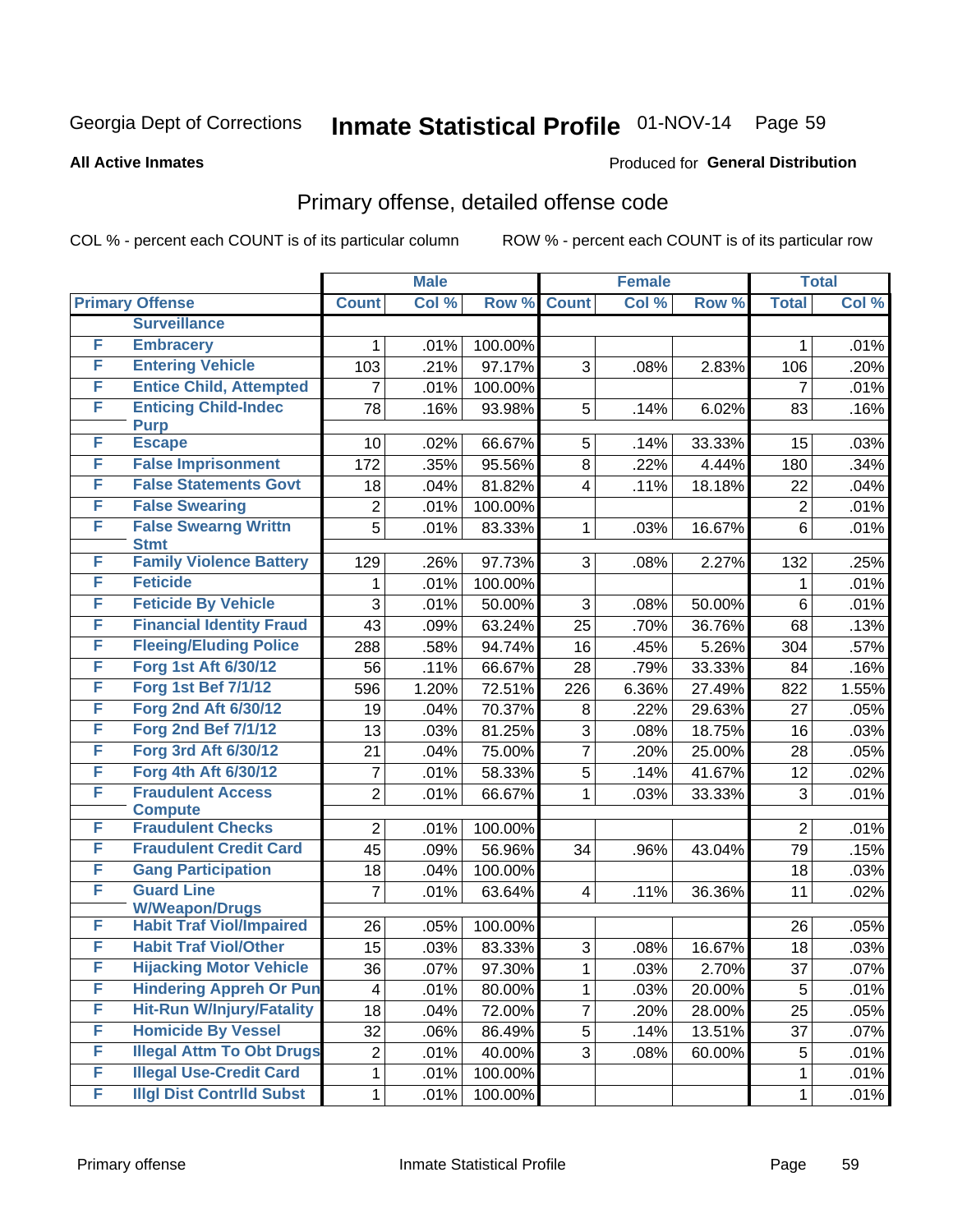Georgia Dept of Corrections **Inmate Statistical Profile** 01-NOV-14 Page 59

**All Active Inmates**

Produced for **General Distribution**

## Primary offense, detailed offense code

COL % - percent each COUNT is of its particular column ROW % - percent each COUNT is of its particular row

| Primary Offense | | Male | | | Female | | | Total | |
|---|---|---|---|---|---|---|---|---|---|
| | | Count | Col % | Row % | Count | Col % | Row % | Total | Col % |
| | Surveillance | | | | | | | | |
| F | Embracery | 1 | .01% | 100.00% | | | | 1 | .01% |
| F | Entering Vehicle | 103 | .21% | 97.17% | 3 | .08% | 2.83% | 106 | .20% |
| F | Entice Child, Attempted | 7 | .01% | 100.00% | | | | 7 | .01% |
| F | Enticing Child-Indec Purp | 78 | .16% | 93.98% | 5 | .14% | 6.02% | 83 | .16% |
| F | Escape | 10 | .02% | 66.67% | 5 | .14% | 33.33% | 15 | .03% |
| F | False Imprisonment | 172 | .35% | 95.56% | 8 | .22% | 4.44% | 180 | .34% |
| F | False Statements Govt | 18 | .04% | 81.82% | 4 | .11% | 18.18% | 22 | .04% |
| F | False Swearing | 2 | .01% | 100.00% | | | | 2 | .01% |
| F | False Swearng Writtn Stmt | 5 | .01% | 83.33% | 1 | .03% | 16.67% | 6 | .01% |
| F | Family Violence Battery | 129 | .26% | 97.73% | 3 | .08% | 2.27% | 132 | .25% |
| F | Feticide | 1 | .01% | 100.00% | | | | 1 | .01% |
| F | Feticide By Vehicle | 3 | .01% | 50.00% | 3 | .08% | 50.00% | 6 | .01% |
| F | Financial Identity Fraud | 43 | .09% | 63.24% | 25 | .70% | 36.76% | 68 | .13% |
| F | Fleeing/Eluding Police | 288 | .58% | 94.74% | 16 | .45% | 5.26% | 304 | .57% |
| F | Forg 1st Aft 6/30/12 | 56 | .11% | 66.67% | 28 | .79% | 33.33% | 84 | .16% |
| F | Forg 1st Bef 7/1/12 | 596 | 1.20% | 72.51% | 226 | 6.36% | 27.49% | 822 | 1.55% |
| F | Forg 2nd Aft 6/30/12 | 19 | .04% | 70.37% | 8 | .22% | 29.63% | 27 | .05% |
| F | Forg 2nd Bef 7/1/12 | 13 | .03% | 81.25% | 3 | .08% | 18.75% | 16 | .03% |
| F | Forg 3rd Aft 6/30/12 | 21 | .04% | 75.00% | 7 | .20% | 25.00% | 28 | .05% |
| F | Forg 4th Aft 6/30/12 | 7 | .01% | 58.33% | 5 | .14% | 41.67% | 12 | .02% |
| F | Fraudulent Access Compute | 2 | .01% | 66.67% | 1 | .03% | 33.33% | 3 | .01% |
| F | Fraudulent Checks | 2 | .01% | 100.00% | | | | 2 | .01% |
| F | Fraudulent Credit Card | 45 | .09% | 56.96% | 34 | .96% | 43.04% | 79 | .15% |
| F | Gang Participation | 18 | .04% | 100.00% | | | | 18 | .03% |
| F | Guard Line W/Weapon/Drugs | 7 | .01% | 63.64% | 4 | .11% | 36.36% | 11 | .02% |
| F | Habit Traf Viol/Impaired | 26 | .05% | 100.00% | | | | 26 | .05% |
| F | Habit Traf Viol/Other | 15 | .03% | 83.33% | 3 | .08% | 16.67% | 18 | .03% |
| F | Hijacking Motor Vehicle | 36 | .07% | 97.30% | 1 | .03% | 2.70% | 37 | .07% |
| F | Hindering Appreh Or Pun | 4 | .01% | 80.00% | 1 | .03% | 20.00% | 5 | .01% |
| F | Hit-Run W/Injury/Fatality | 18 | .04% | 72.00% | 7 | .20% | 28.00% | 25 | .05% |
| F | Homicide By Vessel | 32 | .06% | 86.49% | 5 | .14% | 13.51% | 37 | .07% |
| F | Illegal Attm To Obt Drugs | 2 | .01% | 40.00% | 3 | .08% | 60.00% | 5 | .01% |
| F | Illegal Use-Credit Card | 1 | .01% | 100.00% | | | | 1 | .01% |
| F | Illgl Dist Contrlld Subst | 1 | .01% | 100.00% | | | | 1 | .01% |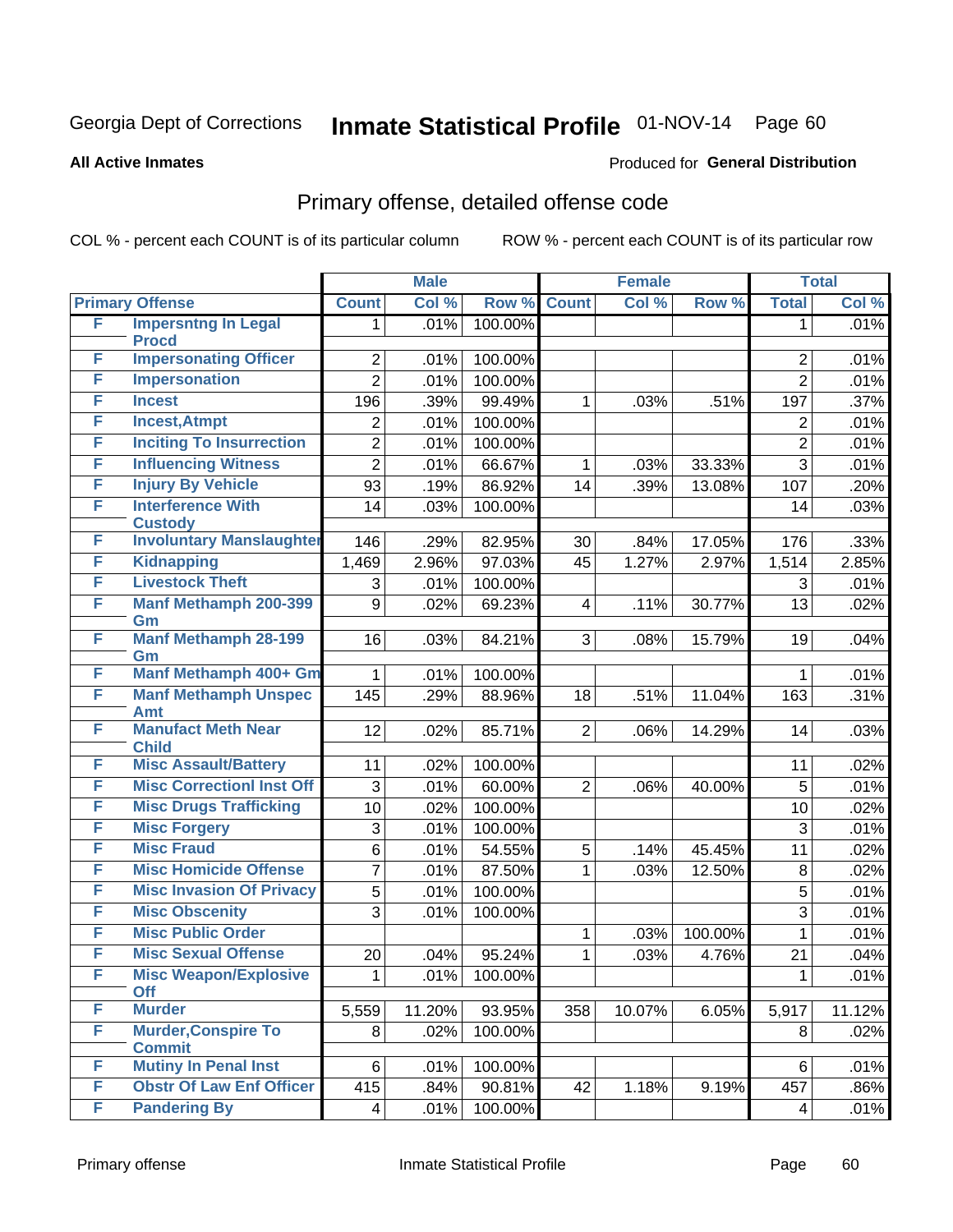Georgia Dept of Corrections **Inmate Statistical Profile** 01-NOV-14

**All Active Inmates**

Produced for **General Distribution**

## Primary offense, detailed offense code

COL % - percent each COUNT is of its particular column    ROW % - percent each COUNT is of its particular row

| Primary Offense | | Male | | | Female | | | Total | |
|---|---|---|---|---|---|---|---|---|---|
| | | Count | Col % | Row % | Count | Col % | Row % | Total | Col % |
| F | Impersntng In Legal Procd | 1 | .01% | 100.00% | | | | 1 | .01% |
| F | Impersonating Officer | 2 | .01% | 100.00% | | | | 2 | .01% |
| F | Impersonation | 2 | .01% | 100.00% | | | | 2 | .01% |
| F | Incest | 196 | .39% | 99.49% | 1 | .03% | .51% | 197 | .37% |
| F | Incest,Atmpt | 2 | .01% | 100.00% | | | | 2 | .01% |
| F | Inciting To Insurrection | 2 | .01% | 100.00% | | | | 2 | .01% |
| F | Influencing Witness | 2 | .01% | 66.67% | 1 | .03% | 33.33% | 3 | .01% |
| F | Injury By Vehicle | 93 | .19% | 86.92% | 14 | .39% | 13.08% | 107 | .20% |
| F | Interference With Custody | 14 | .03% | 100.00% | | | | 14 | .03% |
| F | Involuntary Manslaughter | 146 | .29% | 82.95% | 30 | .84% | 17.05% | 176 | .33% |
| F | Kidnapping | 1,469 | 2.96% | 97.03% | 45 | 1.27% | 2.97% | 1,514 | 2.85% |
| F | Livestock Theft | 3 | .01% | 100.00% | | | | 3 | .01% |
| F | Manf Methamph 200-399 Gm | 9 | .02% | 69.23% | 4 | .11% | 30.77% | 13 | .02% |
| F | Manf Methamph 28-199 Gm | 16 | .03% | 84.21% | 3 | .08% | 15.79% | 19 | .04% |
| F | Manf Methamph 400+ Gm | 1 | .01% | 100.00% | | | | 1 | .01% |
| F | Manf Methamph Unspec Amt | 145 | .29% | 88.96% | 18 | .51% | 11.04% | 163 | .31% |
| F | Manufact Meth Near Child | 12 | .02% | 85.71% | 2 | .06% | 14.29% | 14 | .03% |
| F | Misc Assault/Battery | 11 | .02% | 100.00% | | | | 11 | .02% |
| F | Misc Correctionl Inst Off | 3 | .01% | 60.00% | 2 | .06% | 40.00% | 5 | .01% |
| F | Misc Drugs Trafficking | 10 | .02% | 100.00% | | | | 10 | .02% |
| F | Misc Forgery | 3 | .01% | 100.00% | | | | 3 | .01% |
| F | Misc Fraud | 6 | .01% | 54.55% | 5 | .14% | 45.45% | 11 | .02% |
| F | Misc Homicide Offense | 7 | .01% | 87.50% | 1 | .03% | 12.50% | 8 | .02% |
| F | Misc Invasion Of Privacy | 5 | .01% | 100.00% | | | | 5 | .01% |
| F | Misc Obscenity | 3 | .01% | 100.00% | | | | 3 | .01% |
| F | Misc Public Order | | | | 1 | .03% | 100.00% | 1 | .01% |
| F | Misc Sexual Offense | 20 | .04% | 95.24% | 1 | .03% | 4.76% | 21 | .04% |
| F | Misc Weapon/Explosive Off | 1 | .01% | 100.00% | | | | 1 | .01% |
| F | Murder | 5,559 | 11.20% | 93.95% | 358 | 10.07% | 6.05% | 5,917 | 11.12% |
| F | Murder,Conspire To Commit | 8 | .02% | 100.00% | | | | 8 | .02% |
| F | Mutiny In Penal Inst | 6 | .01% | 100.00% | | | | 6 | .01% |
| F | Obstr Of Law Enf Officer | 415 | .84% | 90.81% | 42 | 1.18% | 9.19% | 457 | .86% |
| F | Pandering By | 4 | .01% | 100.00% | | | | 4 | .01% |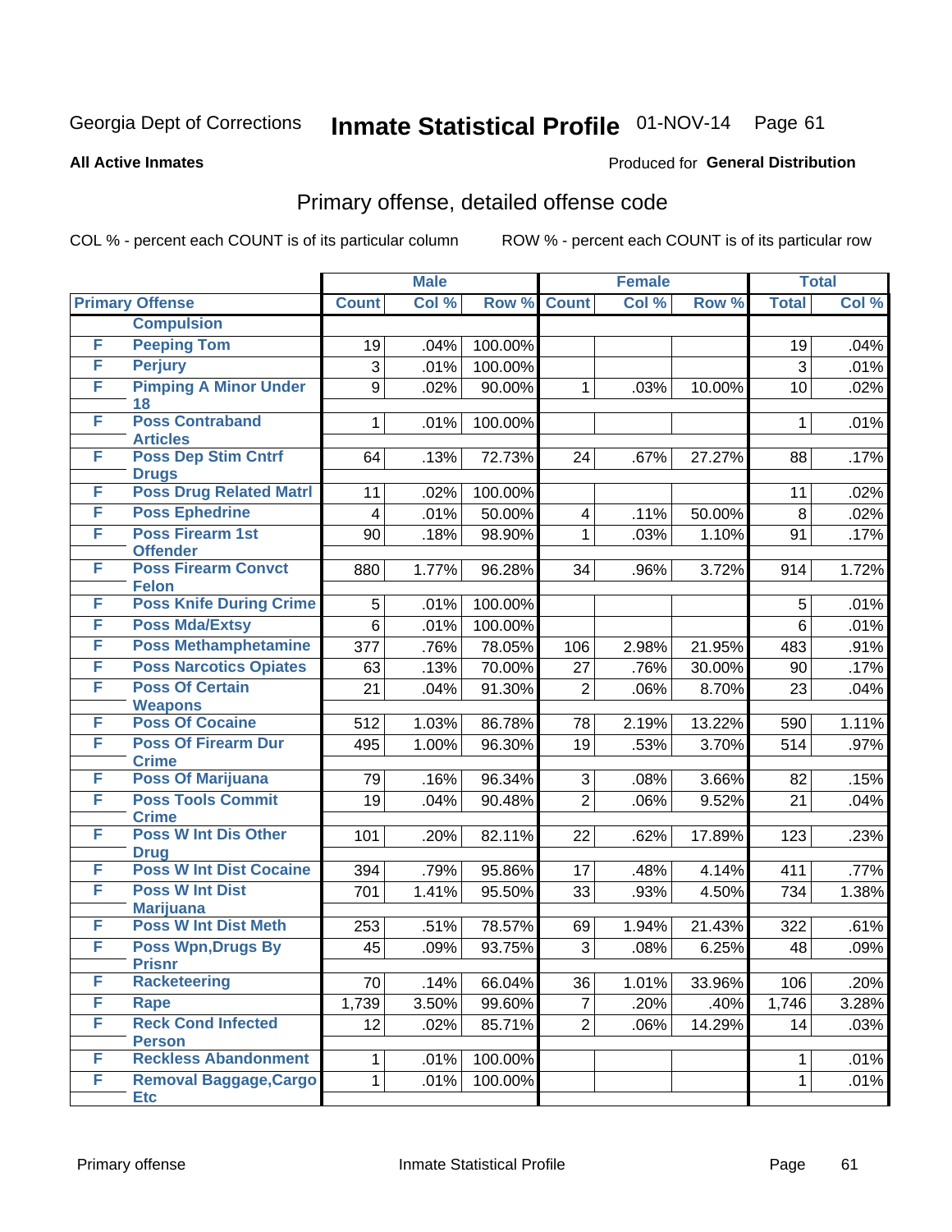Georgia Dept of Corrections **Inmate Statistical Profile** 01-NOV-14

**All Active Inmates**

Produced for **General Distribution**

## Primary offense, detailed offense code

COL % - percent each COUNT is of its particular column ROW % - percent each COUNT is of its particular row

| Primary Offense | | Male | | | Female | | | Total | |
|---|---|---|---|---|---|---|---|---|---|
| | | Count | Col % | Row % | Count | Col % | Row % | Total | Col % |
| | Compulsion | | | | | | | | |
| F | Peeping Tom | 19 | .04% | 100.00% | | | | 19 | .04% |
| F | Perjury | 3 | .01% | 100.00% | | | | 3 | .01% |
| F | Pimping A Minor Under 18 | 9 | .02% | 90.00% | 1 | .03% | 10.00% | 10 | .02% |
| F | Poss Contraband Articles | 1 | .01% | 100.00% | | | | 1 | .01% |
| F | Poss Dep Stim Cntrf Drugs | 64 | .13% | 72.73% | 24 | .67% | 27.27% | 88 | .17% |
| F | Poss Drug Related Matrl | 11 | .02% | 100.00% | | | | 11 | .02% |
| F | Poss Ephedrine | 4 | .01% | 50.00% | 4 | .11% | 50.00% | 8 | .02% |
| F | Poss Firearm 1st Offender | 90 | .18% | 98.90% | 1 | .03% | 1.10% | 91 | .17% |
| F | Poss Firearm Convct Felon | 880 | 1.77% | 96.28% | 34 | .96% | 3.72% | 914 | 1.72% |
| F | Poss Knife During Crime | 5 | .01% | 100.00% | | | | 5 | .01% |
| F | Poss Mda/Extsy | 6 | .01% | 100.00% | | | | 6 | .01% |
| F | Poss Methamphetamine | 377 | .76% | 78.05% | 106 | 2.98% | 21.95% | 483 | .91% |
| F | Poss Narcotics Opiates | 63 | .13% | 70.00% | 27 | .76% | 30.00% | 90 | .17% |
| F | Poss Of Certain Weapons | 21 | .04% | 91.30% | 2 | .06% | 8.70% | 23 | .04% |
| F | Poss Of Cocaine | 512 | 1.03% | 86.78% | 78 | 2.19% | 13.22% | 590 | 1.11% |
| F | Poss Of Firearm Dur Crime | 495 | 1.00% | 96.30% | 19 | .53% | 3.70% | 514 | .97% |
| F | Poss Of Marijuana | 79 | .16% | 96.34% | 3 | .08% | 3.66% | 82 | .15% |
| F | Poss Tools Commit Crime | 19 | .04% | 90.48% | 2 | .06% | 9.52% | 21 | .04% |
| F | Poss W Int Dis Other Drug | 101 | .20% | 82.11% | 22 | .62% | 17.89% | 123 | .23% |
| F | Poss W Int Dist Cocaine | 394 | .79% | 95.86% | 17 | .48% | 4.14% | 411 | .77% |
| F | Poss W Int Dist Marijuana | 701 | 1.41% | 95.50% | 33 | .93% | 4.50% | 734 | 1.38% |
| F | Poss W Int Dist Meth | 253 | .51% | 78.57% | 69 | 1.94% | 21.43% | 322 | .61% |
| F | Poss Wpn,Drugs By Prisnr | 45 | .09% | 93.75% | 3 | .08% | 6.25% | 48 | .09% |
| F | Racketeering | 70 | .14% | 66.04% | 36 | 1.01% | 33.96% | 106 | .20% |
| F | Rape | 1,739 | 3.50% | 99.60% | 7 | .20% | .40% | 1,746 | 3.28% |
| F | Reck Cond Infected Person | 12 | .02% | 85.71% | 2 | .06% | 14.29% | 14 | .03% |
| F | Reckless Abandonment | 1 | .01% | 100.00% | | | | 1 | .01% |
| F | Removal Baggage,Cargo Etc | 1 | .01% | 100.00% | | | | 1 | .01% |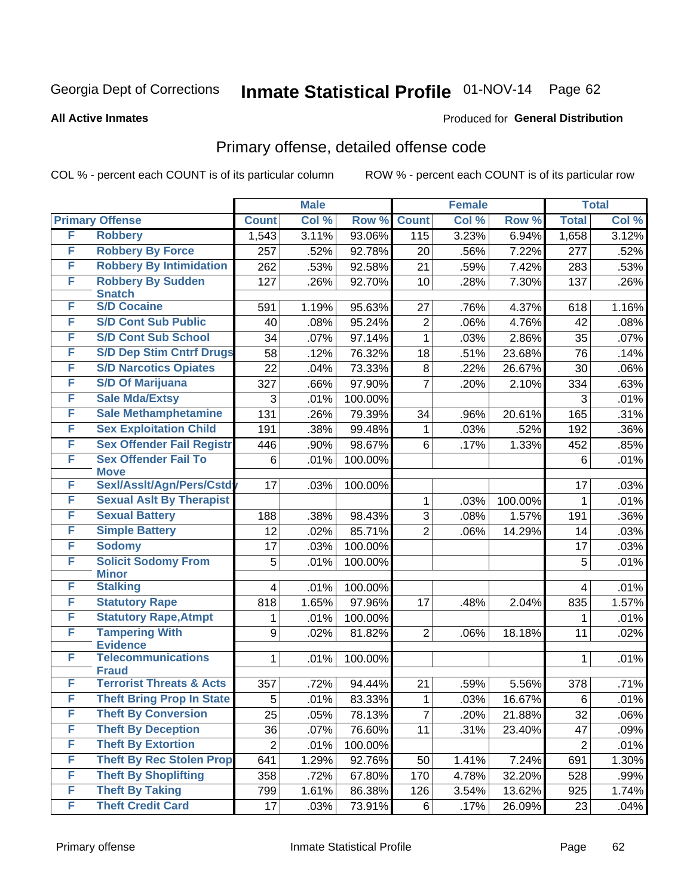Georgia Dept of Corrections **Inmate Statistical Profile** 01-NOV-14

**All Active Inmates**

Produced for **General Distribution**

## Primary offense, detailed offense code

COL % - percent each COUNT is of its particular column ROW % - percent each COUNT is of its particular row

| Primary Offense | | Male | | | Female | | | Total | |
|---|---|---|---|---|---|---|---|---|---|
| | | Count | Col % | Row % | Count | Col % | Row % | Total | Col % |
| F | Robbery | 1,543 | 3.11% | 93.06% | 115 | 3.23% | 6.94% | 1,658 | 3.12% |
| F | Robbery By Force | 257 | .52% | 92.78% | 20 | .56% | 7.22% | 277 | .52% |
| F | Robbery By Intimidation | 262 | .53% | 92.58% | 21 | .59% | 7.42% | 283 | .53% |
| F | Robbery By Sudden Snatch | 127 | .26% | 92.70% | 10 | .28% | 7.30% | 137 | .26% |
| F | S/D Cocaine | 591 | 1.19% | 95.63% | 27 | .76% | 4.37% | 618 | 1.16% |
| F | S/D Cont Sub Public | 40 | .08% | 95.24% | 2 | .06% | 4.76% | 42 | .08% |
| F | S/D Cont Sub School | 34 | .07% | 97.14% | 1 | .03% | 2.86% | 35 | .07% |
| F | S/D Dep Stim Cntrf Drugs | 58 | .12% | 76.32% | 18 | .51% | 23.68% | 76 | .14% |
| F | S/D Narcotics Opiates | 22 | .04% | 73.33% | 8 | .22% | 26.67% | 30 | .06% |
| F | S/D Of Marijuana | 327 | .66% | 97.90% | 7 | .20% | 2.10% | 334 | .63% |
| F | Sale Mda/Extsy | 3 | .01% | 100.00% | | | | 3 | .01% |
| F | Sale Methamphetamine | 131 | .26% | 79.39% | 34 | .96% | 20.61% | 165 | .31% |
| F | Sex Exploitation Child | 191 | .38% | 99.48% | 1 | .03% | .52% | 192 | .36% |
| F | Sex Offender Fail Registr | 446 | .90% | 98.67% | 6 | .17% | 1.33% | 452 | .85% |
| F | Sex Offender Fail To Move | 6 | .01% | 100.00% | | | | 6 | .01% |
| F | Sexl/Asslt/Agn/Pers/Cstdy | 17 | .03% | 100.00% | | | | 17 | .03% |
| F | Sexual Aslt By Therapist | | | | 1 | .03% | 100.00% | 1 | .01% |
| F | Sexual Battery | 188 | .38% | 98.43% | 3 | .08% | 1.57% | 191 | .36% |
| F | Simple Battery | 12 | .02% | 85.71% | 2 | .06% | 14.29% | 14 | .03% |
| F | Sodomy | 17 | .03% | 100.00% | | | | 17 | .03% |
| F | Solicit Sodomy From Minor | 5 | .01% | 100.00% | | | | 5 | .01% |
| F | Stalking | 4 | .01% | 100.00% | | | | 4 | .01% |
| F | Statutory Rape | 818 | 1.65% | 97.96% | 17 | .48% | 2.04% | 835 | 1.57% |
| F | Statutory Rape,Atmpt | 1 | .01% | 100.00% | | | | 1 | .01% |
| F | Tampering With Evidence | 9 | .02% | 81.82% | 2 | .06% | 18.18% | 11 | .02% |
| F | Telecommunications Fraud | 1 | .01% | 100.00% | | | | 1 | .01% |
| F | Terrorist Threats & Acts | 357 | .72% | 94.44% | 21 | .59% | 5.56% | 378 | .71% |
| F | Theft Bring Prop In State | 5 | .01% | 83.33% | 1 | .03% | 16.67% | 6 | .01% |
| F | Theft By Conversion | 25 | .05% | 78.13% | 7 | .20% | 21.88% | 32 | .06% |
| F | Theft By Deception | 36 | .07% | 76.60% | 11 | .31% | 23.40% | 47 | .09% |
| F | Theft By Extortion | 2 | .01% | 100.00% | | | | 2 | .01% |
| F | Theft By Rec Stolen Prop | 641 | 1.29% | 92.76% | 50 | 1.41% | 7.24% | 691 | 1.30% |
| F | Theft By Shoplifting | 358 | .72% | 67.80% | 170 | 4.78% | 32.20% | 528 | .99% |
| F | Theft By Taking | 799 | 1.61% | 86.38% | 126 | 3.54% | 13.62% | 925 | 1.74% |
| F | Theft Credit Card | 17 | .03% | 73.91% | 6 | .17% | 26.09% | 23 | .04% |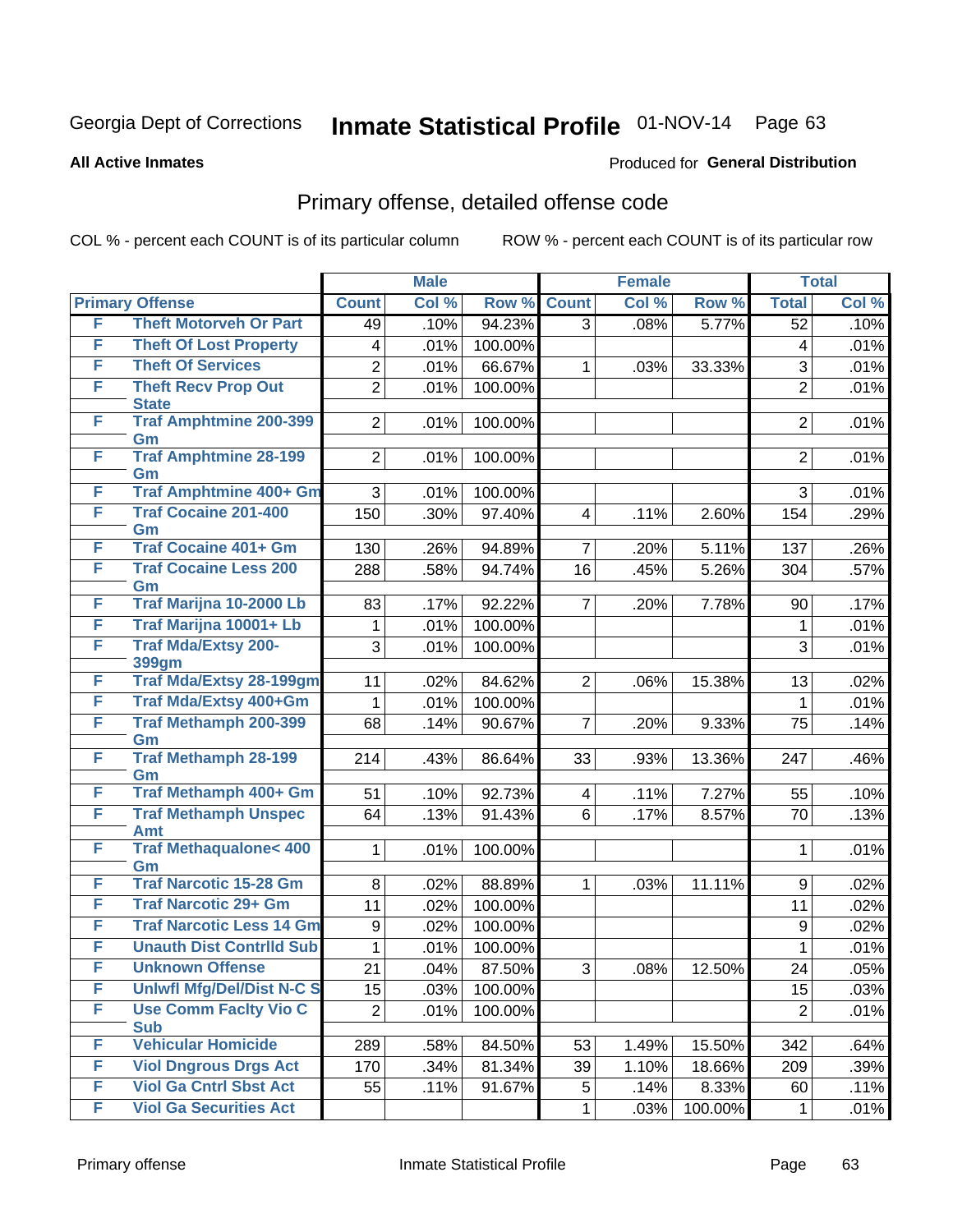Georgia Dept of Corrections **Inmate Statistical Profile** 01-NOV-14 Page 63

**All Active Inmates**

Produced for **General Distribution**

## Primary offense, detailed offense code

COL % - percent each COUNT is of its particular column ROW % - percent each COUNT is of its particular row

| Primary Offense | | Male | | | Female | | | Total | |
|---|---|---|---|---|---|---|---|---|---|
| | | Count | Col % | Row % | Count | Col % | Row % | Total | Col % |
| F | Theft Motorveh Or Part | 49 | .10% | 94.23% | 3 | .08% | 5.77% | 52 | .10% |
| F | Theft Of Lost Property | 4 | .01% | 100.00% | | | | 4 | .01% |
| F | Theft Of Services | 2 | .01% | 66.67% | 1 | .03% | 33.33% | 3 | .01% |
| F | Theft Recv Prop Out State | 2 | .01% | 100.00% | | | | 2 | .01% |
| F | Traf Amphtmine 200-399 Gm | 2 | .01% | 100.00% | | | | 2 | .01% |
| F | Traf Amphtmine 28-199 Gm | 2 | .01% | 100.00% | | | | 2 | .01% |
| F | Traf Amphtmine 400+ Gm | 3 | .01% | 100.00% | | | | 3 | .01% |
| F | Traf Cocaine 201-400 Gm | 150 | .30% | 97.40% | 4 | .11% | 2.60% | 154 | .29% |
| F | Traf Cocaine 401+ Gm | 130 | .26% | 94.89% | 7 | .20% | 5.11% | 137 | .26% |
| F | Traf Cocaine Less 200 Gm | 288 | .58% | 94.74% | 16 | .45% | 5.26% | 304 | .57% |
| F | Traf Marijna 10-2000 Lb | 83 | .17% | 92.22% | 7 | .20% | 7.78% | 90 | .17% |
| F | Traf Marijna 10001+ Lb | 1 | .01% | 100.00% | | | | 1 | .01% |
| F | Traf Mda/Extsy 200-399gm | 3 | .01% | 100.00% | | | | 3 | .01% |
| F | Traf Mda/Extsy 28-199gm | 11 | .02% | 84.62% | 2 | .06% | 15.38% | 13 | .02% |
| F | Traf Mda/Extsy 400+Gm | 1 | .01% | 100.00% | | | | 1 | .01% |
| F | Traf Methamph 200-399 Gm | 68 | .14% | 90.67% | 7 | .20% | 9.33% | 75 | .14% |
| F | Traf Methamph 28-199 Gm | 214 | .43% | 86.64% | 33 | .93% | 13.36% | 247 | .46% |
| F | Traf Methamph 400+ Gm | 51 | .10% | 92.73% | 4 | .11% | 7.27% | 55 | .10% |
| F | Traf Methamph Unspec Amt | 64 | .13% | 91.43% | 6 | .17% | 8.57% | 70 | .13% |
| F | Traf Methaqualone< 400 Gm | 1 | .01% | 100.00% | | | | 1 | .01% |
| F | Traf Narcotic 15-28 Gm | 8 | .02% | 88.89% | 1 | .03% | 11.11% | 9 | .02% |
| F | Traf Narcotic 29+ Gm | 11 | .02% | 100.00% | | | | 11 | .02% |
| F | Traf Narcotic Less 14 Gm | 9 | .02% | 100.00% | | | | 9 | .02% |
| F | Unauth Dist Contrlld Sub | 1 | .01% | 100.00% | | | | 1 | .01% |
| F | Unknown Offense | 21 | .04% | 87.50% | 3 | .08% | 12.50% | 24 | .05% |
| F | Unlwfl Mfg/Del/Dist N-C S | 15 | .03% | 100.00% | | | | 15 | .03% |
| F | Use Comm Faclty Vio C Sub | 2 | .01% | 100.00% | | | | 2 | .01% |
| F | Vehicular Homicide | 289 | .58% | 84.50% | 53 | 1.49% | 15.50% | 342 | .64% |
| F | Viol Dngrous Drgs Act | 170 | .34% | 81.34% | 39 | 1.10% | 18.66% | 209 | .39% |
| F | Viol Ga Cntrl Sbst Act | 55 | .11% | 91.67% | 5 | .14% | 8.33% | 60 | .11% |
| F | Viol Ga Securities Act | | | | 1 | .03% | 100.00% | 1 | .01% |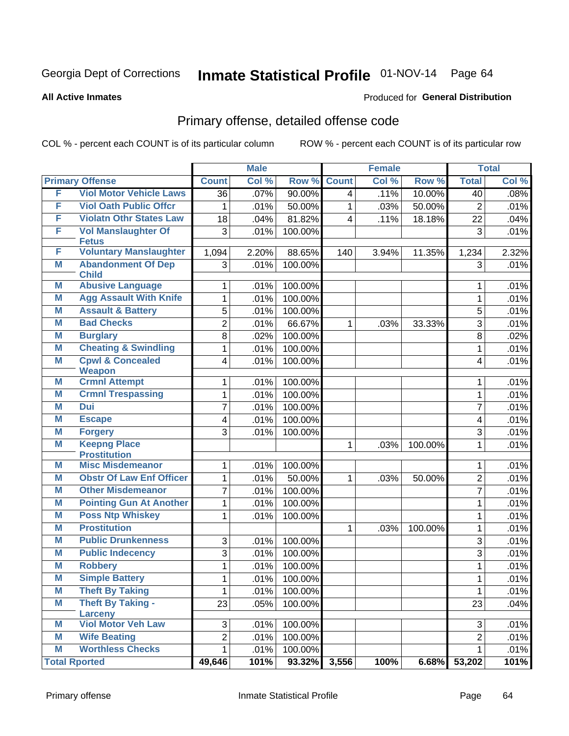Georgia Dept of Corrections **Inmate Statistical Profile** 01-NOV-14

**All Active Inmates**

Produced for **General Distribution**

## Primary offense, detailed offense code

COL % - percent each COUNT is of its particular column    ROW % - percent each COUNT is of its particular row

| Primary Offense | | Male | | | Female | | | Total | |
|---|---|---|---|---|---|---|---|---|---|
| | | Count | Col % | Row % | Count | Col % | Row % | Total | Col % |
| F | Viol Motor Vehicle Laws | 36 | .07% | 90.00% | 4 | .11% | 10.00% | 40 | .08% |
| F | Viol Oath Public Offcr | 1 | .01% | 50.00% | 1 | .03% | 50.00% | 2 | .01% |
| F | Violatn Othr States Law | 18 | .04% | 81.82% | 4 | .11% | 18.18% | 22 | .04% |
| F | Vol Manslaughter Of Fetus | 3 | .01% | 100.00% | | | | 3 | .01% |
| F | Voluntary Manslaughter | 1,094 | 2.20% | 88.65% | 140 | 3.94% | 11.35% | 1,234 | 2.32% |
| M | Abandonment Of Dep Child | 3 | .01% | 100.00% | | | | 3 | .01% |
| M | Abusive Language | 1 | .01% | 100.00% | | | | 1 | .01% |
| M | Agg Assault With Knife | 1 | .01% | 100.00% | | | | 1 | .01% |
| M | Assault & Battery | 5 | .01% | 100.00% | | | | 5 | .01% |
| M | Bad Checks | 2 | .01% | 66.67% | 1 | .03% | 33.33% | 3 | .01% |
| M | Burglary | 8 | .02% | 100.00% | | | | 8 | .02% |
| M | Cheating & Swindling | 1 | .01% | 100.00% | | | | 1 | .01% |
| M | Cpwl & Concealed Weapon | 4 | .01% | 100.00% | | | | 4 | .01% |
| M | Crmnl Attempt | 1 | .01% | 100.00% | | | | 1 | .01% |
| M | Crmnl Trespassing | 1 | .01% | 100.00% | | | | 1 | .01% |
| M | Dui | 7 | .01% | 100.00% | | | | 7 | .01% |
| M | Escape | 4 | .01% | 100.00% | | | | 4 | .01% |
| M | Forgery | 3 | .01% | 100.00% | | | | 3 | .01% |
| M | Keepng Place Prostitution | | | | 1 | .03% | 100.00% | 1 | .01% |
| M | Misc Misdemeanor | 1 | .01% | 100.00% | | | | 1 | .01% |
| M | Obstr Of Law Enf Officer | 1 | .01% | 50.00% | 1 | .03% | 50.00% | 2 | .01% |
| M | Other Misdemeanor | 7 | .01% | 100.00% | | | | 7 | .01% |
| M | Pointing Gun At Another | 1 | .01% | 100.00% | | | | 1 | .01% |
| M | Poss Ntp Whiskey | 1 | .01% | 100.00% | | | | 1 | .01% |
| M | Prostitution | | | | 1 | .03% | 100.00% | 1 | .01% |
| M | Public Drunkenness | 3 | .01% | 100.00% | | | | 3 | .01% |
| M | Public Indecency | 3 | .01% | 100.00% | | | | 3 | .01% |
| M | Robbery | 1 | .01% | 100.00% | | | | 1 | .01% |
| M | Simple Battery | 1 | .01% | 100.00% | | | | 1 | .01% |
| M | Theft By Taking | 1 | .01% | 100.00% | | | | 1 | .01% |
| M | Theft By Taking - Larceny | 23 | .05% | 100.00% | | | | 23 | .04% |
| M | Viol Motor Veh Law | 3 | .01% | 100.00% | | | | 3 | .01% |
| M | Wife Beating | 2 | .01% | 100.00% | | | | 2 | .01% |
| M | Worthless Checks | 1 | .01% | 100.00% | | | | 1 | .01% |
| **Total Rported** | | **49,646** | **101%** | **93.32%** | **3,556** | **100%** | **6.68%** | **53,202** | **101%** |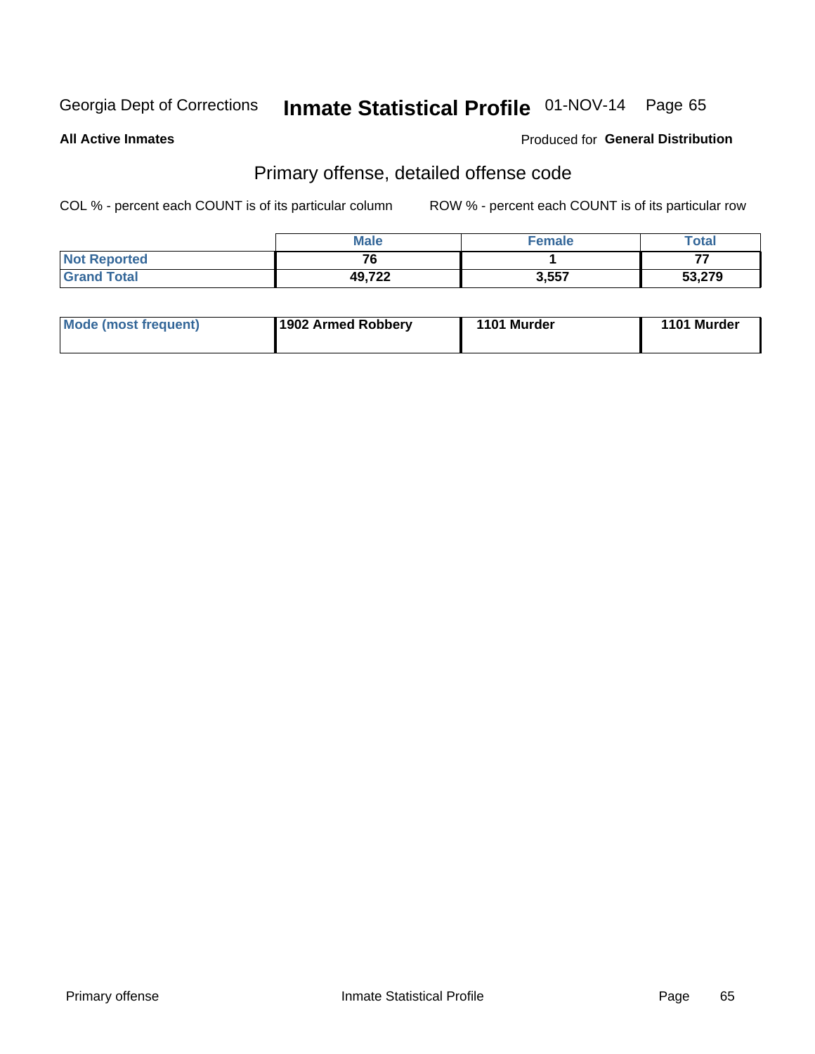Georgia Dept of Corrections **Inmate Statistical Profile** 01-NOV-14 Page 65

**All Active Inmates**

Produced for **General Distribution**

## Primary offense, detailed offense code

COL % - percent each COUNT is of its particular column ROW % - percent each COUNT is of its particular row

| | Male | Female | Total |
|---|---|---|---|
| Not Reported | 76 | 1 | 77 |
| Grand Total | 49,722 | 3,557 | 53,279 |

| Mode (most frequent) | 1902 Armed Robbery | 1101 Murder | 1101 Murder |
|---|---|---|---|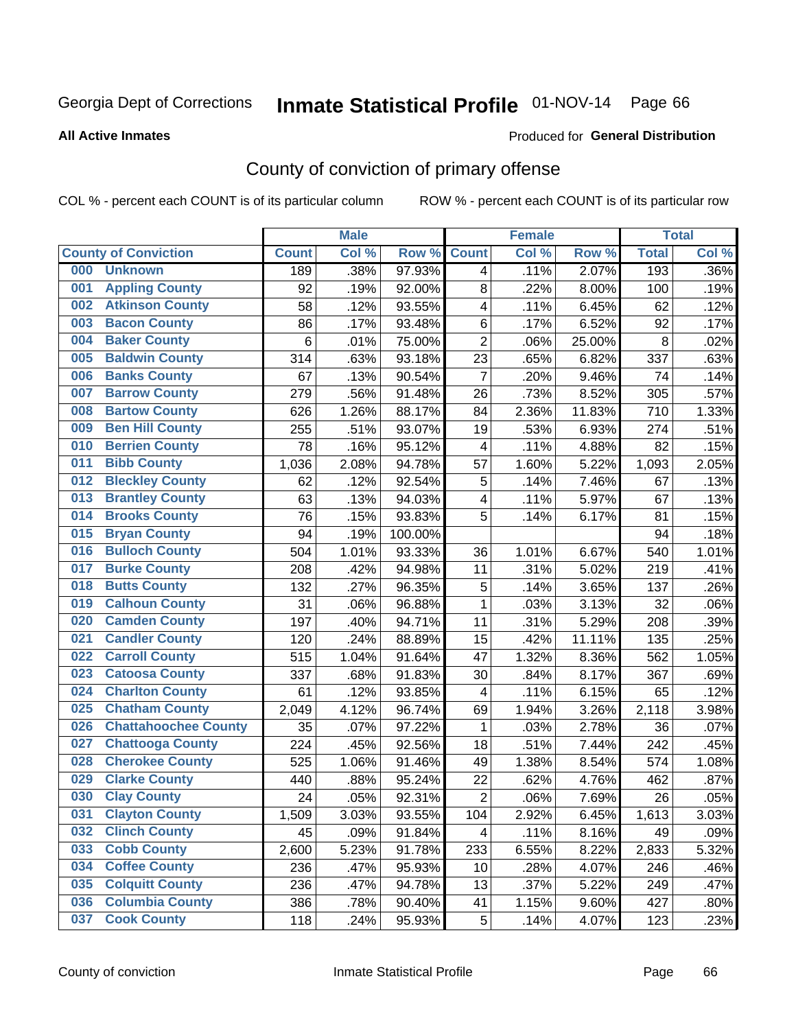Georgia Dept of Corrections **Inmate Statistical Profile** 01-NOV-14

**All Active Inmates**

Produced for **General Distribution**

## County of conviction of primary offense

COL % - percent each COUNT is of its particular column ROW % - percent each COUNT is of its particular row

| County of Conviction | Male | | | Female | | | Total | |
|---|---|---|---|---|---|---|---|---|
| | Count | Col % | Row % | Count | Col % | Row % | Total | Col % |
| 000 Unknown | 189 | .38% | 97.93% | 4 | .11% | 2.07% | 193 | .36% |
| 001 Appling County | 92 | .19% | 92.00% | 8 | .22% | 8.00% | 100 | .19% |
| 002 Atkinson County | 58 | .12% | 93.55% | 4 | .11% | 6.45% | 62 | .12% |
| 003 Bacon County | 86 | .17% | 93.48% | 6 | .17% | 6.52% | 92 | .17% |
| 004 Baker County | 6 | .01% | 75.00% | 2 | .06% | 25.00% | 8 | .02% |
| 005 Baldwin County | 314 | .63% | 93.18% | 23 | .65% | 6.82% | 337 | .63% |
| 006 Banks County | 67 | .13% | 90.54% | 7 | .20% | 9.46% | 74 | .14% |
| 007 Barrow County | 279 | .56% | 91.48% | 26 | .73% | 8.52% | 305 | .57% |
| 008 Bartow County | 626 | 1.26% | 88.17% | 84 | 2.36% | 11.83% | 710 | 1.33% |
| 009 Ben Hill County | 255 | .51% | 93.07% | 19 | .53% | 6.93% | 274 | .51% |
| 010 Berrien County | 78 | .16% | 95.12% | 4 | .11% | 4.88% | 82 | .15% |
| 011 Bibb County | 1,036 | 2.08% | 94.78% | 57 | 1.60% | 5.22% | 1,093 | 2.05% |
| 012 Bleckley County | 62 | .12% | 92.54% | 5 | .14% | 7.46% | 67 | .13% |
| 013 Brantley County | 63 | .13% | 94.03% | 4 | .11% | 5.97% | 67 | .13% |
| 014 Brooks County | 76 | .15% | 93.83% | 5 | .14% | 6.17% | 81 | .15% |
| 015 Bryan County | 94 | .19% | 100.00% | | | | 94 | .18% |
| 016 Bulloch County | 504 | 1.01% | 93.33% | 36 | 1.01% | 6.67% | 540 | 1.01% |
| 017 Burke County | 208 | .42% | 94.98% | 11 | .31% | 5.02% | 219 | .41% |
| 018 Butts County | 132 | .27% | 96.35% | 5 | .14% | 3.65% | 137 | .26% |
| 019 Calhoun County | 31 | .06% | 96.88% | 1 | .03% | 3.13% | 32 | .06% |
| 020 Camden County | 197 | .40% | 94.71% | 11 | .31% | 5.29% | 208 | .39% |
| 021 Candler County | 120 | .24% | 88.89% | 15 | .42% | 11.11% | 135 | .25% |
| 022 Carroll County | 515 | 1.04% | 91.64% | 47 | 1.32% | 8.36% | 562 | 1.05% |
| 023 Catoosa County | 337 | .68% | 91.83% | 30 | .84% | 8.17% | 367 | .69% |
| 024 Charlton County | 61 | .12% | 93.85% | 4 | .11% | 6.15% | 65 | .12% |
| 025 Chatham County | 2,049 | 4.12% | 96.74% | 69 | 1.94% | 3.26% | 2,118 | 3.98% |
| 026 Chattahoochee County | 35 | .07% | 97.22% | 1 | .03% | 2.78% | 36 | .07% |
| 027 Chattooga County | 224 | .45% | 92.56% | 18 | .51% | 7.44% | 242 | .45% |
| 028 Cherokee County | 525 | 1.06% | 91.46% | 49 | 1.38% | 8.54% | 574 | 1.08% |
| 029 Clarke County | 440 | .88% | 95.24% | 22 | .62% | 4.76% | 462 | .87% |
| 030 Clay County | 24 | .05% | 92.31% | 2 | .06% | 7.69% | 26 | .05% |
| 031 Clayton County | 1,509 | 3.03% | 93.55% | 104 | 2.92% | 6.45% | 1,613 | 3.03% |
| 032 Clinch County | 45 | .09% | 91.84% | 4 | .11% | 8.16% | 49 | .09% |
| 033 Cobb County | 2,600 | 5.23% | 91.78% | 233 | 6.55% | 8.22% | 2,833 | 5.32% |
| 034 Coffee County | 236 | .47% | 95.93% | 10 | .28% | 4.07% | 246 | .46% |
| 035 Colquitt County | 236 | .47% | 94.78% | 13 | .37% | 5.22% | 249 | .47% |
| 036 Columbia County | 386 | .78% | 90.40% | 41 | 1.15% | 9.60% | 427 | .80% |
| 037 Cook County | 118 | .24% | 95.93% | 5 | .14% | 4.07% | 123 | .23% |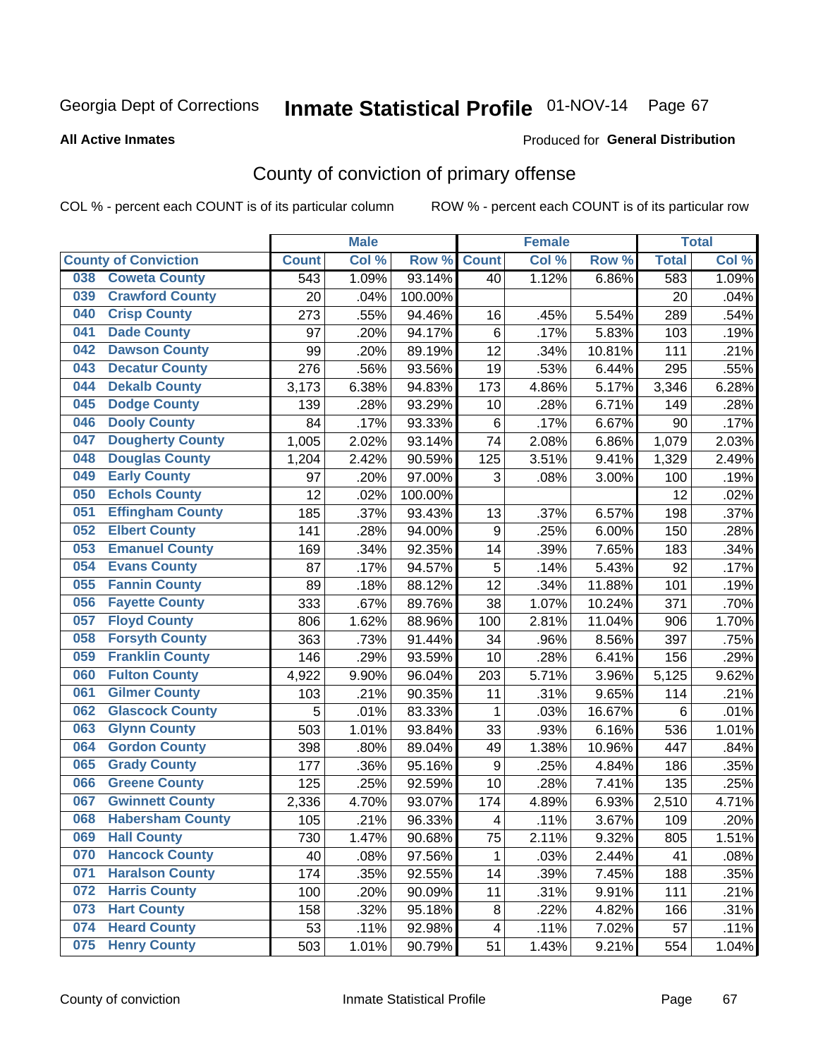Georgia Dept of Corrections **Inmate Statistical Profile** 01-NOV-14 Page 67

**All Active Inmates**

Produced for **General Distribution**

## County of conviction of primary offense

COL % - percent each COUNT is of its particular column ROW % - percent each COUNT is of its particular row

| County of Conviction | Male | | | Female | | | Total | |
|---|---|---|---|---|---|---|---|---|
| | Count | Col % | Row % | Count | Col % | Row % | Total | Col % |
| 038 Coweta County | 543 | 1.09% | 93.14% | 40 | 1.12% | 6.86% | 583 | 1.09% |
| 039 Crawford County | 20 | .04% | 100.00% | | | | 20 | .04% |
| 040 Crisp County | 273 | .55% | 94.46% | 16 | .45% | 5.54% | 289 | .54% |
| 041 Dade County | 97 | .20% | 94.17% | 6 | .17% | 5.83% | 103 | .19% |
| 042 Dawson County | 99 | .20% | 89.19% | 12 | .34% | 10.81% | 111 | .21% |
| 043 Decatur County | 276 | .56% | 93.56% | 19 | .53% | 6.44% | 295 | .55% |
| 044 Dekalb County | 3,173 | 6.38% | 94.83% | 173 | 4.86% | 5.17% | 3,346 | 6.28% |
| 045 Dodge County | 139 | .28% | 93.29% | 10 | .28% | 6.71% | 149 | .28% |
| 046 Dooly County | 84 | .17% | 93.33% | 6 | .17% | 6.67% | 90 | .17% |
| 047 Dougherty County | 1,005 | 2.02% | 93.14% | 74 | 2.08% | 6.86% | 1,079 | 2.03% |
| 048 Douglas County | 1,204 | 2.42% | 90.59% | 125 | 3.51% | 9.41% | 1,329 | 2.49% |
| 049 Early County | 97 | .20% | 97.00% | 3 | .08% | 3.00% | 100 | .19% |
| 050 Echols County | 12 | .02% | 100.00% | | | | 12 | .02% |
| 051 Effingham County | 185 | .37% | 93.43% | 13 | .37% | 6.57% | 198 | .37% |
| 052 Elbert County | 141 | .28% | 94.00% | 9 | .25% | 6.00% | 150 | .28% |
| 053 Emanuel County | 169 | .34% | 92.35% | 14 | .39% | 7.65% | 183 | .34% |
| 054 Evans County | 87 | .17% | 94.57% | 5 | .14% | 5.43% | 92 | .17% |
| 055 Fannin County | 89 | .18% | 88.12% | 12 | .34% | 11.88% | 101 | .19% |
| 056 Fayette County | 333 | .67% | 89.76% | 38 | 1.07% | 10.24% | 371 | .70% |
| 057 Floyd County | 806 | 1.62% | 88.96% | 100 | 2.81% | 11.04% | 906 | 1.70% |
| 058 Forsyth County | 363 | .73% | 91.44% | 34 | .96% | 8.56% | 397 | .75% |
| 059 Franklin County | 146 | .29% | 93.59% | 10 | .28% | 6.41% | 156 | .29% |
| 060 Fulton County | 4,922 | 9.90% | 96.04% | 203 | 5.71% | 3.96% | 5,125 | 9.62% |
| 061 Gilmer County | 103 | .21% | 90.35% | 11 | .31% | 9.65% | 114 | .21% |
| 062 Glascock County | 5 | .01% | 83.33% | 1 | .03% | 16.67% | 6 | .01% |
| 063 Glynn County | 503 | 1.01% | 93.84% | 33 | .93% | 6.16% | 536 | 1.01% |
| 064 Gordon County | 398 | .80% | 89.04% | 49 | 1.38% | 10.96% | 447 | .84% |
| 065 Grady County | 177 | .36% | 95.16% | 9 | .25% | 4.84% | 186 | .35% |
| 066 Greene County | 125 | .25% | 92.59% | 10 | .28% | 7.41% | 135 | .25% |
| 067 Gwinnett County | 2,336 | 4.70% | 93.07% | 174 | 4.89% | 6.93% | 2,510 | 4.71% |
| 068 Habersham County | 105 | .21% | 96.33% | 4 | .11% | 3.67% | 109 | .20% |
| 069 Hall County | 730 | 1.47% | 90.68% | 75 | 2.11% | 9.32% | 805 | 1.51% |
| 070 Hancock County | 40 | .08% | 97.56% | 1 | .03% | 2.44% | 41 | .08% |
| 071 Haralson County | 174 | .35% | 92.55% | 14 | .39% | 7.45% | 188 | .35% |
| 072 Harris County | 100 | .20% | 90.09% | 11 | .31% | 9.91% | 111 | .21% |
| 073 Hart County | 158 | .32% | 95.18% | 8 | .22% | 4.82% | 166 | .31% |
| 074 Heard County | 53 | .11% | 92.98% | 4 | .11% | 7.02% | 57 | .11% |
| 075 Henry County | 503 | 1.01% | 90.79% | 51 | 1.43% | 9.21% | 554 | 1.04% |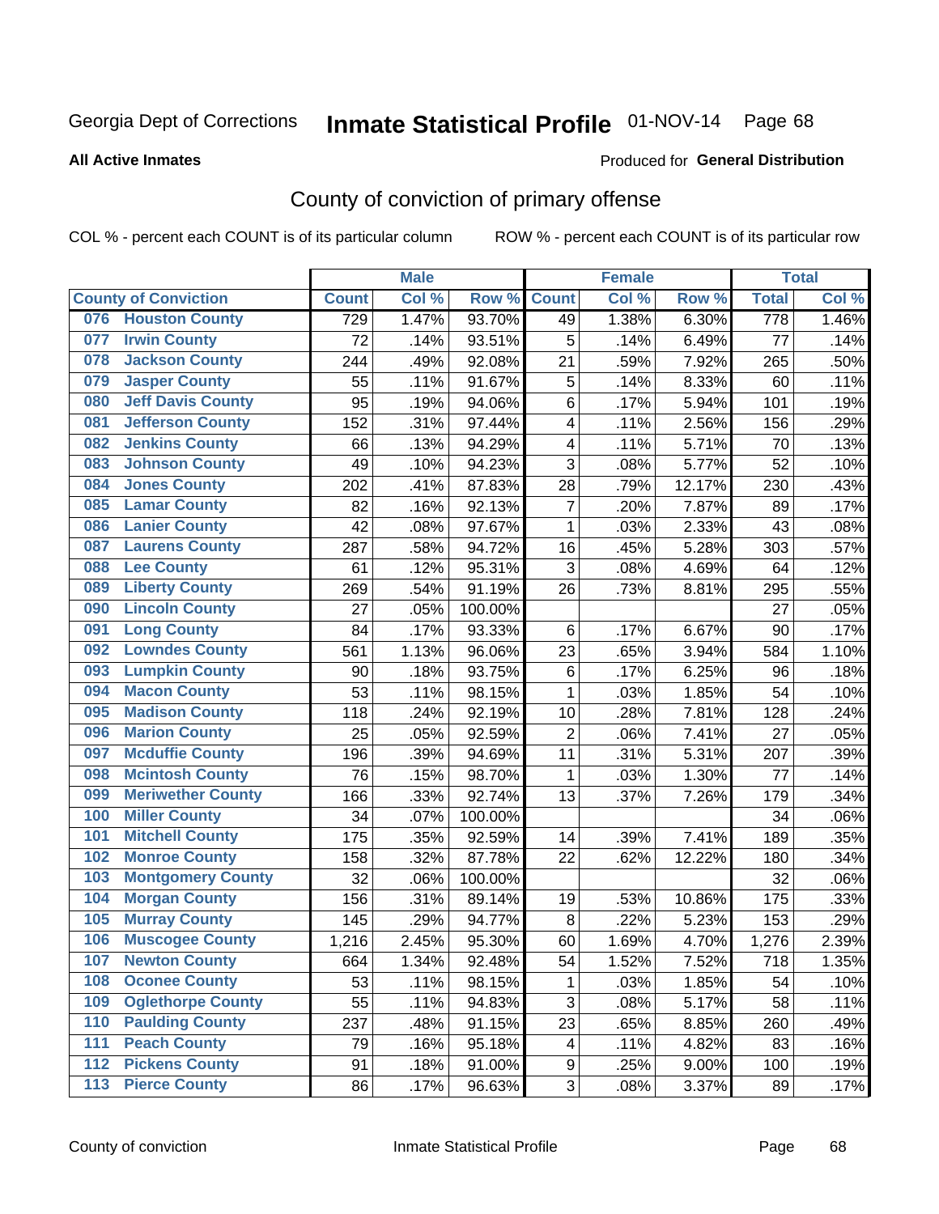Georgia Dept of Corrections **Inmate Statistical Profile** 01-NOV-14 Page 68

**All Active Inmates**

Produced for **General Distribution**

## County of conviction of primary offense

COL % - percent each COUNT is of its particular column ROW % - percent each COUNT is of its particular row

| County of Conviction | Male | | | Female | | | Total | |
|---|---|---|---|---|---|---|---|---|
| | Count | Col % | Row % | Count | Col % | Row % | Total | Col % |
| 076 Houston County | 729 | 1.47% | 93.70% | 49 | 1.38% | 6.30% | 778 | 1.46% |
| 077 Irwin County | 72 | .14% | 93.51% | 5 | .14% | 6.49% | 77 | .14% |
| 078 Jackson County | 244 | .49% | 92.08% | 21 | .59% | 7.92% | 265 | .50% |
| 079 Jasper County | 55 | .11% | 91.67% | 5 | .14% | 8.33% | 60 | .11% |
| 080 Jeff Davis County | 95 | .19% | 94.06% | 6 | .17% | 5.94% | 101 | .19% |
| 081 Jefferson County | 152 | .31% | 97.44% | 4 | .11% | 2.56% | 156 | .29% |
| 082 Jenkins County | 66 | .13% | 94.29% | 4 | .11% | 5.71% | 70 | .13% |
| 083 Johnson County | 49 | .10% | 94.23% | 3 | .08% | 5.77% | 52 | .10% |
| 084 Jones County | 202 | .41% | 87.83% | 28 | .79% | 12.17% | 230 | .43% |
| 085 Lamar County | 82 | .16% | 92.13% | 7 | .20% | 7.87% | 89 | .17% |
| 086 Lanier County | 42 | .08% | 97.67% | 1 | .03% | 2.33% | 43 | .08% |
| 087 Laurens County | 287 | .58% | 94.72% | 16 | .45% | 5.28% | 303 | .57% |
| 088 Lee County | 61 | .12% | 95.31% | 3 | .08% | 4.69% | 64 | .12% |
| 089 Liberty County | 269 | .54% | 91.19% | 26 | .73% | 8.81% | 295 | .55% |
| 090 Lincoln County | 27 | .05% | 100.00% | | | | 27 | .05% |
| 091 Long County | 84 | .17% | 93.33% | 6 | .17% | 6.67% | 90 | .17% |
| 092 Lowndes County | 561 | 1.13% | 96.06% | 23 | .65% | 3.94% | 584 | 1.10% |
| 093 Lumpkin County | 90 | .18% | 93.75% | 6 | .17% | 6.25% | 96 | .18% |
| 094 Macon County | 53 | .11% | 98.15% | 1 | .03% | 1.85% | 54 | .10% |
| 095 Madison County | 118 | .24% | 92.19% | 10 | .28% | 7.81% | 128 | .24% |
| 096 Marion County | 25 | .05% | 92.59% | 2 | .06% | 7.41% | 27 | .05% |
| 097 Mcduffie County | 196 | .39% | 94.69% | 11 | .31% | 5.31% | 207 | .39% |
| 098 Mcintosh County | 76 | .15% | 98.70% | 1 | .03% | 1.30% | 77 | .14% |
| 099 Meriwether County | 166 | .33% | 92.74% | 13 | .37% | 7.26% | 179 | .34% |
| 100 Miller County | 34 | .07% | 100.00% | | | | 34 | .06% |
| 101 Mitchell County | 175 | .35% | 92.59% | 14 | .39% | 7.41% | 189 | .35% |
| 102 Monroe County | 158 | .32% | 87.78% | 22 | .62% | 12.22% | 180 | .34% |
| 103 Montgomery County | 32 | .06% | 100.00% | | | | 32 | .06% |
| 104 Morgan County | 156 | .31% | 89.14% | 19 | .53% | 10.86% | 175 | .33% |
| 105 Murray County | 145 | .29% | 94.77% | 8 | .22% | 5.23% | 153 | .29% |
| 106 Muscogee County | 1,216 | 2.45% | 95.30% | 60 | 1.69% | 4.70% | 1,276 | 2.39% |
| 107 Newton County | 664 | 1.34% | 92.48% | 54 | 1.52% | 7.52% | 718 | 1.35% |
| 108 Oconee County | 53 | .11% | 98.15% | 1 | .03% | 1.85% | 54 | .10% |
| 109 Oglethorpe County | 55 | .11% | 94.83% | 3 | .08% | 5.17% | 58 | .11% |
| 110 Paulding County | 237 | .48% | 91.15% | 23 | .65% | 8.85% | 260 | .49% |
| 111 Peach County | 79 | .16% | 95.18% | 4 | .11% | 4.82% | 83 | .16% |
| 112 Pickens County | 91 | .18% | 91.00% | 9 | .25% | 9.00% | 100 | .19% |
| 113 Pierce County | 86 | .17% | 96.63% | 3 | .08% | 3.37% | 89 | .17% |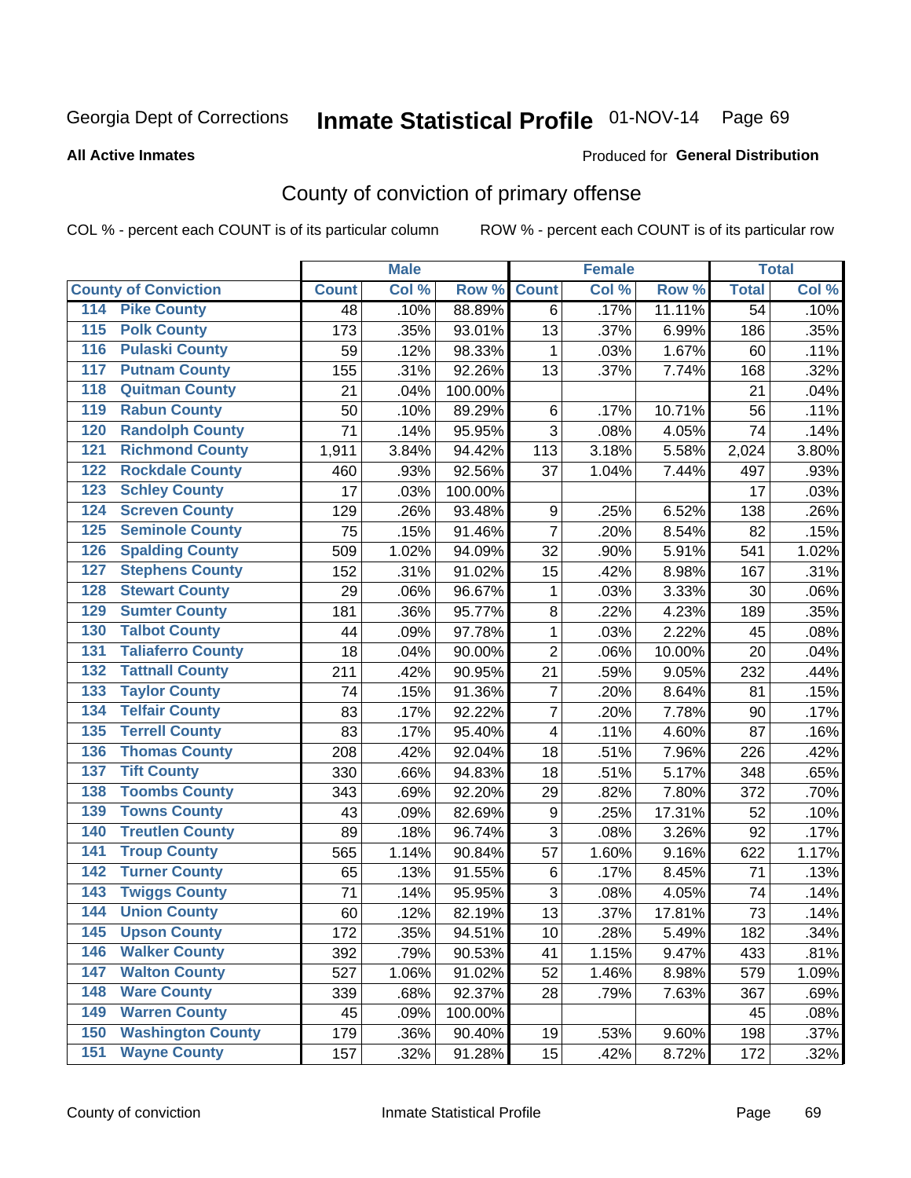Georgia Dept of Corrections **Inmate Statistical Profile** 01-NOV-14 Page 69

**All Active Inmates**

Produced for **General Distribution**

## County of conviction of primary offense

COL % - percent each COUNT is of its particular column ROW % - percent each COUNT is of its particular row

| County of Conviction | | Male | | | Female | | | Total | |
|---|---|---|---|---|---|---|---|---|---|
| | | Count | Col % | Row % | Count | Col % | Row % | Total | Col % |
| 114 | Pike County | 48 | .10% | 88.89% | 6 | .17% | 11.11% | 54 | .10% |
| 115 | Polk County | 173 | .35% | 93.01% | 13 | .37% | 6.99% | 186 | .35% |
| 116 | Pulaski County | 59 | .12% | 98.33% | 1 | .03% | 1.67% | 60 | .11% |
| 117 | Putnam County | 155 | .31% | 92.26% | 13 | .37% | 7.74% | 168 | .32% |
| 118 | Quitman County | 21 | .04% | 100.00% | | | | 21 | .04% |
| 119 | Rabun County | 50 | .10% | 89.29% | 6 | .17% | 10.71% | 56 | .11% |
| 120 | Randolph County | 71 | .14% | 95.95% | 3 | .08% | 4.05% | 74 | .14% |
| 121 | Richmond County | 1,911 | 3.84% | 94.42% | 113 | 3.18% | 5.58% | 2,024 | 3.80% |
| 122 | Rockdale County | 460 | .93% | 92.56% | 37 | 1.04% | 7.44% | 497 | .93% |
| 123 | Schley County | 17 | .03% | 100.00% | | | | 17 | .03% |
| 124 | Screven County | 129 | .26% | 93.48% | 9 | .25% | 6.52% | 138 | .26% |
| 125 | Seminole County | 75 | .15% | 91.46% | 7 | .20% | 8.54% | 82 | .15% |
| 126 | Spalding County | 509 | 1.02% | 94.09% | 32 | .90% | 5.91% | 541 | 1.02% |
| 127 | Stephens County | 152 | .31% | 91.02% | 15 | .42% | 8.98% | 167 | .31% |
| 128 | Stewart County | 29 | .06% | 96.67% | 1 | .03% | 3.33% | 30 | .06% |
| 129 | Sumter County | 181 | .36% | 95.77% | 8 | .22% | 4.23% | 189 | .35% |
| 130 | Talbot County | 44 | .09% | 97.78% | 1 | .03% | 2.22% | 45 | .08% |
| 131 | Taliaferro County | 18 | .04% | 90.00% | 2 | .06% | 10.00% | 20 | .04% |
| 132 | Tattnall County | 211 | .42% | 90.95% | 21 | .59% | 9.05% | 232 | .44% |
| 133 | Taylor County | 74 | .15% | 91.36% | 7 | .20% | 8.64% | 81 | .15% |
| 134 | Telfair County | 83 | .17% | 92.22% | 7 | .20% | 7.78% | 90 | .17% |
| 135 | Terrell County | 83 | .17% | 95.40% | 4 | .11% | 4.60% | 87 | .16% |
| 136 | Thomas County | 208 | .42% | 92.04% | 18 | .51% | 7.96% | 226 | .42% |
| 137 | Tift County | 330 | .66% | 94.83% | 18 | .51% | 5.17% | 348 | .65% |
| 138 | Toombs County | 343 | .69% | 92.20% | 29 | .82% | 7.80% | 372 | .70% |
| 139 | Towns County | 43 | .09% | 82.69% | 9 | .25% | 17.31% | 52 | .10% |
| 140 | Treutlen County | 89 | .18% | 96.74% | 3 | .08% | 3.26% | 92 | .17% |
| 141 | Troup County | 565 | 1.14% | 90.84% | 57 | 1.60% | 9.16% | 622 | 1.17% |
| 142 | Turner County | 65 | .13% | 91.55% | 6 | .17% | 8.45% | 71 | .13% |
| 143 | Twiggs County | 71 | .14% | 95.95% | 3 | .08% | 4.05% | 74 | .14% |
| 144 | Union County | 60 | .12% | 82.19% | 13 | .37% | 17.81% | 73 | .14% |
| 145 | Upson County | 172 | .35% | 94.51% | 10 | .28% | 5.49% | 182 | .34% |
| 146 | Walker County | 392 | .79% | 90.53% | 41 | 1.15% | 9.47% | 433 | .81% |
| 147 | Walton County | 527 | 1.06% | 91.02% | 52 | 1.46% | 8.98% | 579 | 1.09% |
| 148 | Ware County | 339 | .68% | 92.37% | 28 | .79% | 7.63% | 367 | .69% |
| 149 | Warren County | 45 | .09% | 100.00% | | | | 45 | .08% |
| 150 | Washington County | 179 | .36% | 90.40% | 19 | .53% | 9.60% | 198 | .37% |
| 151 | Wayne County | 157 | .32% | 91.28% | 15 | .42% | 8.72% | 172 | .32% |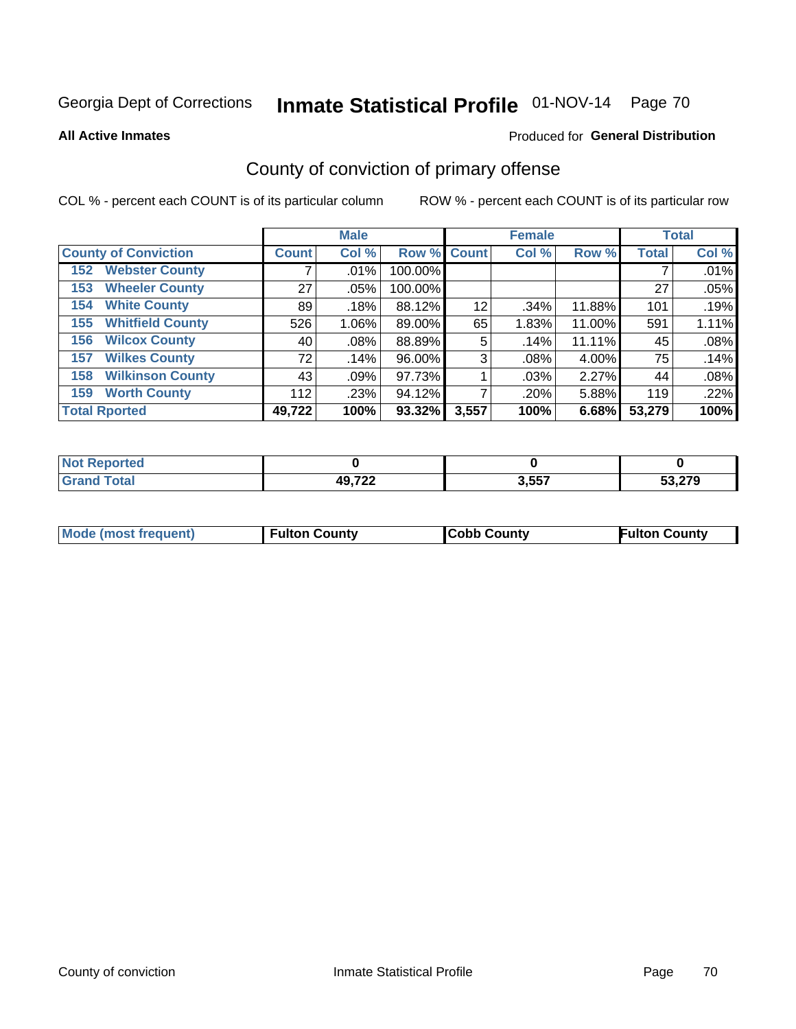Georgia Dept of Corrections **Inmate Statistical Profile** 01-NOV-14 Page 70

**All Active Inmates**

Produced for **General Distribution**

## County of conviction of primary offense

COL % - percent each COUNT is of its particular column

ROW % - percent each COUNT is of its particular row

| | Male | | | Female | | | Total | |
|---|---|---|---|---|---|---|---|---|
| County of Conviction | Count | Col % | Row % | Count | Col % | Row % | Total | Col % |
| 152 Webster County | 7 | .01% | 100.00% | | | | 7 | .01% |
| 153 Wheeler County | 27 | .05% | 100.00% | | | | 27 | .05% |
| 154 White County | 89 | .18% | 88.12% | 12 | .34% | 11.88% | 101 | .19% |
| 155 Whitfield County | 526 | 1.06% | 89.00% | 65 | 1.83% | 11.00% | 591 | 1.11% |
| 156 Wilcox County | 40 | .08% | 88.89% | 5 | .14% | 11.11% | 45 | .08% |
| 157 Wilkes County | 72 | .14% | 96.00% | 3 | .08% | 4.00% | 75 | .14% |
| 158 Wilkinson County | 43 | .09% | 97.73% | 1 | .03% | 2.27% | 44 | .08% |
| 159 Worth County | 112 | .23% | 94.12% | 7 | .20% | 5.88% | 119 | .22% |
| **Total Rported** | **49,722** | **100%** | **93.32%** | **3,557** | **100%** | **6.68%** | **53,279** | **100%** |

| | Male | Female | Total |
|---|---|---|---|
| Not Reported | **0** | **0** | **0** |
| Grand Total | **49,722** | **3,557** | **53,279** |

| | Male | Female | Total |
|---|---|---|---|
| Mode (most frequent) | **Fulton County** | **Cobb County** | **Fulton County** |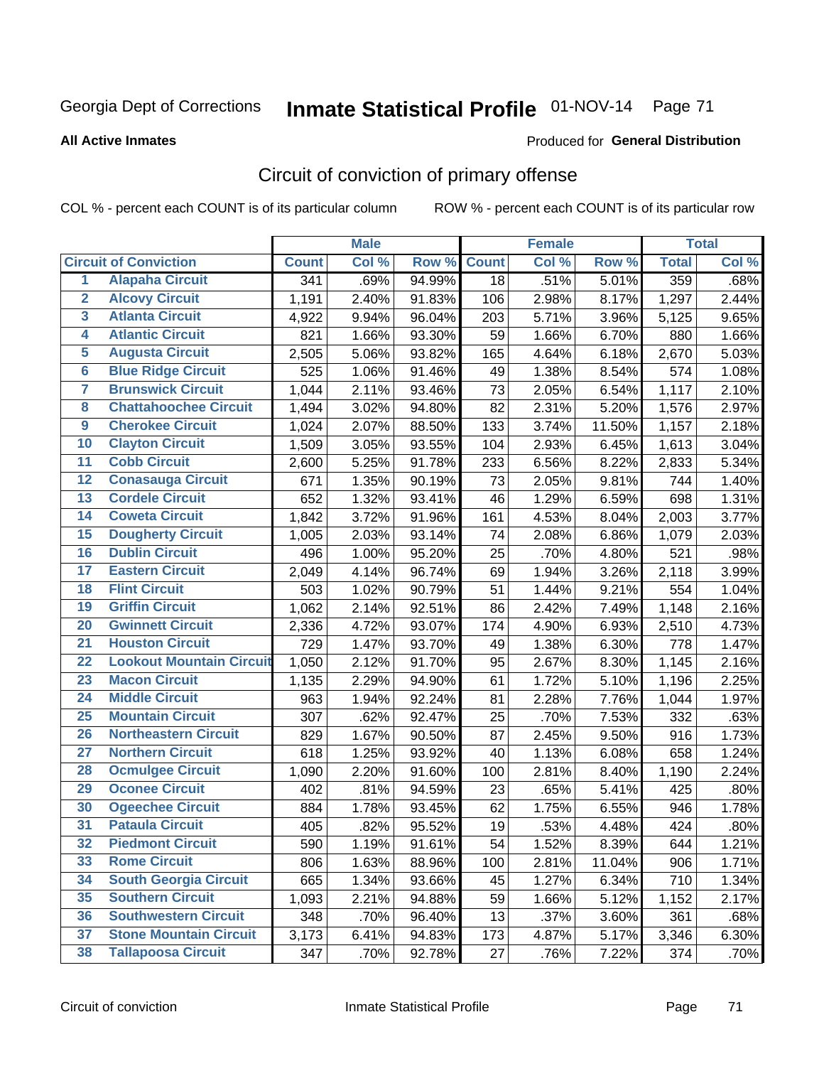Georgia Dept of Corrections **Inmate Statistical Profile** 01-NOV-14

**All Active Inmates**

Produced for **General Distribution**

## Circuit of conviction of primary offense

COL % - percent each COUNT is of its particular column     ROW % - percent each COUNT is of its particular row

| Circuit of Conviction | | Male | | | Female | | | Total | |
|---|---|---|---|---|---|---|---|---|---|
| | | Count | Col % | Row % | Count | Col % | Row % | Total | Col % |
| 1 | Alapaha Circuit | 341 | .69% | 94.99% | 18 | .51% | 5.01% | 359 | .68% |
| 2 | Alcovy Circuit | 1,191 | 2.40% | 91.83% | 106 | 2.98% | 8.17% | 1,297 | 2.44% |
| 3 | Atlanta Circuit | 4,922 | 9.94% | 96.04% | 203 | 5.71% | 3.96% | 5,125 | 9.65% |
| 4 | Atlantic Circuit | 821 | 1.66% | 93.30% | 59 | 1.66% | 6.70% | 880 | 1.66% |
| 5 | Augusta Circuit | 2,505 | 5.06% | 93.82% | 165 | 4.64% | 6.18% | 2,670 | 5.03% |
| 6 | Blue Ridge Circuit | 525 | 1.06% | 91.46% | 49 | 1.38% | 8.54% | 574 | 1.08% |
| 7 | Brunswick Circuit | 1,044 | 2.11% | 93.46% | 73 | 2.05% | 6.54% | 1,117 | 2.10% |
| 8 | Chattahoochee Circuit | 1,494 | 3.02% | 94.80% | 82 | 2.31% | 5.20% | 1,576 | 2.97% |
| 9 | Cherokee Circuit | 1,024 | 2.07% | 88.50% | 133 | 3.74% | 11.50% | 1,157 | 2.18% |
| 10 | Clayton Circuit | 1,509 | 3.05% | 93.55% | 104 | 2.93% | 6.45% | 1,613 | 3.04% |
| 11 | Cobb Circuit | 2,600 | 5.25% | 91.78% | 233 | 6.56% | 8.22% | 2,833 | 5.34% |
| 12 | Conasauga Circuit | 671 | 1.35% | 90.19% | 73 | 2.05% | 9.81% | 744 | 1.40% |
| 13 | Cordele Circuit | 652 | 1.32% | 93.41% | 46 | 1.29% | 6.59% | 698 | 1.31% |
| 14 | Coweta Circuit | 1,842 | 3.72% | 91.96% | 161 | 4.53% | 8.04% | 2,003 | 3.77% |
| 15 | Dougherty Circuit | 1,005 | 2.03% | 93.14% | 74 | 2.08% | 6.86% | 1,079 | 2.03% |
| 16 | Dublin Circuit | 496 | 1.00% | 95.20% | 25 | .70% | 4.80% | 521 | .98% |
| 17 | Eastern Circuit | 2,049 | 4.14% | 96.74% | 69 | 1.94% | 3.26% | 2,118 | 3.99% |
| 18 | Flint Circuit | 503 | 1.02% | 90.79% | 51 | 1.44% | 9.21% | 554 | 1.04% |
| 19 | Griffin Circuit | 1,062 | 2.14% | 92.51% | 86 | 2.42% | 7.49% | 1,148 | 2.16% |
| 20 | Gwinnett Circuit | 2,336 | 4.72% | 93.07% | 174 | 4.90% | 6.93% | 2,510 | 4.73% |
| 21 | Houston Circuit | 729 | 1.47% | 93.70% | 49 | 1.38% | 6.30% | 778 | 1.47% |
| 22 | Lookout Mountain Circuit | 1,050 | 2.12% | 91.70% | 95 | 2.67% | 8.30% | 1,145 | 2.16% |
| 23 | Macon Circuit | 1,135 | 2.29% | 94.90% | 61 | 1.72% | 5.10% | 1,196 | 2.25% |
| 24 | Middle Circuit | 963 | 1.94% | 92.24% | 81 | 2.28% | 7.76% | 1,044 | 1.97% |
| 25 | Mountain Circuit | 307 | .62% | 92.47% | 25 | .70% | 7.53% | 332 | .63% |
| 26 | Northeastern Circuit | 829 | 1.67% | 90.50% | 87 | 2.45% | 9.50% | 916 | 1.73% |
| 27 | Northern Circuit | 618 | 1.25% | 93.92% | 40 | 1.13% | 6.08% | 658 | 1.24% |
| 28 | Ocmulgee Circuit | 1,090 | 2.20% | 91.60% | 100 | 2.81% | 8.40% | 1,190 | 2.24% |
| 29 | Oconee Circuit | 402 | .81% | 94.59% | 23 | .65% | 5.41% | 425 | .80% |
| 30 | Ogeechee Circuit | 884 | 1.78% | 93.45% | 62 | 1.75% | 6.55% | 946 | 1.78% |
| 31 | Pataula Circuit | 405 | .82% | 95.52% | 19 | .53% | 4.48% | 424 | .80% |
| 32 | Piedmont Circuit | 590 | 1.19% | 91.61% | 54 | 1.52% | 8.39% | 644 | 1.21% |
| 33 | Rome Circuit | 806 | 1.63% | 88.96% | 100 | 2.81% | 11.04% | 906 | 1.71% |
| 34 | South Georgia Circuit | 665 | 1.34% | 93.66% | 45 | 1.27% | 6.34% | 710 | 1.34% |
| 35 | Southern Circuit | 1,093 | 2.21% | 94.88% | 59 | 1.66% | 5.12% | 1,152 | 2.17% |
| 36 | Southwestern Circuit | 348 | .70% | 96.40% | 13 | .37% | 3.60% | 361 | .68% |
| 37 | Stone Mountain Circuit | 3,173 | 6.41% | 94.83% | 173 | 4.87% | 5.17% | 3,346 | 6.30% |
| 38 | Tallapoosa Circuit | 347 | .70% | 92.78% | 27 | .76% | 7.22% | 374 | .70% |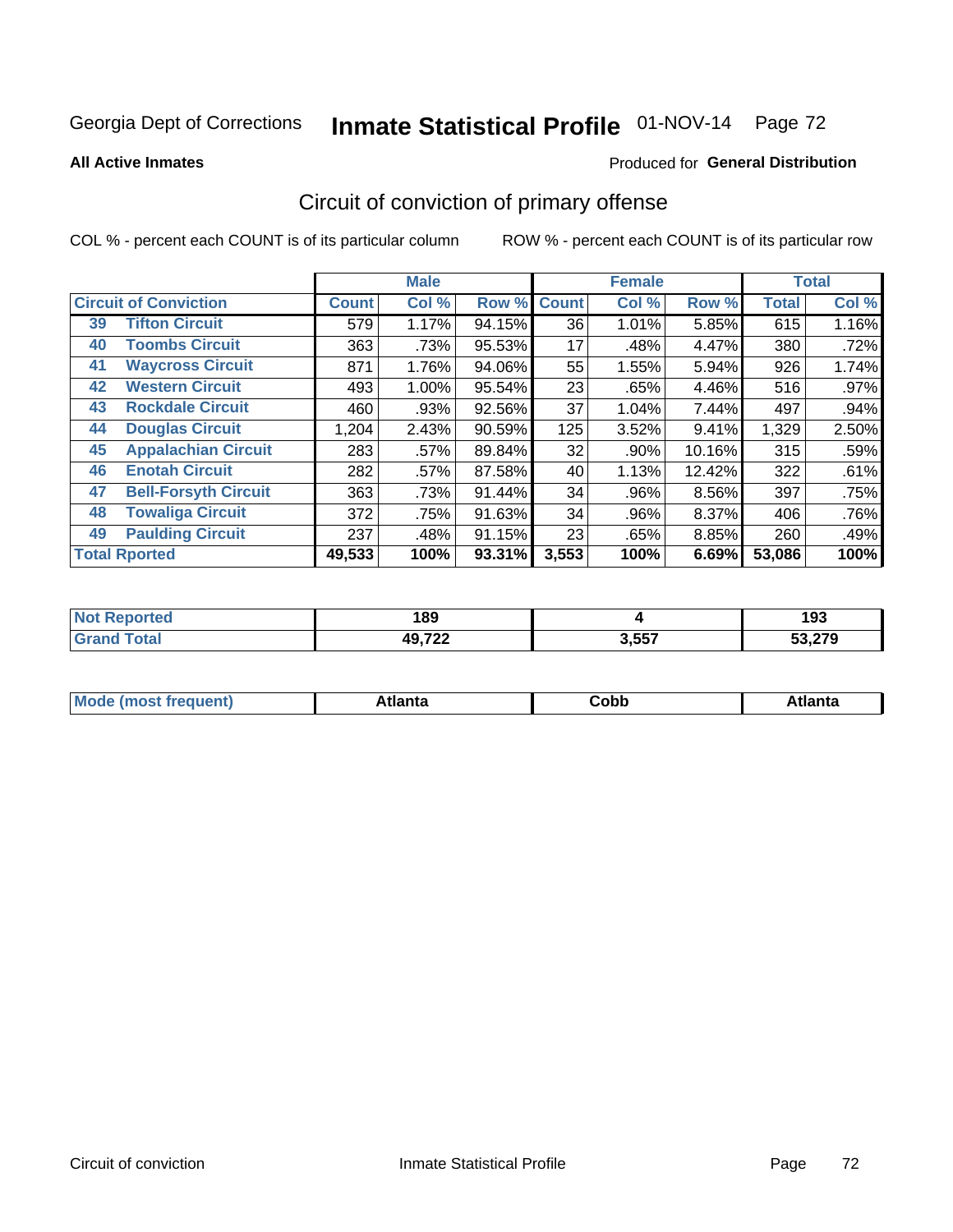Georgia Dept of Corrections **Inmate Statistical Profile** 01-NOV-14

**All Active Inmates**

Produced for **General Distribution**

## Circuit of conviction of primary offense

COL % - percent each COUNT is of its particular column ROW % - percent each COUNT is of its particular row

| Circuit of Conviction | | Male | | | Female | | | Total | |
|---|---|---|---|---|---|---|---|---|---|
| | | Count | Col % | Row % | Count | Col % | Row % | Total | Col % |
| 39 | Tifton Circuit | 579 | 1.17% | 94.15% | 36 | 1.01% | 5.85% | 615 | 1.16% |
| 40 | Toombs Circuit | 363 | .73% | 95.53% | 17 | .48% | 4.47% | 380 | .72% |
| 41 | Waycross Circuit | 871 | 1.76% | 94.06% | 55 | 1.55% | 5.94% | 926 | 1.74% |
| 42 | Western Circuit | 493 | 1.00% | 95.54% | 23 | .65% | 4.46% | 516 | .97% |
| 43 | Rockdale Circuit | 460 | .93% | 92.56% | 37 | 1.04% | 7.44% | 497 | .94% |
| 44 | Douglas Circuit | 1,204 | 2.43% | 90.59% | 125 | 3.52% | 9.41% | 1,329 | 2.50% |
| 45 | Appalachian Circuit | 283 | .57% | 89.84% | 32 | .90% | 10.16% | 315 | .59% |
| 46 | Enotah Circuit | 282 | .57% | 87.58% | 40 | 1.13% | 12.42% | 322 | .61% |
| 47 | Bell-Forsyth Circuit | 363 | .73% | 91.44% | 34 | .96% | 8.56% | 397 | .75% |
| 48 | Towaliga Circuit | 372 | .75% | 91.63% | 34 | .96% | 8.37% | 406 | .76% |
| 49 | Paulding Circuit | 237 | .48% | 91.15% | 23 | .65% | 8.85% | 260 | .49% |
| **Total Rported** | | **49,533** | **100%** | **93.31%** | **3,553** | **100%** | **6.69%** | **53,086** | **100%** |

| | Male | Female | Total |
|---|---|---|---|
| Not Reported | 189 | 4 | 193 |
| Grand Total | 49,722 | 3,557 | 53,279 |

| | Male | Female | Total |
|---|---|---|---|
| Mode (most frequent) | Atlanta | Cobb | Atlanta |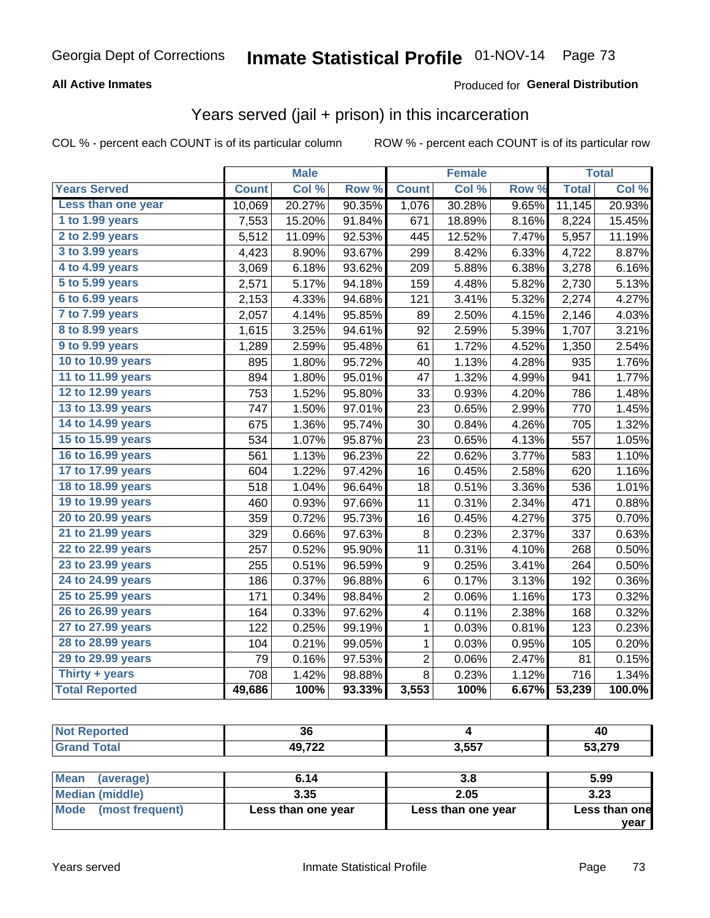Georgia Dept of Corrections **Inmate Statistical Profile** 01-NOV-14

**All Active Inmates**

Produced for **General Distribution**

## Years served (jail + prison) in this incarceration

COL % - percent each COUNT is of its particular column    ROW % - percent each COUNT is of its particular row

| | Male | | | Female | | | Total | |
|---|---|---|---|---|---|---|---|---|
| **Years Served** | **Count** | **Col %** | **Row %** | **Count** | **Col %** | **Row %** | **Total** | **Col %** |
| Less than one year | 10,069 | 20.27% | 90.35% | 1,076 | 30.28% | 9.65% | 11,145 | 20.93% |
| 1 to 1.99 years | 7,553 | 15.20% | 91.84% | 671 | 18.89% | 8.16% | 8,224 | 15.45% |
| 2 to 2.99 years | 5,512 | 11.09% | 92.53% | 445 | 12.52% | 7.47% | 5,957 | 11.19% |
| 3 to 3.99 years | 4,423 | 8.90% | 93.67% | 299 | 8.42% | 6.33% | 4,722 | 8.87% |
| 4 to 4.99 years | 3,069 | 6.18% | 93.62% | 209 | 5.88% | 6.38% | 3,278 | 6.16% |
| 5 to 5.99 years | 2,571 | 5.17% | 94.18% | 159 | 4.48% | 5.82% | 2,730 | 5.13% |
| 6 to 6.99 years | 2,153 | 4.33% | 94.68% | 121 | 3.41% | 5.32% | 2,274 | 4.27% |
| 7 to 7.99 years | 2,057 | 4.14% | 95.85% | 89 | 2.50% | 4.15% | 2,146 | 4.03% |
| 8 to 8.99 years | 1,615 | 3.25% | 94.61% | 92 | 2.59% | 5.39% | 1,707 | 3.21% |
| 9 to 9.99 years | 1,289 | 2.59% | 95.48% | 61 | 1.72% | 4.52% | 1,350 | 2.54% |
| 10 to 10.99 years | 895 | 1.80% | 95.72% | 40 | 1.13% | 4.28% | 935 | 1.76% |
| 11 to 11.99 years | 894 | 1.80% | 95.01% | 47 | 1.32% | 4.99% | 941 | 1.77% |
| 12 to 12.99 years | 753 | 1.52% | 95.80% | 33 | 0.93% | 4.20% | 786 | 1.48% |
| 13 to 13.99 years | 747 | 1.50% | 97.01% | 23 | 0.65% | 2.99% | 770 | 1.45% |
| 14 to 14.99 years | 675 | 1.36% | 95.74% | 30 | 0.84% | 4.26% | 705 | 1.32% |
| 15 to 15.99 years | 534 | 1.07% | 95.87% | 23 | 0.65% | 4.13% | 557 | 1.05% |
| 16 to 16.99 years | 561 | 1.13% | 96.23% | 22 | 0.62% | 3.77% | 583 | 1.10% |
| 17 to 17.99 years | 604 | 1.22% | 97.42% | 16 | 0.45% | 2.58% | 620 | 1.16% |
| 18 to 18.99 years | 518 | 1.04% | 96.64% | 18 | 0.51% | 3.36% | 536 | 1.01% |
| 19 to 19.99 years | 460 | 0.93% | 97.66% | 11 | 0.31% | 2.34% | 471 | 0.88% |
| 20 to 20.99 years | 359 | 0.72% | 95.73% | 16 | 0.45% | 4.27% | 375 | 0.70% |
| 21 to 21.99 years | 329 | 0.66% | 97.63% | 8 | 0.23% | 2.37% | 337 | 0.63% |
| 22 to 22.99 years | 257 | 0.52% | 95.90% | 11 | 0.31% | 4.10% | 268 | 0.50% |
| 23 to 23.99 years | 255 | 0.51% | 96.59% | 9 | 0.25% | 3.41% | 264 | 0.50% |
| 24 to 24.99 years | 186 | 0.37% | 96.88% | 6 | 0.17% | 3.13% | 192 | 0.36% |
| 25 to 25.99 years | 171 | 0.34% | 98.84% | 2 | 0.06% | 1.16% | 173 | 0.32% |
| 26 to 26.99 years | 164 | 0.33% | 97.62% | 4 | 0.11% | 2.38% | 168 | 0.32% |
| 27 to 27.99 years | 122 | 0.25% | 99.19% | 1 | 0.03% | 0.81% | 123 | 0.23% |
| 28 to 28.99 years | 104 | 0.21% | 99.05% | 1 | 0.03% | 0.95% | 105 | 0.20% |
| 29 to 29.99 years | 79 | 0.16% | 97.53% | 2 | 0.06% | 2.47% | 81 | 0.15% |
| Thirty + years | 708 | 1.42% | 98.88% | 8 | 0.23% | 1.12% | 716 | 1.34% |
| **Total Reported** | **49,686** | **100%** | **93.33%** | **3,553** | **100%** | **6.67%** | **53,239** | **100.0%** |

| | Male | Female | Total |
|---|---|---|---|
| Not Reported | 36 | 4 | 40 |
| Grand Total | 49,722 | 3,557 | 53,279 |

| | Male | Female | Total |
|---|---|---|---|
| Mean (average) | 6.14 | 3.8 | 5.99 |
| Median (middle) | 3.35 | 2.05 | 3.23 |
| Mode (most frequent) | Less than one year | Less than one year | Less than one year |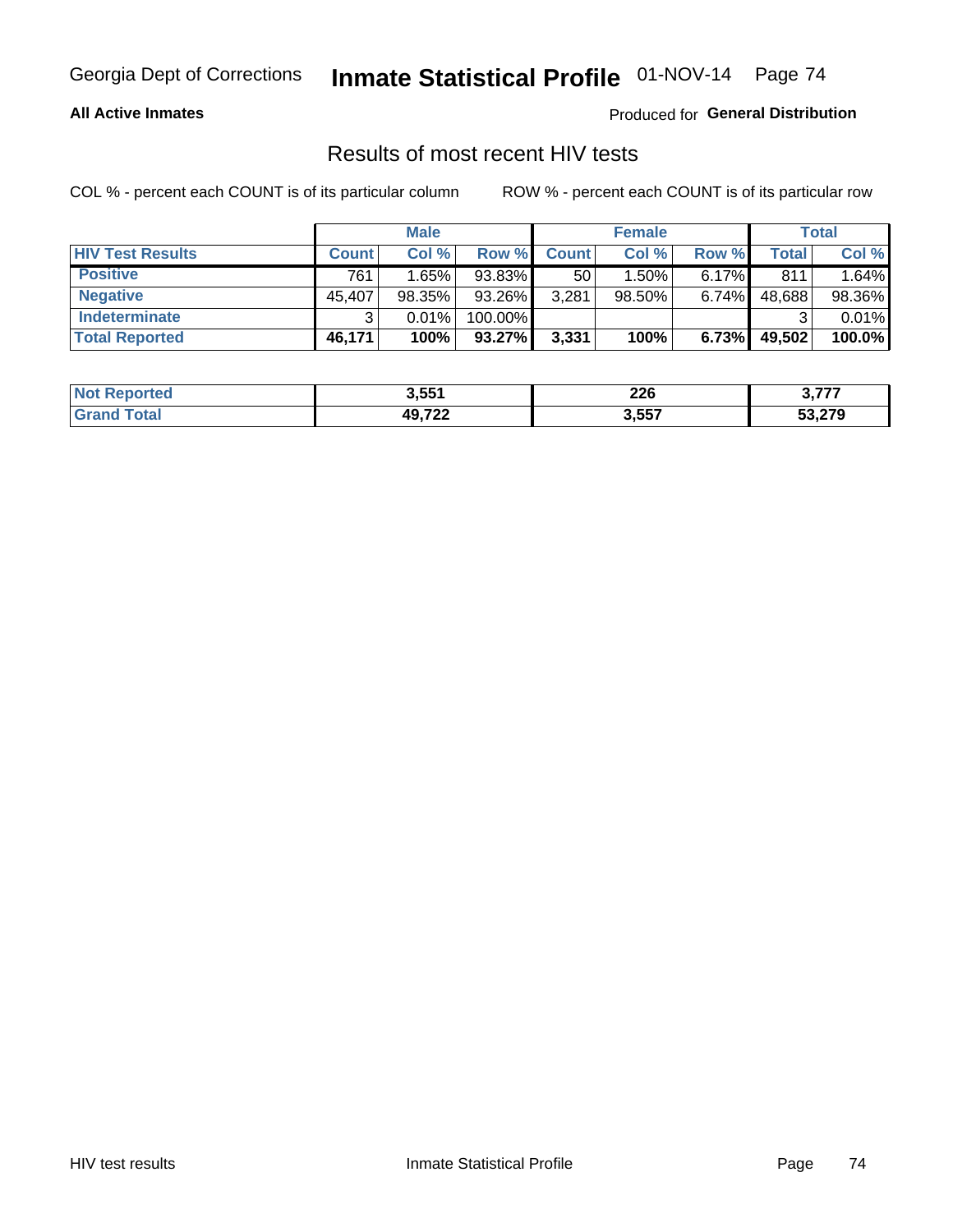Georgia Dept of Corrections **Inmate Statistical Profile** 01-NOV-14

**All Active Inmates**

Produced for **General Distribution**

## Results of most recent HIV tests

COL % - percent each COUNT is of its particular column

ROW % - percent each COUNT is of its particular row

| | Male | | | Female | | | Total | |
|---|---|---|---|---|---|---|---|---|
| **HIV Test Results** | **Count** | **Col %** | **Row %** | **Count** | **Col %** | **Row %** | **Total** | **Col %** |
| **Positive** | 761 | 1.65% | 93.83% | 50 | 1.50% | 6.17% | 811 | 1.64% |
| **Negative** | 45,407 | 98.35% | 93.26% | 3,281 | 98.50% | 6.74% | 48,688 | 98.36% |
| **Indeterminate** | 3 | 0.01% | 100.00% | | | | 3 | 0.01% |
| **Total Reported** | **46,171** | **100%** | **93.27%** | **3,331** | **100%** | **6.73%** | **49,502** | **100.0%** |

| | Male | Female | Total |
|---|---|---|---|
| **Not Reported** | **3,551** | **226** | **3,777** |
| **Grand Total** | **49,722** | **3,557** | **53,279** |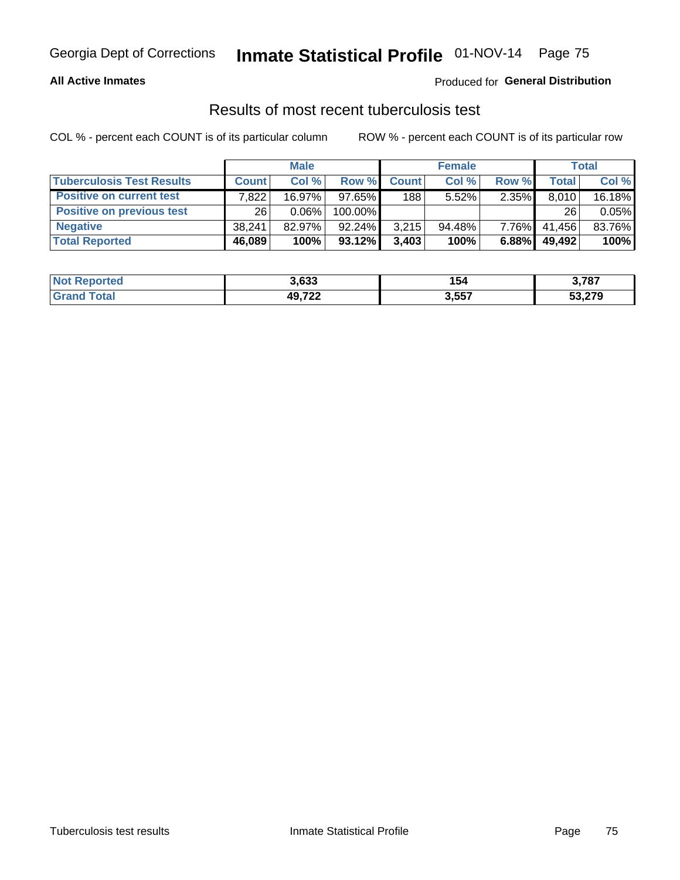**All Active Inmates**

Produced for **General Distribution**

## Results of most recent tuberculosis test

COL % - percent each COUNT is of its particular column

ROW % - percent each COUNT is of its particular row

| | Male | | | Female | | | Total | |
|---|---|---|---|---|---|---|---|---|
| **Tuberculosis Test Results** | **Count** | **Col %** | **Row %** | **Count** | **Col %** | **Row %** | **Total** | **Col %** |
| **Positive on current test** | 7,822 | 16.97% | 97.65% | 188 | 5.52% | 2.35% | 8,010 | 16.18% |
| **Positive on previous test** | 26 | 0.06% | 100.00% | | | | 26 | 0.05% |
| **Negative** | 38,241 | 82.97% | 92.24% | 3,215 | 94.48% | 7.76% | 41,456 | 83.76% |
| **Total Reported** | **46,089** | **100%** | **93.12%** | **3,403** | **100%** | **6.88%** | **49,492** | **100%** |

| | Male | Female | Total |
|---|---|---|---|
| **Not Reported** | **3,633** | **154** | **3,787** |
| **Grand Total** | **49,722** | **3,557** | **53,279** |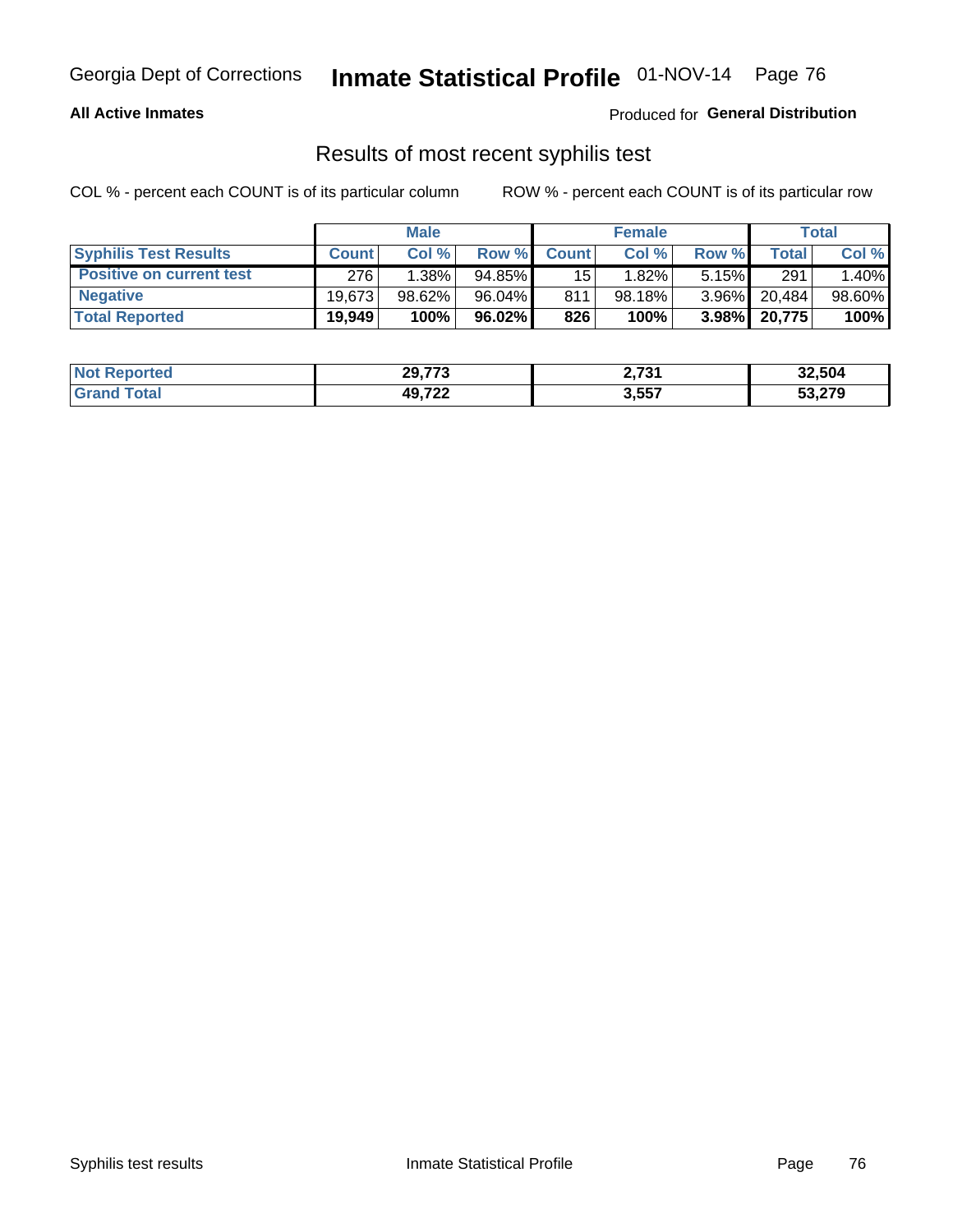Georgia Dept of Corrections **Inmate Statistical Profile** 01-NOV-14

**All Active Inmates**

Produced for **General Distribution**

## Results of most recent syphilis test

COL % - percent each COUNT is of its particular column ROW % - percent each COUNT is of its particular row

| | Male | | | Female | | | Total | |
|---|---|---|---|---|---|---|---|---|
| **Syphilis Test Results** | **Count** | **Col %** | **Row %** | **Count** | **Col %** | **Row %** | **Total** | **Col %** |
| **Positive on current test** | 276 | 1.38% | 94.85% | 15 | 1.82% | 5.15% | 291 | 1.40% |
| **Negative** | 19,673 | 98.62% | 96.04% | 811 | 98.18% | 3.96% | 20,484 | 98.60% |
| **Total Reported** | **19,949** | **100%** | **96.02%** | **826** | **100%** | **3.98%** | **20,775** | **100%** |

| | Male | Female | Total |
|---|---|---|---|
| **Not Reported** | **29,773** | **2,731** | **32,504** |
| **Grand Total** | **49,722** | **3,557** | **53,279** |

Syphilis test results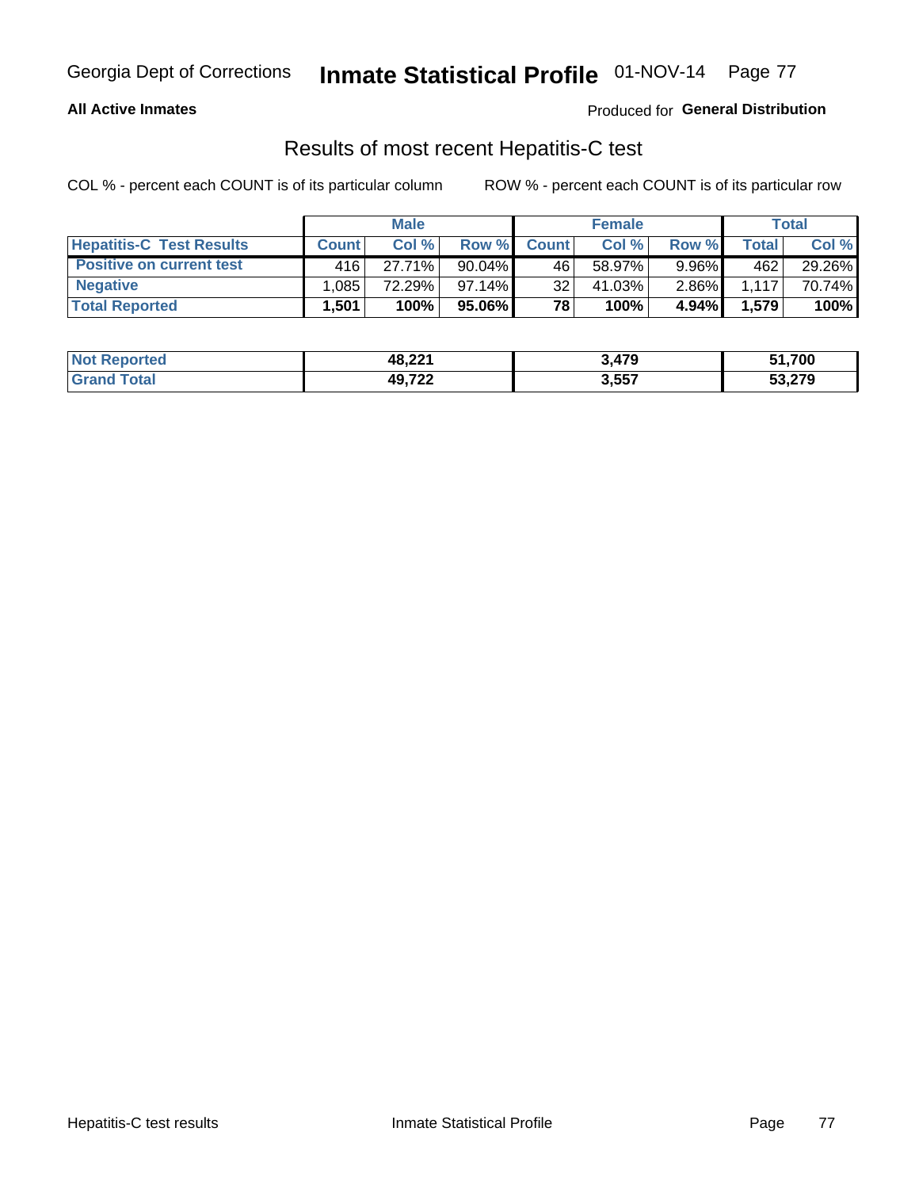Georgia Dept of Corrections **Inmate Statistical Profile** 01-NOV-14

**All Active Inmates**

Produced for **General Distribution**

## Results of most recent Hepatitis-C test

COL % - percent each COUNT is of its particular column ROW % - percent each COUNT is of its particular row

| | Male | | | Female | | | Total | |
|---|---|---|---|---|---|---|---|---|
| **Hepatitis-C Test Results** | **Count** | **Col %** | **Row %** | **Count** | **Col %** | **Row %** | **Total** | **Col %** |
| **Positive on current test** | 416 | 27.71% | 90.04% | 46 | 58.97% | 9.96% | 462 | 29.26% |
| **Negative** | 1,085 | 72.29% | 97.14% | 32 | 41.03% | 2.86% | 1,117 | 70.74% |
| **Total Reported** | **1,501** | **100%** | **95.06%** | **78** | **100%** | **4.94%** | **1,579** | **100%** |

| | Male | Female | Total |
|---|---|---|---|
| **Not Reported** | **48,221** | **3,479** | **51,700** |
| **Grand Total** | **49,722** | **3,557** | **53,279** |

Hepatitis-C test results Inmate Statistical Profile